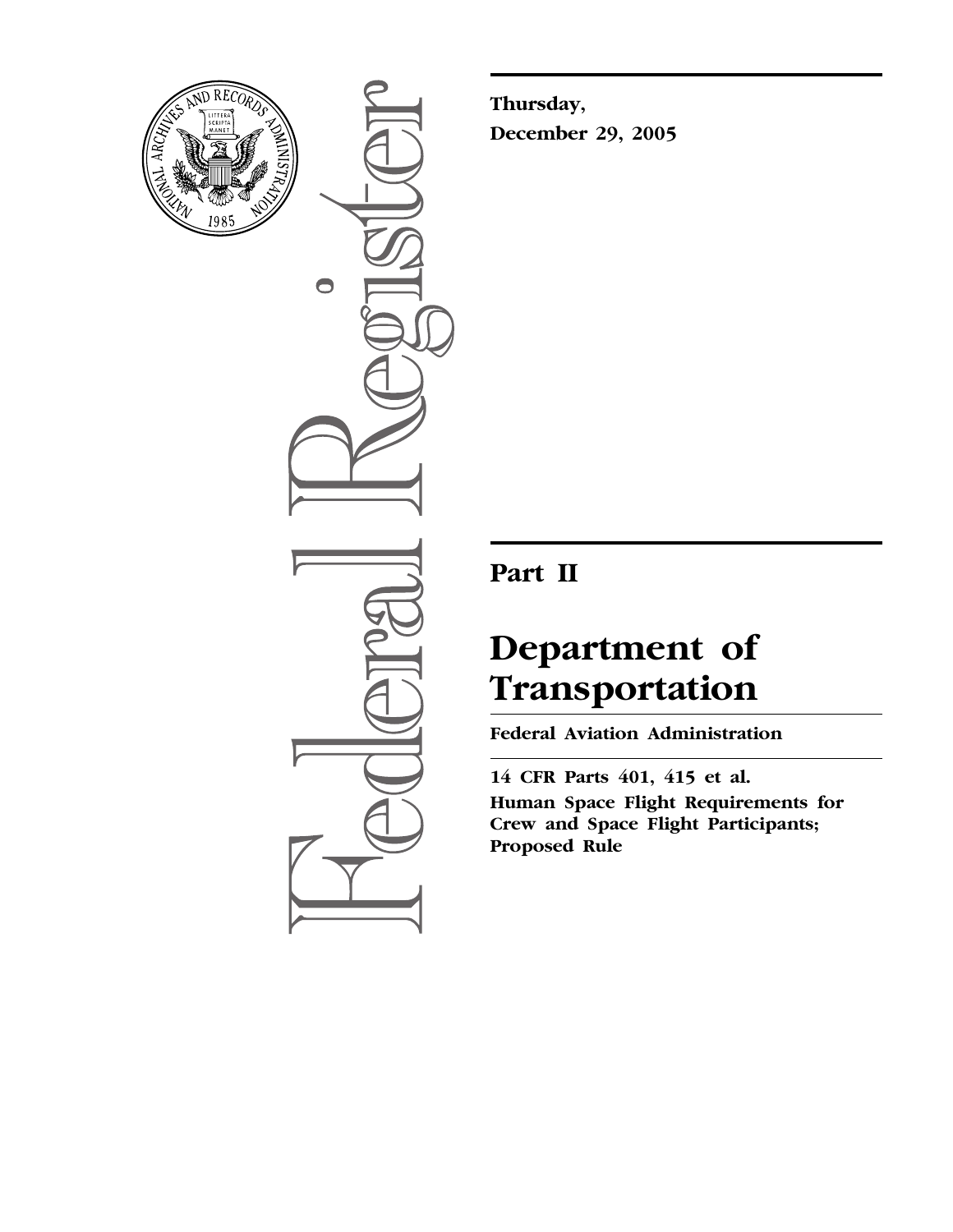**Thursday,**
**December 29, 2005**

# Part II

# Department of Transportation

## Federal Aviation Administration

**14 CFR Parts 401, 415 et al.**
**Human Space Flight Requirements for Crew and Space Flight Participants; Proposed Rule**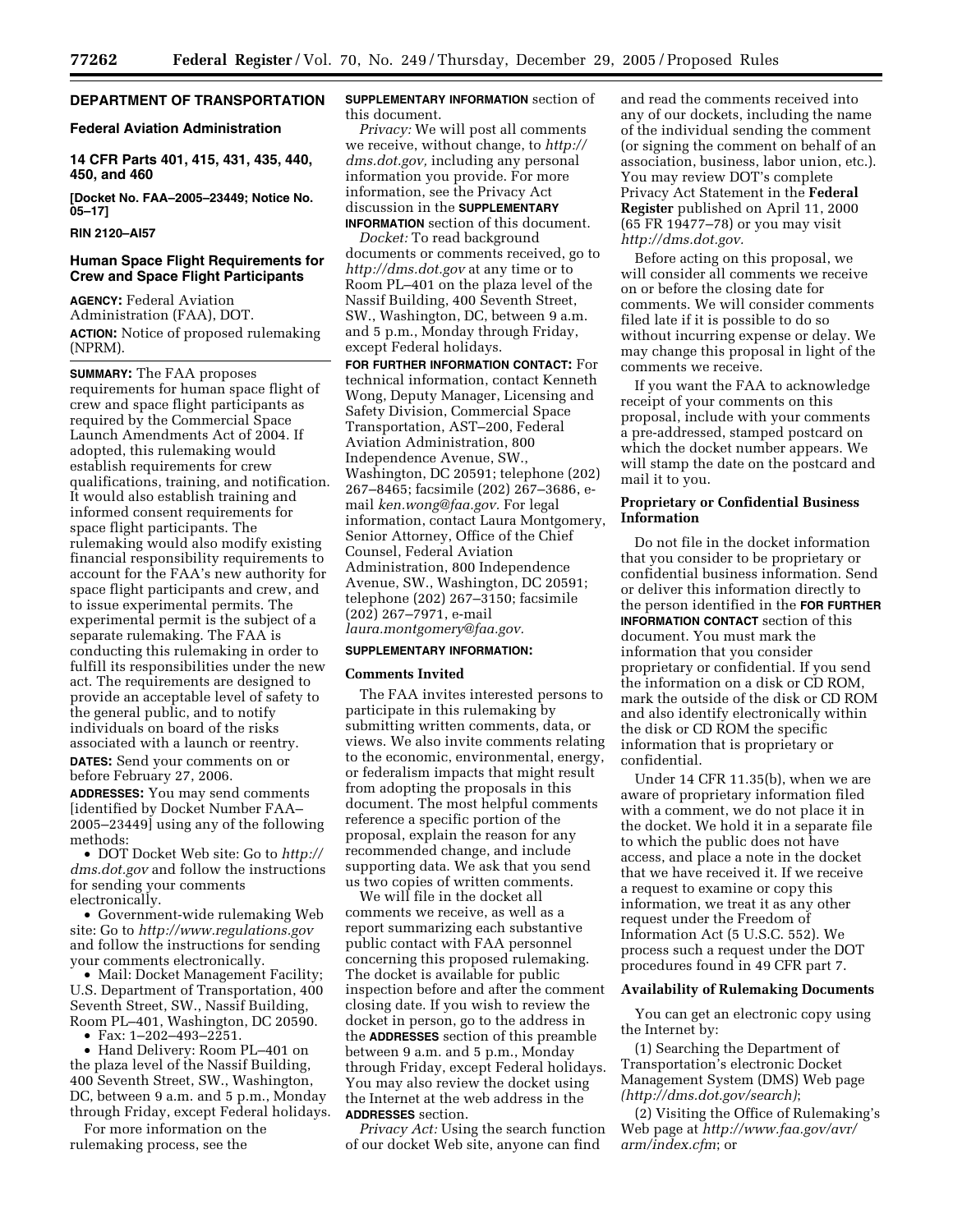**DEPARTMENT OF TRANSPORTATION**

**Federal Aviation Administration**

**14 CFR Parts 401, 415, 431, 435, 440, 450, and 460**

**[Docket No. FAA–2005–23449; Notice No. 05–17]**

**RIN 2120–AI57**

## Human Space Flight Requirements for Crew and Space Flight Participants

**AGENCY:** Federal Aviation Administration (FAA), DOT.

**ACTION:** Notice of proposed rulemaking (NPRM).

**SUMMARY:** The FAA proposes requirements for human space flight of crew and space flight participants as required by the Commercial Space Launch Amendments Act of 2004. If adopted, this rulemaking would establish requirements for crew qualifications, training, and notification. It would also establish training and informed consent requirements for space flight participants. The rulemaking would also modify existing financial responsibility requirements to account for the FAA's new authority for space flight participants and crew, and to issue experimental permits. The experimental permit is the subject of a separate rulemaking. The FAA is conducting this rulemaking in order to fulfill its responsibilities under the new act. The requirements are designed to provide an acceptable level of safety to the general public, and to notify individuals on board of the risks associated with a launch or reentry.

**DATES:** Send your comments on or before February 27, 2006.

**ADDRESSES:** You may send comments [identified by Docket Number FAA–2005–23449] using any of the following methods:

- DOT Docket Web site: Go to *http://dms.dot.gov* and follow the instructions for sending your comments electronically.
- Government-wide rulemaking Web site: Go to *http://www.regulations.gov* and follow the instructions for sending your comments electronically.
- Mail: Docket Management Facility; U.S. Department of Transportation, 400 Seventh Street, SW., Nassif Building, Room PL–401, Washington, DC 20590.
- Fax: 1–202–493–2251.
- Hand Delivery: Room PL–401 on the plaza level of the Nassif Building, 400 Seventh Street, SW., Washington, DC, between 9 a.m. and 5 p.m., Monday through Friday, except Federal holidays.

For more information on the rulemaking process, see the **SUPPLEMENTARY INFORMATION** section of this document.

*Privacy:* We will post all comments we receive, without change, to *http://dms.dot.gov,* including any personal information you provide. For more information, see the Privacy Act discussion in the **SUPPLEMENTARY INFORMATION** section of this document.

*Docket:* To read background documents or comments received, go to *http://dms.dot.gov* at any time or to Room PL–401 on the plaza level of the Nassif Building, 400 Seventh Street, SW., Washington, DC, between 9 a.m. and 5 p.m., Monday through Friday, except Federal holidays.

**FOR FURTHER INFORMATION CONTACT:** For technical information, contact Kenneth Wong, Deputy Manager, Licensing and Safety Division, Commercial Space Transportation, AST–200, Federal Aviation Administration, 800 Independence Avenue, SW., Washington, DC 20591; telephone (202) 267–8465; facsimile (202) 267–3686, e-mail *ken.wong@faa.gov.* For legal information, contact Laura Montgomery, Senior Attorney, Office of the Chief Counsel, Federal Aviation Administration, 800 Independence Avenue, SW., Washington, DC 20591; telephone (202) 267–3150; facsimile (202) 267–7971, e-mail *laura.montgomery@faa.gov.*

**SUPPLEMENTARY INFORMATION:**

### Comments Invited

The FAA invites interested persons to participate in this rulemaking by submitting written comments, data, or views. We also invite comments relating to the economic, environmental, energy, or federalism impacts that might result from adopting the proposals in this document. The most helpful comments reference a specific portion of the proposal, explain the reason for any recommended change, and include supporting data. We ask that you send us two copies of written comments.

We will file in the docket all comments we receive, as well as a report summarizing each substantive public contact with FAA personnel concerning this proposed rulemaking. The docket is available for public inspection before and after the comment closing date. If you wish to review the docket in person, go to the address in the **ADDRESSES** section of this preamble between 9 a.m. and 5 p.m., Monday through Friday, except Federal holidays. You may also review the docket using the Internet at the web address in the **ADDRESSES** section.

*Privacy Act:* Using the search function of our docket Web site, anyone can find and read the comments received into any of our dockets, including the name of the individual sending the comment (or signing the comment on behalf of an association, business, labor union, etc.). You may review DOT's complete Privacy Act Statement in the **Federal Register** published on April 11, 2000 (65 FR 19477–78) or you may visit *http://dms.dot.gov.*

Before acting on this proposal, we will consider all comments we receive on or before the closing date for comments. We will consider comments filed late if it is possible to do so without incurring expense or delay. We may change this proposal in light of the comments we receive.

If you want the FAA to acknowledge receipt of your comments on this proposal, include with your comments a pre-addressed, stamped postcard on which the docket number appears. We will stamp the date on the postcard and mail it to you.

### Proprietary or Confidential Business Information

Do not file in the docket information that you consider to be proprietary or confidential business information. Send or deliver this information directly to the person identified in the **FOR FURTHER INFORMATION CONTACT** section of this document. You must mark the information that you consider proprietary or confidential. If you send the information on a disk or CD ROM, mark the outside of the disk or CD ROM and also identify electronically within the disk or CD ROM the specific information that is proprietary or confidential.

Under 14 CFR 11.35(b), when we are aware of proprietary information filed with a comment, we do not place it in the docket. We hold it in a separate file to which the public does not have access, and place a note in the docket that we have received it. If we receive a request to examine or copy this information, we treat it as any other request under the Freedom of Information Act (5 U.S.C. 552). We process such a request under the DOT procedures found in 49 CFR part 7.

### Availability of Rulemaking Documents

You can get an electronic copy using the Internet by:

(1) Searching the Department of Transportation's electronic Docket Management System (DMS) Web page *(http://dms.dot.gov/search)*;

(2) Visiting the Office of Rulemaking's Web page at *http://www.faa.gov/avr/arm/index.cfm*; or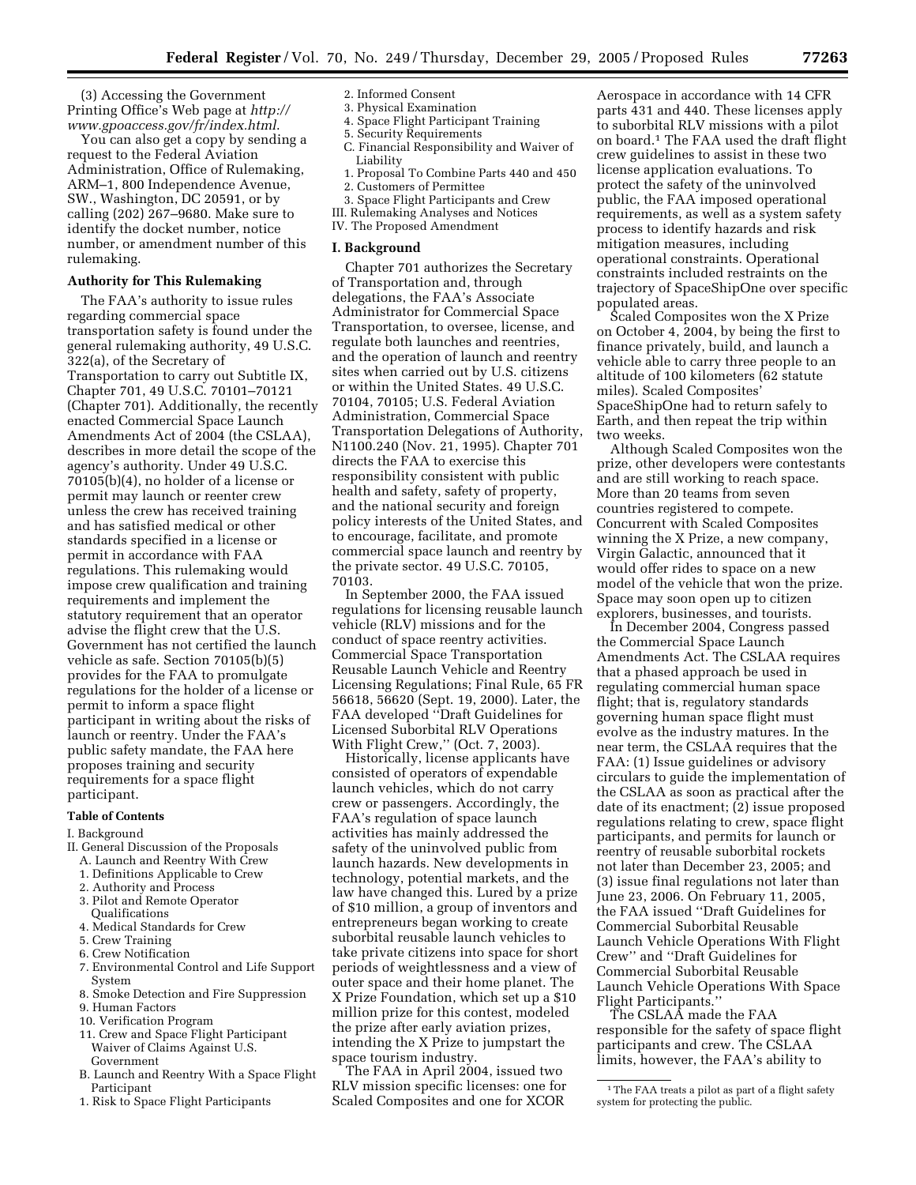(3) Accessing the Government Printing Office's Web page at *http://www.gpoaccess.gov/fr/index.html*.

You can also get a copy by sending a request to the Federal Aviation Administration, Office of Rulemaking, ARM–1, 800 Independence Avenue, SW., Washington, DC 20591, or by calling (202) 267–9680. Make sure to identify the docket number, notice number, or amendment number of this rulemaking.

**Authority for This Rulemaking**

The FAA's authority to issue rules regarding commercial space transportation safety is found under the general rulemaking authority, 49 U.S.C. 322(a), of the Secretary of Transportation to carry out Subtitle IX, Chapter 701, 49 U.S.C. 70101–70121 (Chapter 701). Additionally, the recently enacted Commercial Space Launch Amendments Act of 2004 (the CSLAA), describes in more detail the scope of the agency's authority. Under 49 U.S.C. 70105(b)(4), no holder of a license or permit may launch or reenter crew unless the crew has received training and has satisfied medical or other standards specified in a license or permit in accordance with FAA regulations. This rulemaking would impose crew qualification and training requirements and implement the statutory requirement that an operator advise the flight crew that the U.S. Government has not certified the launch vehicle as safe. Section 70105(b)(5) provides for the FAA to promulgate regulations for the holder of a license or permit to inform a space flight participant in writing about the risks of launch or reentry. Under the FAA's public safety mandate, the FAA here proposes training and security requirements for a space flight participant.

**Table of Contents**

I. Background
II. General Discussion of the Proposals
  A. Launch and Reentry With Crew
    1. Definitions Applicable to Crew
    2. Authority and Process
    3. Pilot and Remote Operator Qualifications
    4. Medical Standards for Crew
    5. Crew Training
    6. Crew Notification
    7. Environmental Control and Life Support System
    8. Smoke Detection and Fire Suppression
    9. Human Factors
    10. Verification Program
    11. Crew and Space Flight Participant Waiver of Claims Against U.S. Government
  B. Launch and Reentry With a Space Flight Participant
    1. Risk to Space Flight Participants
    2. Informed Consent
    3. Physical Examination
    4. Space Flight Participant Training
    5. Security Requirements
  C. Financial Responsibility and Waiver of Liability
    1. Proposal To Combine Parts 440 and 450
    2. Customers of Permittee
    3. Space Flight Participants and Crew
III. Rulemaking Analyses and Notices
IV. The Proposed Amendment

**I. Background**

Chapter 701 authorizes the Secretary of Transportation and, through delegations, the FAA's Associate Administrator for Commercial Space Transportation, to oversee, license, and regulate both launches and reentries, and the operation of launch and reentry sites when carried out by U.S. citizens or within the United States. 49 U.S.C. 70104, 70105; U.S. Federal Aviation Administration, Commercial Space Transportation Delegations of Authority, N1100.240 (Nov. 21, 1995). Chapter 701 directs the FAA to exercise this responsibility consistent with public health and safety, safety of property, and the national security and foreign policy interests of the United States, and to encourage, facilitate, and promote commercial space launch and reentry by the private sector. 49 U.S.C. 70105, 70103.

In September 2000, the FAA issued regulations for licensing reusable launch vehicle (RLV) missions and for the conduct of space reentry activities. Commercial Space Transportation Reusable Launch Vehicle and Reentry Licensing Regulations; Final Rule, 65 FR 56618, 56620 (Sept. 19, 2000). Later, the FAA developed "Draft Guidelines for Licensed Suborbital RLV Operations With Flight Crew," (Oct. 7, 2003).

Historically, license applicants have consisted of operators of expendable launch vehicles, which do not carry crew or passengers. Accordingly, the FAA's regulation of space launch activities has mainly addressed the safety of the uninvolved public from launch hazards. New developments in technology, potential markets, and the law have changed this. Lured by a prize of $10 million, a group of inventors and entrepreneurs began working to create suborbital reusable launch vehicles to take private citizens into space for short periods of weightlessness and a view of outer space and their home planet. The X Prize Foundation, which set up a $10 million prize for this contest, modeled the prize after early aviation prizes, intending the X Prize to jumpstart the space tourism industry.

The FAA in April 2004, issued two RLV mission specific licenses: one for Scaled Composites and one for XCOR Aerospace in accordance with 14 CFR parts 431 and 440. These licenses apply to suborbital RLV missions with a pilot on board.[1] The FAA used the draft flight crew guidelines to assist in these two license application evaluations. To protect the safety of the uninvolved public, the FAA imposed operational requirements, as well as a system safety process to identify hazards and risk mitigation measures, including operational constraints. Operational constraints included restraints on the trajectory of SpaceShipOne over specific populated areas.

Scaled Composites won the X Prize on October 4, 2004, by being the first to finance privately, build, and launch a vehicle able to carry three people to an altitude of 100 kilometers (62 statute miles). Scaled Composites' SpaceShipOne had to return safely to Earth, and then repeat the trip within two weeks.

Although Scaled Composites won the prize, other developers were contestants and are still working to reach space. More than 20 teams from seven countries registered to compete. Concurrent with Scaled Composites winning the X Prize, a new company, Virgin Galactic, announced that it would offer rides to space on a new model of the vehicle that won the prize. Space may soon open up to citizen explorers, businesses, and tourists.

In December 2004, Congress passed the Commercial Space Launch Amendments Act. The CSLAA requires that a phased approach be used in regulating commercial human space flight; that is, regulatory standards governing human space flight must evolve as the industry matures. In the near term, the CSLAA requires that the FAA: (1) Issue guidelines or advisory circulars to guide the implementation of the CSLAA as soon as practical after the date of its enactment; (2) issue proposed regulations relating to crew, space flight participants, and permits for launch or reentry of reusable suborbital rockets not later than December 23, 2005; and (3) issue final regulations not later than June 23, 2006. On February 11, 2005, the FAA issued "Draft Guidelines for Commercial Suborbital Reusable Launch Vehicle Operations With Flight Crew" and "Draft Guidelines for Commercial Suborbital Reusable Launch Vehicle Operations With Space Flight Participants."

The CSLAA made the FAA responsible for the safety of space flight participants and crew. The CSLAA limits, however, the FAA's ability to

[1] The FAA treats a pilot as part of a flight safety system for protecting the public.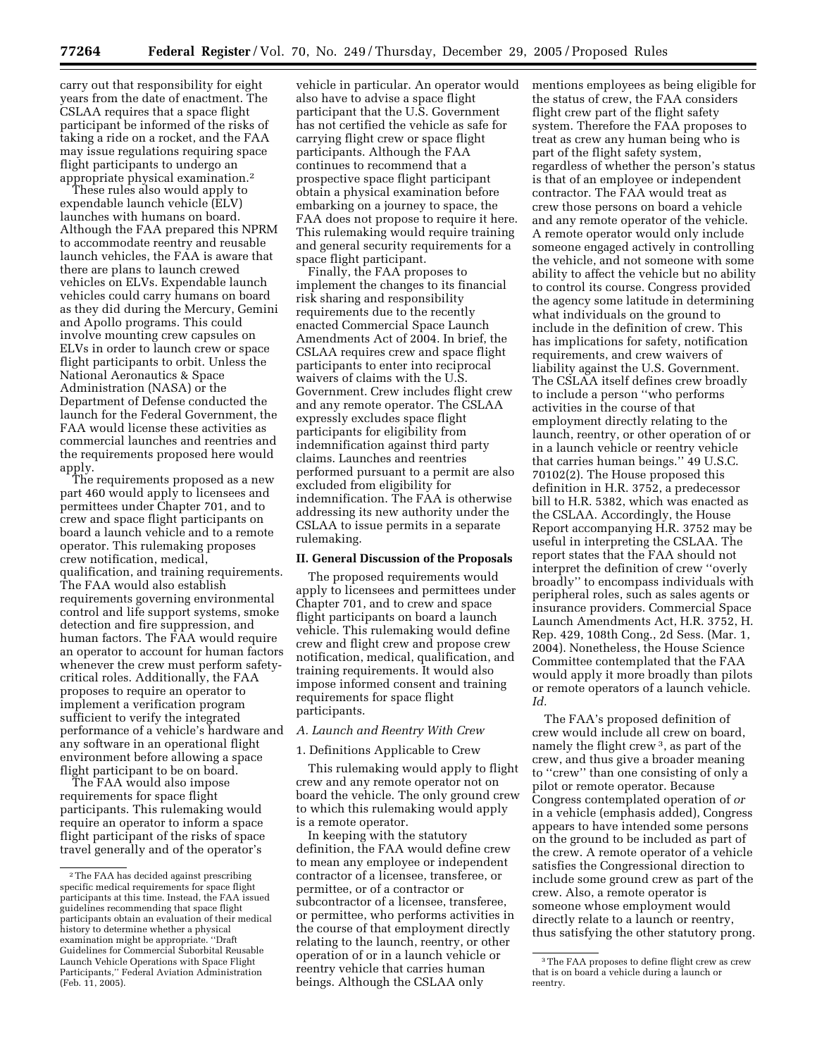carry out that responsibility for eight years from the date of enactment. The CSLAA requires that a space flight participant be informed of the risks of taking a ride on a rocket, and the FAA may issue regulations requiring space flight participants to undergo an appropriate physical examination.[2]

These rules also would apply to expendable launch vehicle (ELV) launches with humans on board. Although the FAA prepared this NPRM to accommodate reentry and reusable launch vehicles, the FAA is aware that there are plans to launch crewed vehicles on ELVs. Expendable launch vehicles could carry humans on board as they did during the Mercury, Gemini and Apollo programs. This could involve mounting crew capsules on ELVs in order to launch crew or space flight participants to orbit. Unless the National Aeronautics & Space Administration (NASA) or the Department of Defense conducted the launch for the Federal Government, the FAA would license these activities as commercial launches and reentries and the requirements proposed here would apply.

The requirements proposed as a new part 460 would apply to licensees and permittees under Chapter 701, and to crew and space flight participants on board a launch vehicle and to a remote operator. This rulemaking proposes crew notification, medical, qualification, and training requirements. The FAA would also establish requirements governing environmental control and life support systems, smoke detection and fire suppression, and human factors. The FAA would require an operator to account for human factors whenever the crew must perform safety-critical roles. Additionally, the FAA proposes to require an operator to implement a verification program sufficient to verify the integrated performance of a vehicle's hardware and any software in an operational flight environment before allowing a space flight participant to be on board.

The FAA would also impose requirements for space flight participants. This rulemaking would require an operator to inform a space flight participant of the risks of space travel generally and of the operator's vehicle in particular. An operator would also have to advise a space flight participant that the U.S. Government has not certified the vehicle as safe for carrying flight crew or space flight participants. Although the FAA continues to recommend that a prospective space flight participant obtain a physical examination before embarking on a journey to space, the FAA does not propose to require it here. This rulemaking would require training and general security requirements for a space flight participant.

Finally, the FAA proposes to implement the changes to its financial risk sharing and responsibility requirements due to the recently enacted Commercial Space Launch Amendments Act of 2004. In brief, the CSLAA requires crew and space flight participants to enter into reciprocal waivers of claims with the U.S. Government. Crew includes flight crew and any remote operator. The CSLAA expressly excludes space flight participants for eligibility from indemnification against third party claims. Launches and reentries performed pursuant to a permit are also excluded from eligibility for indemnification. The FAA is otherwise addressing its new authority under the CSLAA to issue permits in a separate rulemaking.

## II. General Discussion of the Proposals

The proposed requirements would apply to licensees and permittees under Chapter 701, and to crew and space flight participants on board a launch vehicle. This rulemaking would define crew and flight crew and propose crew notification, medical, qualification, and training requirements. It would also impose informed consent and training requirements for space flight participants.

### *A. Launch and Reentry With Crew*

#### 1. Definitions Applicable to Crew

This rulemaking would apply to flight crew and any remote operator not on board the vehicle. The only ground crew to which this rulemaking would apply is a remote operator.

In keeping with the statutory definition, the FAA would define crew to mean any employee or independent contractor of a licensee, transferee, or permittee, or of a contractor or subcontractor of a licensee, transferee, or permittee, who performs activities in the course of that employment directly relating to the launch, reentry, or other operation of or in a launch vehicle or reentry vehicle that carries human beings. Although the CSLAA only mentions employees as being eligible for the status of crew, the FAA considers flight crew part of the flight safety system. Therefore the FAA proposes to treat as crew any human being who is part of the flight safety system, regardless of whether the person's status is that of an employee or independent contractor. The FAA would treat as crew those persons on board a vehicle and any remote operator of the vehicle. A remote operator would only include someone engaged actively in controlling the vehicle, and not someone with some ability to affect the vehicle but no ability to control its course. Congress provided the agency some latitude in determining what individuals on the ground to include in the definition of crew. This has implications for safety, notification requirements, and crew waivers of liability against the U.S. Government. The CSLAA itself defines crew broadly to include a person "who performs activities in the course of that employment directly relating to the launch, reentry, or other operation of or in a launch vehicle or reentry vehicle that carries human beings." 49 U.S.C. 70102(2). The House proposed this definition in H.R. 3752, a predecessor bill to H.R. 5382, which was enacted as the CSLAA. Accordingly, the House Report accompanying H.R. 3752 may be useful in interpreting the CSLAA. The report states that the FAA should not interpret the definition of crew "overly broadly" to encompass individuals with peripheral roles, such as sales agents or insurance providers. Commercial Space Launch Amendments Act, H.R. 3752, H. Rep. 429, 108th Cong., 2d Sess. (Mar. 1, 2004). Nonetheless, the House Science Committee contemplated that the FAA would apply it more broadly than pilots or remote operators of a launch vehicle. *Id.*

The FAA's proposed definition of crew would include all crew on board, namely the flight crew[3], as part of the crew, and thus give a broader meaning to "crew" than one consisting of only a pilot or remote operator. Because Congress contemplated operation of *or* in a vehicle (emphasis added), Congress appears to have intended some persons on the ground to be included as part of the crew. A remote operator of a vehicle satisfies the Congressional direction to include some ground crew as part of the crew. Also, a remote operator is someone whose employment would directly relate to a launch or reentry, thus satisfying the other statutory prong.

---

[2] The FAA has decided against prescribing specific medical requirements for space flight participants at this time. Instead, the FAA issued guidelines recommending that space flight participants obtain an evaluation of their medical history to determine whether a physical examination might be appropriate. "Draft Guidelines for Commercial Suborbital Reusable Launch Vehicle Operations with Space Flight Participants," Federal Aviation Administration (Feb. 11, 2005).

[3] The FAA proposes to define flight crew as crew that is on board a vehicle during a launch or reentry.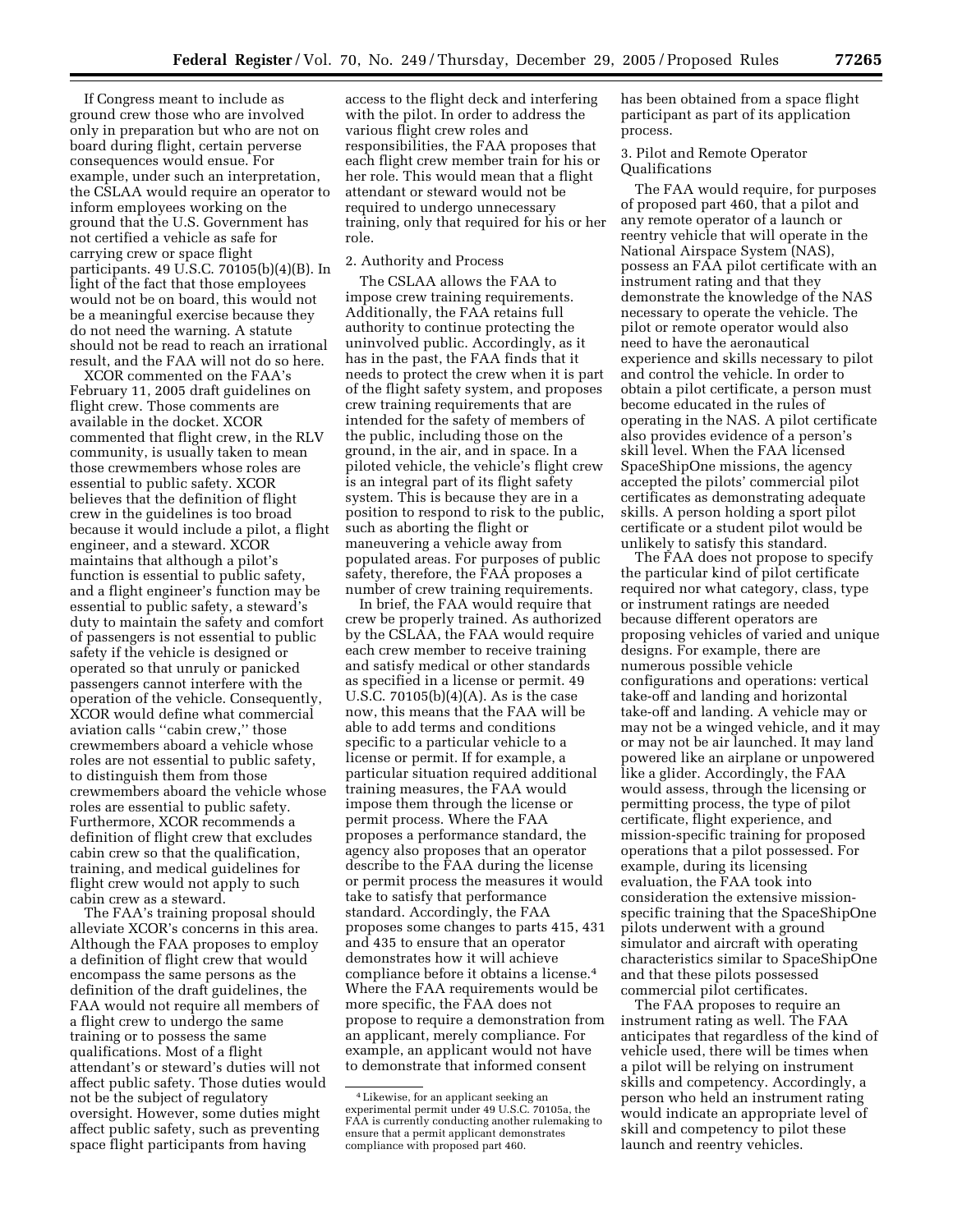If Congress meant to include as ground crew those who are involved only in preparation but who are not on board during flight, certain perverse consequences would ensue. For example, under such an interpretation, the CSLAA would require an operator to inform employees working on the ground that the U.S. Government has not certified a vehicle as safe for carrying crew or space flight participants. 49 U.S.C. 70105(b)(4)(B). In light of the fact that those employees would not be on board, this would not be a meaningful exercise because they do not need the warning. A statute should not be read to reach an irrational result, and the FAA will not do so here.

XCOR commented on the FAA's February 11, 2005 draft guidelines on flight crew. Those comments are available in the docket. XCOR commented that flight crew, in the RLV community, is usually taken to mean those crewmembers whose roles are essential to public safety. XCOR believes that the definition of flight crew in the guidelines is too broad because it would include a pilot, a flight engineer, and a steward. XCOR maintains that although a pilot's function is essential to public safety, and a flight engineer's function may be essential to public safety, a steward's duty to maintain the safety and comfort of passengers is not essential to public safety if the vehicle is designed or operated so that unruly or panicked passengers cannot interfere with the operation of the vehicle. Consequently, XCOR would define what commercial aviation calls "cabin crew," those crewmembers aboard a vehicle whose roles are not essential to public safety, to distinguish them from those crewmembers aboard the vehicle whose roles are essential to public safety. Furthermore, XCOR recommends a definition of flight crew that excludes cabin crew so that the qualification, training, and medical guidelines for flight crew would not apply to such cabin crew as a steward.

The FAA's training proposal should alleviate XCOR's concerns in this area. Although the FAA proposes to employ a definition of flight crew that would encompass the same persons as the definition of the draft guidelines, the FAA would not require all members of a flight crew to undergo the same training or to possess the same qualifications. Most of a flight attendant's or steward's duties will not affect public safety. Those duties would not be the subject of regulatory oversight. However, some duties might affect public safety, such as preventing space flight participants from having access to the flight deck and interfering with the pilot. In order to address the various flight crew roles and responsibilities, the FAA proposes that each flight crew member train for his or her role. This would mean that a flight attendant or steward would not be required to undergo unnecessary training, only that required for his or her role.

2. Authority and Process

The CSLAA allows the FAA to impose crew training requirements. Additionally, the FAA retains full authority to continue protecting the uninvolved public. Accordingly, as it has in the past, the FAA finds that it needs to protect the crew when it is part of the flight safety system, and proposes crew training requirements that are intended for the safety of members of the public, including those on the ground, in the air, and in space. In a piloted vehicle, the vehicle's flight crew is an integral part of its flight safety system. This is because they are in a position to respond to risk to the public, such as aborting the flight or maneuvering a vehicle away from populated areas. For purposes of public safety, therefore, the FAA proposes a number of crew training requirements.

In brief, the FAA would require that crew be properly trained. As authorized by the CSLAA, the FAA would require each crew member to receive training and satisfy medical or other standards as specified in a license or permit. 49 U.S.C. 70105(b)(4)(A). As is the case now, this means that the FAA will be able to add terms and conditions specific to a particular vehicle to a license or permit. If for example, a particular situation required additional training measures, the FAA would impose them through the license or permit process. Where the FAA proposes a performance standard, the agency also proposes that an operator describe to the FAA during the license or permit process the measures it would take to satisfy that performance standard. Accordingly, the FAA proposes some changes to parts 415, 431 and 435 to ensure that an operator demonstrates how it will achieve compliance before it obtains a license.[4] Where the FAA requirements would be more specific, the FAA does not propose to require a demonstration from an applicant, merely compliance. For example, an applicant would not have to demonstrate that informed consent has been obtained from a space flight participant as part of its application process.

3. Pilot and Remote Operator Qualifications

The FAA would require, for purposes of proposed part 460, that a pilot and any remote operator of a launch or reentry vehicle that will operate in the National Airspace System (NAS), possess an FAA pilot certificate with an instrument rating and that they demonstrate the knowledge of the NAS necessary to operate the vehicle. The pilot or remote operator would also need to have the aeronautical experience and skills necessary to pilot and control the vehicle. In order to obtain a pilot certificate, a person must become educated in the rules of operating in the NAS. A pilot certificate also provides evidence of a person's skill level. When the FAA licensed SpaceShipOne missions, the agency accepted the pilots' commercial pilot certificates as demonstrating adequate skills. A person holding a sport pilot certificate or a student pilot would be unlikely to satisfy this standard.

The FAA does not propose to specify the particular kind of pilot certificate required nor what category, class, type or instrument ratings are needed because different operators are proposing vehicles of varied and unique designs. For example, there are numerous possible vehicle configurations and operations: vertical take-off and landing and horizontal take-off and landing. A vehicle may or may not be a winged vehicle, and it may or may not be air launched. It may land powered like an airplane or unpowered like a glider. Accordingly, the FAA would assess, through the licensing or permitting process, the type of pilot certificate, flight experience, and mission-specific training for proposed operations that a pilot possessed. For example, during its licensing evaluation, the FAA took into consideration the extensive mission-specific training that the SpaceShipOne pilots underwent with a ground simulator and aircraft with operating characteristics similar to SpaceShipOne and that these pilots possessed commercial pilot certificates.

The FAA proposes to require an instrument rating as well. The FAA anticipates that regardless of the kind of vehicle used, there will be times when a pilot will be relying on instrument skills and competency. Accordingly, a person who held an instrument rating would indicate an appropriate level of skill and competency to pilot these launch and reentry vehicles.

[4] Likewise, for an applicant seeking an experimental permit under 49 U.S.C. 70105a, the FAA is currently conducting another rulemaking to ensure that a permit applicant demonstrates compliance with proposed part 460.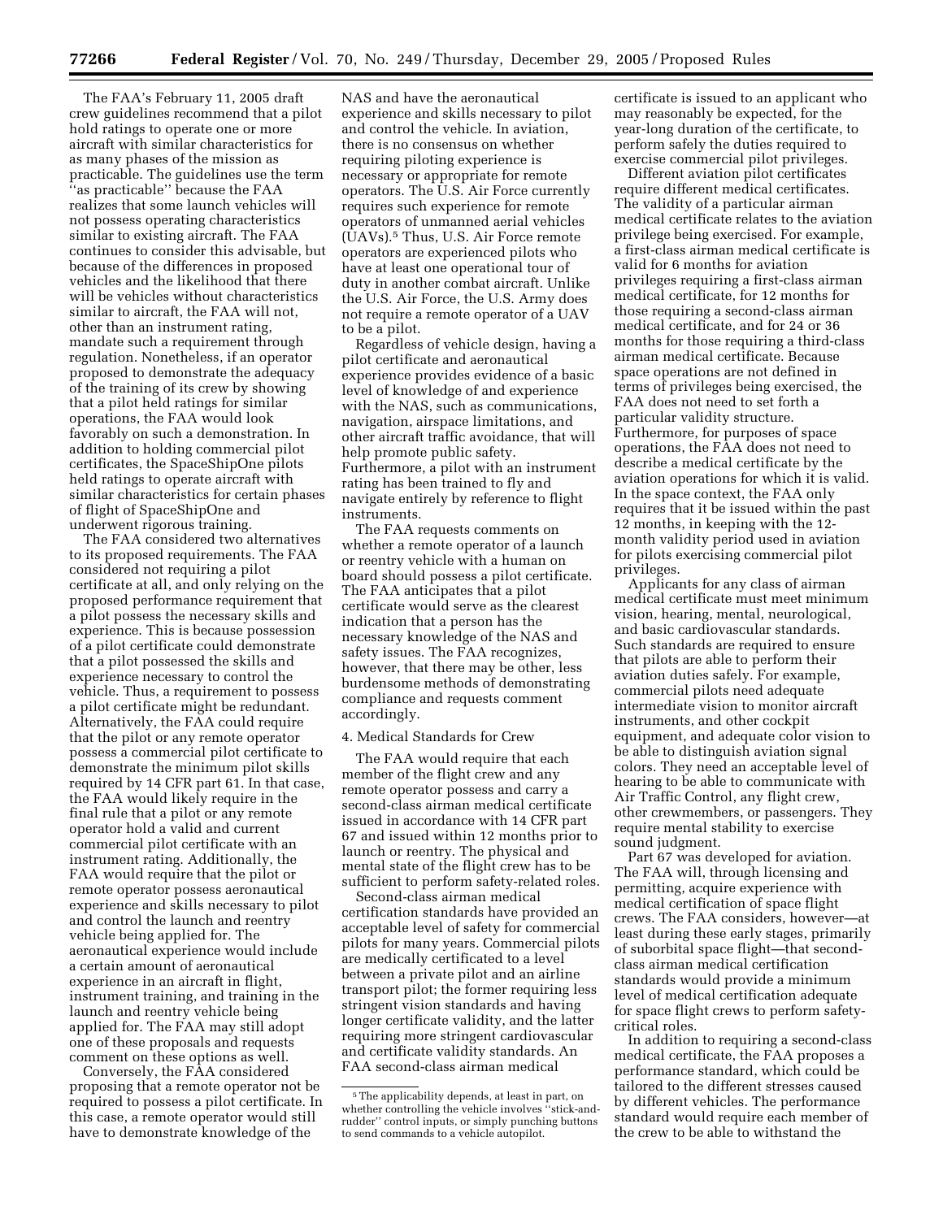The FAA's February 11, 2005 draft crew guidelines recommend that a pilot hold ratings to operate one or more aircraft with similar characteristics for as many phases of the mission as practicable. The guidelines use the term ''as practicable'' because the FAA realizes that some launch vehicles will not possess operating characteristics similar to existing aircraft. The FAA continues to consider this advisable, but because of the differences in proposed vehicles and the likelihood that there will be vehicles without characteristics similar to aircraft, the FAA will not, other than an instrument rating, mandate such a requirement through regulation. Nonetheless, if an operator proposed to demonstrate the adequacy of the training of its crew by showing that a pilot held ratings for similar operations, the FAA would look favorably on such a demonstration. In addition to holding commercial pilot certificates, the SpaceShipOne pilots held ratings to operate aircraft with similar characteristics for certain phases of flight of SpaceShipOne and underwent rigorous training.

The FAA considered two alternatives to its proposed requirements. The FAA considered not requiring a pilot certificate at all, and only relying on the proposed performance requirement that a pilot possess the necessary skills and experience. This is because possession of a pilot certificate could demonstrate that a pilot possessed the skills and experience necessary to control the vehicle. Thus, a requirement to possess a pilot certificate might be redundant. Alternatively, the FAA could require that the pilot or any remote operator possess a commercial pilot certificate to demonstrate the minimum pilot skills required by 14 CFR part 61. In that case, the FAA would likely require in the final rule that a pilot or any remote operator hold a valid and current commercial pilot certificate with an instrument rating. Additionally, the FAA would require that the pilot or remote operator possess aeronautical experience and skills necessary to pilot and control the launch and reentry vehicle being applied for. The aeronautical experience would include a certain amount of aeronautical experience in an aircraft in flight, instrument training, and training in the launch and reentry vehicle being applied for. The FAA may still adopt one of these proposals and requests comment on these options as well.

Conversely, the FAA considered proposing that a remote operator not be required to possess a pilot certificate. In this case, a remote operator would still have to demonstrate knowledge of the NAS and have the aeronautical experience and skills necessary to pilot and control the vehicle. In aviation, there is no consensus on whether requiring piloting experience is necessary or appropriate for remote operators. The U.S. Air Force currently requires such experience for remote operators of unmanned aerial vehicles (UAVs).[5] Thus, U.S. Air Force remote operators are experienced pilots who have at least one operational tour of duty in another combat aircraft. Unlike the U.S. Air Force, the U.S. Army does not require a remote operator of a UAV to be a pilot.

Regardless of vehicle design, having a pilot certificate and aeronautical experience provides evidence of a basic level of knowledge of and experience with the NAS, such as communications, navigation, airspace limitations, and other aircraft traffic avoidance, that will help promote public safety. Furthermore, a pilot with an instrument rating has been trained to fly and navigate entirely by reference to flight instruments.

The FAA requests comments on whether a remote operator of a launch or reentry vehicle with a human on board should possess a pilot certificate. The FAA anticipates that a pilot certificate would serve as the clearest indication that a person has the necessary knowledge of the NAS and safety issues. The FAA recognizes, however, that there may be other, less burdensome methods of demonstrating compliance and requests comment accordingly.

4. Medical Standards for Crew

The FAA would require that each member of the flight crew and any remote operator possess and carry a second-class airman medical certificate issued in accordance with 14 CFR part 67 and issued within 12 months prior to launch or reentry. The physical and mental state of the flight crew has to be sufficient to perform safety-related roles.

Second-class airman medical certification standards have provided an acceptable level of safety for commercial pilots for many years. Commercial pilots are medically certificated to a level between a private pilot and an airline transport pilot; the former requiring less stringent vision standards and having longer certificate validity, and the latter requiring more stringent cardiovascular and certificate validity standards. An FAA second-class airman medical certificate is issued to an applicant who may reasonably be expected, for the year-long duration of the certificate, to perform safely the duties required to exercise commercial pilot privileges.

Different aviation pilot certificates require different medical certificates. The validity of a particular airman medical certificate relates to the aviation privilege being exercised. For example, a first-class airman medical certificate is valid for 6 months for aviation privileges requiring a first-class airman medical certificate, for 12 months for those requiring a second-class airman medical certificate, and for 24 or 36 months for those requiring a third-class airman medical certificate. Because space operations are not defined in terms of privileges being exercised, the FAA does not need to set forth a particular validity structure. Furthermore, for purposes of space operations, the FAA does not need to describe a medical certificate by the aviation operations for which it is valid. In the space context, the FAA only requires that it be issued within the past 12 months, in keeping with the 12-month validity period used in aviation for pilots exercising commercial pilot privileges.

Applicants for any class of airman medical certificate must meet minimum vision, hearing, mental, neurological, and basic cardiovascular standards. Such standards are required to ensure that pilots are able to perform their aviation duties safely. For example, commercial pilots need adequate intermediate vision to monitor aircraft instruments, and other cockpit equipment, and adequate color vision to be able to distinguish aviation signal colors. They need an acceptable level of hearing to be able to communicate with Air Traffic Control, any flight crew, other crewmembers, or passengers. They require mental stability to exercise sound judgment.

Part 67 was developed for aviation. The FAA will, through licensing and permitting, acquire experience with medical certification of space flight crews. The FAA considers, however—at least during these early stages, primarily of suborbital space flight—that second-class airman medical certification standards would provide a minimum level of medical certification adequate for space flight crews to perform safety-critical roles.

In addition to requiring a second-class medical certificate, the FAA proposes a performance standard, which could be tailored to the different stresses caused by different vehicles. The performance standard would require each member of the crew to be able to withstand the

[5] The applicability depends, at least in part, on whether controlling the vehicle involves ''stick-and-rudder'' control inputs, or simply punching buttons to send commands to a vehicle autopilot.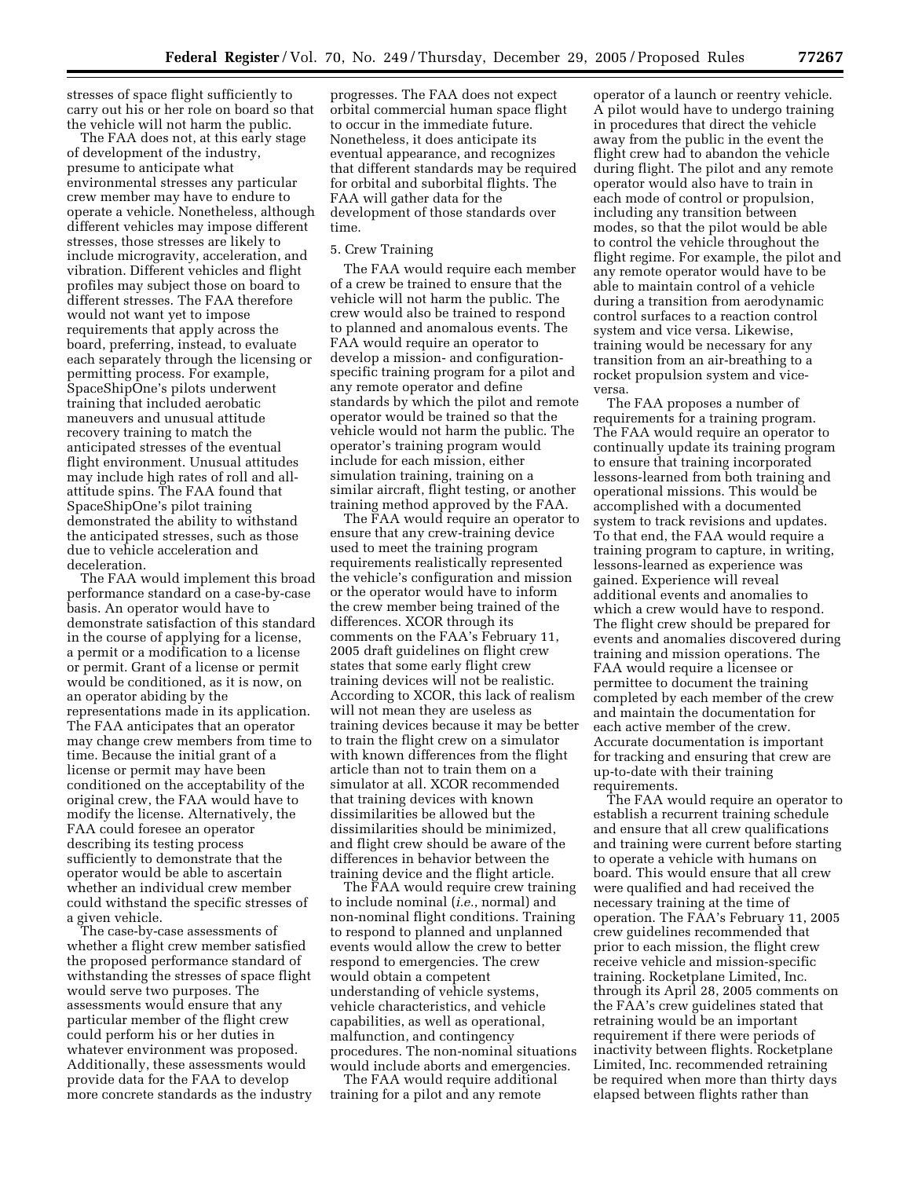stresses of space flight sufficiently to carry out his or her role on board so that the vehicle will not harm the public.

The FAA does not, at this early stage of development of the industry, presume to anticipate what environmental stresses any particular crew member may have to endure to operate a vehicle. Nonetheless, although different vehicles may impose different stresses, those stresses are likely to include microgravity, acceleration, and vibration. Different vehicles and flight profiles may subject those on board to different stresses. The FAA therefore would not want yet to impose requirements that apply across the board, preferring, instead, to evaluate each separately through the licensing or permitting process. For example, SpaceShipOne's pilots underwent training that included aerobatic maneuvers and unusual attitude recovery training to match the anticipated stresses of the eventual flight environment. Unusual attitudes may include high rates of roll and all-attitude spins. The FAA found that SpaceShipOne's pilot training demonstrated the ability to withstand the anticipated stresses, such as those due to vehicle acceleration and deceleration.

The FAA would implement this broad performance standard on a case-by-case basis. An operator would have to demonstrate satisfaction of this standard in the course of applying for a license, a permit or a modification to a license or permit. Grant of a license or permit would be conditioned, as it is now, on an operator abiding by the representations made in its application. The FAA anticipates that an operator may change crew members from time to time. Because the initial grant of a license or permit may have been conditioned on the acceptability of the original crew, the FAA would have to modify the license. Alternatively, the FAA could foresee an operator describing its testing process sufficiently to demonstrate that the operator would be able to ascertain whether an individual crew member could withstand the specific stresses of a given vehicle.

The case-by-case assessments of whether a flight crew member satisfied the proposed performance standard of withstanding the stresses of space flight would serve two purposes. The assessments would ensure that any particular member of the flight crew could perform his or her duties in whatever environment was proposed. Additionally, these assessments would provide data for the FAA to develop more concrete standards as the industry progresses. The FAA does not expect orbital commercial human space flight to occur in the immediate future. Nonetheless, it does anticipate its eventual appearance, and recognizes that different standards may be required for orbital and suborbital flights. The FAA will gather data for the development of those standards over time.

5. Crew Training

The FAA would require each member of a crew be trained to ensure that the vehicle will not harm the public. The crew would also be trained to respond to planned and anomalous events. The FAA would require an operator to develop a mission- and configuration-specific training program for a pilot and any remote operator and define standards by which the pilot and remote operator would be trained so that the vehicle would not harm the public. The operator's training program would include for each mission, either simulation training, training on a similar aircraft, flight testing, or another training method approved by the FAA.

The FAA would require an operator to ensure that any crew-training device used to meet the training program requirements realistically represented the vehicle's configuration and mission or the operator would have to inform the crew member being trained of the differences. XCOR through its comments on the FAA's February 11, 2005 draft guidelines on flight crew states that some early flight crew training devices will not be realistic. According to XCOR, this lack of realism will not mean they are useless as training devices because it may be better to train the flight crew on a simulator with known differences from the flight article than not to train them on a simulator at all. XCOR recommended that training devices with known dissimilarities be allowed but the dissimilarities should be minimized, and flight crew should be aware of the differences in behavior between the training device and the flight article.

The FAA would require crew training to include nominal (*i.e.*, normal) and non-nominal flight conditions. Training to respond to planned and unplanned events would allow the crew to better respond to emergencies. The crew would obtain a competent understanding of vehicle systems, vehicle characteristics, and vehicle capabilities, as well as operational, malfunction, and contingency procedures. The non-nominal situations would include aborts and emergencies.

The FAA would require additional training for a pilot and any remote operator of a launch or reentry vehicle. A pilot would have to undergo training in procedures that direct the vehicle away from the public in the event the flight crew had to abandon the vehicle during flight. The pilot and any remote operator would also have to train in each mode of control or propulsion, including any transition between modes, so that the pilot would be able to control the vehicle throughout the flight regime. For example, the pilot and any remote operator would have to be able to maintain control of a vehicle during a transition from aerodynamic control surfaces to a reaction control system and vice versa. Likewise, training would be necessary for any transition from an air-breathing to a rocket propulsion system and vice-versa.

The FAA proposes a number of requirements for a training program. The FAA would require an operator to continually update its training program to ensure that training incorporated lessons-learned from both training and operational missions. This would be accomplished with a documented system to track revisions and updates. To that end, the FAA would require a training program to capture, in writing, lessons-learned as experience was gained. Experience will reveal additional events and anomalies to which a crew would have to respond. The flight crew should be prepared for events and anomalies discovered during training and mission operations. The FAA would require a licensee or permittee to document the training completed by each member of the crew and maintain the documentation for each active member of the crew. Accurate documentation is important for tracking and ensuring that crew are up-to-date with their training requirements.

The FAA would require an operator to establish a recurrent training schedule and ensure that all crew qualifications and training were current before starting to operate a vehicle with humans on board. This would ensure that all crew were qualified and had received the necessary training at the time of operation. The FAA's February 11, 2005 crew guidelines recommended that prior to each mission, the flight crew receive vehicle and mission-specific training. Rocketplane Limited, Inc. through its April 28, 2005 comments on the FAA's crew guidelines stated that retraining would be an important requirement if there were periods of inactivity between flights. Rocketplane Limited, Inc. recommended retraining be required when more than thirty days elapsed between flights rather than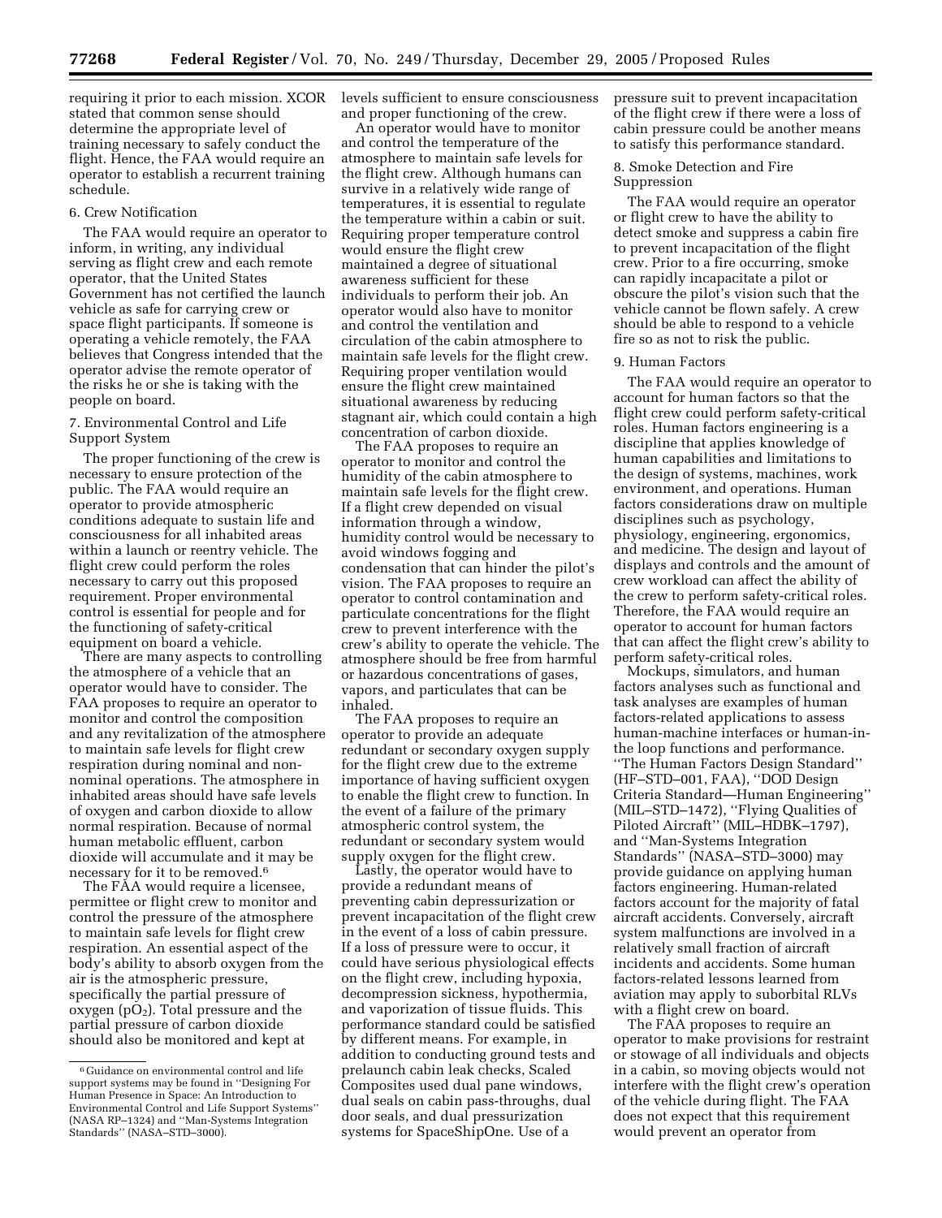requiring it prior to each mission. XCOR stated that common sense should determine the appropriate level of training necessary to safely conduct the flight. Hence, the FAA would require an operator to establish a recurrent training schedule.

6. Crew Notification

The FAA would require an operator to inform, in writing, any individual serving as flight crew and each remote operator, that the United States Government has not certified the launch vehicle as safe for carrying crew or space flight participants. If someone is operating a vehicle remotely, the FAA believes that Congress intended that the operator advise the remote operator of the risks he or she is taking with the people on board.

7. Environmental Control and Life Support System

The proper functioning of the crew is necessary to ensure protection of the public. The FAA would require an operator to provide atmospheric conditions adequate to sustain life and consciousness for all inhabited areas within a launch or reentry vehicle. The flight crew could perform the roles necessary to carry out this proposed requirement. Proper environmental control is essential for people and for the functioning of safety-critical equipment on board a vehicle.

There are many aspects to controlling the atmosphere of a vehicle that an operator would have to consider. The FAA proposes to require an operator to monitor and control the composition and any revitalization of the atmosphere to maintain safe levels for flight crew respiration during nominal and non-nominal operations. The atmosphere in inhabited areas should have safe levels of oxygen and carbon dioxide to allow normal respiration. Because of normal human metabolic effluent, carbon dioxide will accumulate and it may be necessary for it to be removed.[6]

The FAA would require a licensee, permittee or flight crew to monitor and control the pressure of the atmosphere to maintain safe levels for flight crew respiration. An essential aspect of the body's ability to absorb oxygen from the air is the atmospheric pressure, specifically the partial pressure of oxygen ($pO_2$). Total pressure and the partial pressure of carbon dioxide should also be monitored and kept at levels sufficient to ensure consciousness and proper functioning of the crew.

An operator would have to monitor and control the temperature of the atmosphere to maintain safe levels for the flight crew. Although humans can survive in a relatively wide range of temperatures, it is essential to regulate the temperature within a cabin or suit. Requiring proper temperature control would ensure the flight crew maintained a degree of situational awareness sufficient for these individuals to perform their job. An operator would also have to monitor and control the ventilation and circulation of the cabin atmosphere to maintain safe levels for the flight crew. Requiring proper ventilation would ensure the flight crew maintained situational awareness by reducing stagnant air, which could contain a high concentration of carbon dioxide.

The FAA proposes to require an operator to monitor and control the humidity of the cabin atmosphere to maintain safe levels for the flight crew. If a flight crew depended on visual information through a window, humidity control would be necessary to avoid windows fogging and condensation that can hinder the pilot's vision. The FAA proposes to require an operator to control contamination and particulate concentrations for the flight crew to prevent interference with the crew's ability to operate the vehicle. The atmosphere should be free from harmful or hazardous concentrations of gases, vapors, and particulates that can be inhaled.

The FAA proposes to require an operator to provide an adequate redundant or secondary oxygen supply for the flight crew due to the extreme importance of having sufficient oxygen to enable the flight crew to function. In the event of a failure of the primary atmospheric control system, the redundant or secondary system would supply oxygen for the flight crew.

Lastly, the operator would have to provide a redundant means of preventing cabin depressurization or prevent incapacitation of the flight crew in the event of a loss of cabin pressure. If a loss of pressure were to occur, it could have serious physiological effects on the flight crew, including hypoxia, decompression sickness, hypothermia, and vaporization of tissue fluids. This performance standard could be satisfied by different means. For example, in addition to conducting ground tests and prelaunch cabin leak checks, Scaled Composites used dual pane windows, dual seals on cabin pass-throughs, dual door seals, and dual pressurization systems for SpaceShipOne. Use of a pressure suit to prevent incapacitation of the flight crew if there were a loss of cabin pressure could be another means to satisfy this performance standard.

8. Smoke Detection and Fire Suppression

The FAA would require an operator or flight crew to have the ability to detect smoke and suppress a cabin fire to prevent incapacitation of the flight crew. Prior to a fire occurring, smoke can rapidly incapacitate a pilot or obscure the pilot's vision such that the vehicle cannot be flown safely. A crew should be able to respond to a vehicle fire so as not to risk the public.

9. Human Factors

The FAA would require an operator to account for human factors so that the flight crew could perform safety-critical roles. Human factors engineering is a discipline that applies knowledge of human capabilities and limitations to the design of systems, machines, work environment, and operations. Human factors considerations draw on multiple disciplines such as psychology, physiology, engineering, ergonomics, and medicine. The design and layout of displays and controls and the amount of crew workload can affect the ability of the crew to perform safety-critical roles. Therefore, the FAA would require an operator to account for human factors that can affect the flight crew's ability to perform safety-critical roles.

Mockups, simulators, and human factors analyses such as functional and task analyses are examples of human factors-related applications to assess human-machine interfaces or human-in-the loop functions and performance. "The Human Factors Design Standard" (HF–STD–001, FAA), "DOD Design Criteria Standard—Human Engineering" (MIL–STD–1472), "Flying Qualities of Piloted Aircraft" (MIL–HDBK–1797), and "Man-Systems Integration Standards" (NASA–STD–3000) may provide guidance on applying human factors engineering. Human-related factors account for the majority of fatal aircraft accidents. Conversely, aircraft system malfunctions are involved in a relatively small fraction of aircraft incidents and accidents. Some human factors-related lessons learned from aviation may apply to suborbital RLVs with a flight crew on board.

The FAA proposes to require an operator to make provisions for restraint or stowage of all individuals and objects in a cabin, so moving objects would not interfere with the flight crew's operation of the vehicle during flight. The FAA does not expect that this requirement would prevent an operator from

[6] Guidance on environmental control and life support systems may be found in "Designing For Human Presence in Space: An Introduction to Environmental Control and Life Support Systems" (NASA RP–1324) and "Man-Systems Integration Standards" (NASA–STD–3000).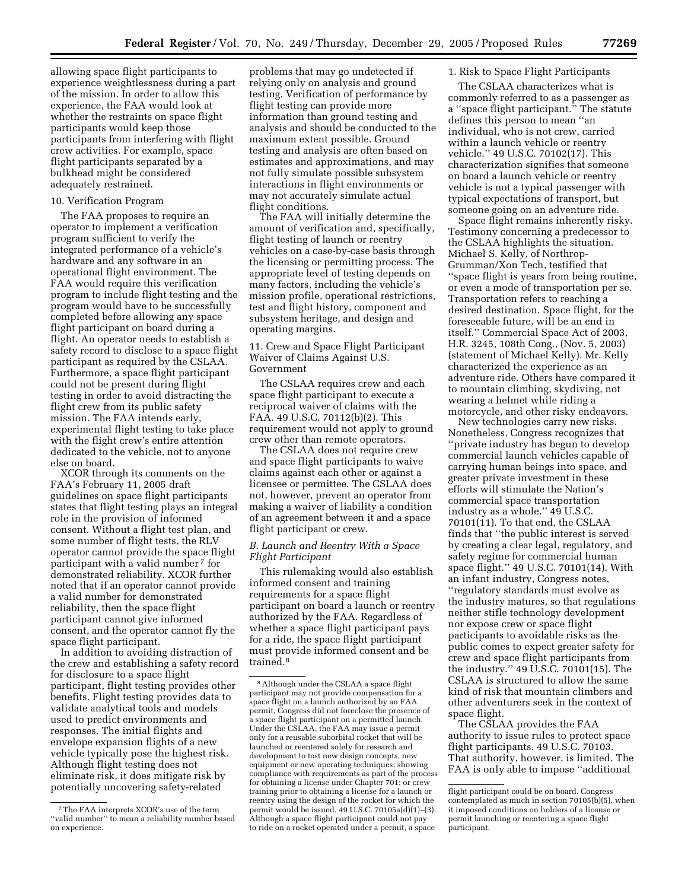allowing space flight participants to experience weightlessness during a part of the mission. In order to allow this experience, the FAA would look at whether the restraints on space flight participants would keep those participants from interfering with flight crew activities. For example, space flight participants separated by a bulkhead might be considered adequately restrained.

10. Verification Program

The FAA proposes to require an operator to implement a verification program sufficient to verify the integrated performance of a vehicle's hardware and any software in an operational flight environment. The FAA would require this verification program to include flight testing and the program would have to be successfully completed before allowing any space flight participant on board during a flight. An operator needs to establish a safety record to disclose to a space flight participant as required by the CSLAA. Furthermore, a space flight participant could not be present during flight testing in order to avoid distracting the flight crew from its public safety mission. The FAA intends early, experimental flight testing to take place with the flight crew's entire attention dedicated to the vehicle, not to anyone else on board.

XCOR through its comments on the FAA's February 11, 2005 draft guidelines on space flight participants states that flight testing plays an integral role in the provision of informed consent. Without a flight test plan, and some number of flight tests, the RLV operator cannot provide the space flight participant with a valid number[7] for demonstrated reliability. XCOR further noted that if an operator cannot provide a valid number for demonstrated reliability, then the space flight participant cannot give informed consent, and the operator cannot fly the space flight participant.

In addition to avoiding distraction of the crew and establishing a safety record for disclosure to a space flight participant, flight testing provides other benefits. Flight testing provides data to validate analytical tools and models used to predict environments and responses. The initial flights and envelope expansion flights of a new vehicle typically pose the highest risk. Although flight testing does not eliminate risk, it does mitigate risk by potentially uncovering safety-related problems that may go undetected if relying only on analysis and ground testing. Verification of performance by flight testing can provide more information than ground testing and analysis and should be conducted to the maximum extent possible. Ground testing and analysis are often based on estimates and approximations, and may not fully simulate possible subsystem interactions in flight environments or may not accurately simulate actual flight conditions.

The FAA will initially determine the amount of verification and, specifically, flight testing of launch or reentry vehicles on a case-by-case basis through the licensing or permitting process. The appropriate level of testing depends on many factors, including the vehicle's mission profile, operational restrictions, test and flight history, component and subsystem heritage, and design and operating margins.

11. Crew and Space Flight Participant Waiver of Claims Against U.S. Government

The CSLAA requires crew and each space flight participant to execute a reciprocal waiver of claims with the FAA. 49 U.S.C. 70112(b)(2). This requirement would not apply to ground crew other than remote operators.

The CSLAA does not require crew and space flight participants to waive claims against each other or against a licensee or permittee. The CSLAA does not, however, prevent an operator from making a waiver of liability a condition of an agreement between it and a space flight participant or crew.

### *B. Launch and Reentry With a Space Flight Participant*

This rulemaking would also establish informed consent and training requirements for a space flight participant on board a launch or reentry authorized by the FAA. Regardless of whether a space flight participant pays for a ride, the space flight participant must provide informed consent and be trained.[8]

1. Risk to Space Flight Participants

The CSLAA characterizes what is commonly referred to as a passenger as a ''space flight participant.'' The statute defines this person to mean ''an individual, who is not crew, carried within a launch vehicle or reentry vehicle.'' 49 U.S.C. 70102(17). This characterization signifies that someone on board a launch vehicle or reentry vehicle is not a typical passenger with typical expectations of transport, but someone going on an adventure ride.

Space flight remains inherently risky. Testimony concerning a predecessor to the CSLAA highlights the situation. Michael S. Kelly, of Northrop-Grumman/Xon Tech, testified that ''space flight is years from being routine, or even a mode of transportation per se. Transportation refers to reaching a desired destination. Space flight, for the foreseeable future, will be an end in itself.'' Commercial Space Act of 2003, H.R. 3245, 108th Cong., (Nov. 5, 2003) (statement of Michael Kelly). Mr. Kelly characterized the experience as an adventure ride. Others have compared it to mountain climbing, skydiving, not wearing a helmet while riding a motorcycle, and other risky endeavors.

New technologies carry new risks. Nonetheless, Congress recognizes that ''private industry has begun to develop commercial launch vehicles capable of carrying human beings into space, and greater private investment in these efforts will stimulate the Nation's commercial space transportation industry as a whole.'' 49 U.S.C. 70101(11). To that end, the CSLAA finds that ''the public interest is served by creating a clear legal, regulatory, and safety regime for commercial human space flight.'' 49 U.S.C. 70101(14). With an infant industry, Congress notes, ''regulatory standards must evolve as the industry matures, so that regulations neither stifle technology development nor expose crew or space flight participants to avoidable risks as the public comes to expect greater safety for crew and space flight participants from the industry.'' 49 U.S.C. 70101(15). The CSLAA is structured to allow the same kind of risk that mountain climbers and other adventurers seek in the context of space flight.

The CSLAA provides the FAA authority to issue rules to protect space flight participants. 49 U.S.C. 70103. That authority, however, is limited. The FAA is only able to impose ''additional

---

[7] The FAA interprets XCOR's use of the term ''valid number'' to mean a reliability number based on experience.

[8] Although under the CSLAA a space flight participant may not provide compensation for a space flight on a launch authorized by an FAA permit, Congress did not foreclose the presence of a space flight participant on a permitted launch. Under the CSLAA, the FAA may issue a permit only for a reusable suborbital rocket that will be launched or reentered solely for research and development to test new design concepts, new equipment or new operating techniques; showing compliance with requirements as part of the process for obtaining a license under Chapter 701; or crew training prior to obtaining a license for a launch or reentry using the design of the rocket for which the permit would be issued. 49 U.S.C. 70105a(d)(1)–(3). Although a space flight participant could not pay to ride on a rocket operated under a permit, a space flight participant could be on board. Congress contemplated as much in section 70105(b)(5), when it imposed conditions on holders of a license or permit launching or reentering a space flight participant.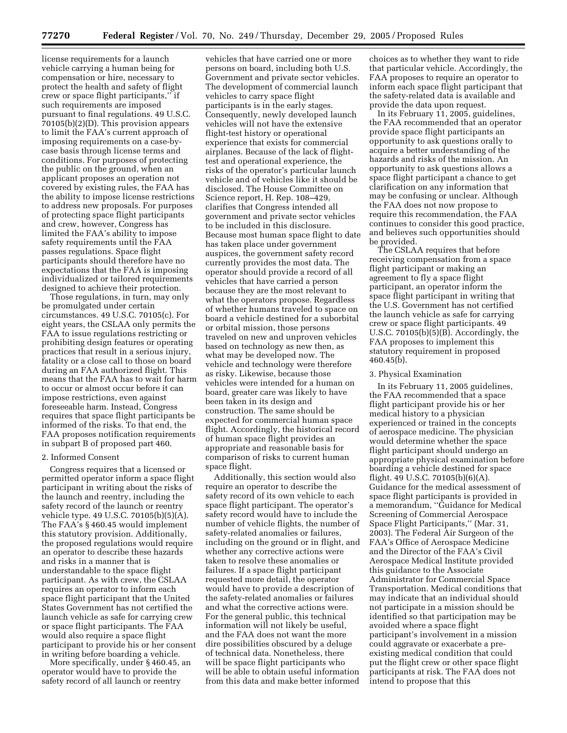license requirements for a launch vehicle carrying a human being for compensation or hire, necessary to protect the health and safety of flight crew or space flight participants,'' if such requirements are imposed pursuant to final regulations. 49 U.S.C. 70105(b)(2)(D). This provision appears to limit the FAA's current approach of imposing requirements on a case-by-case basis through license terms and conditions. For purposes of protecting the public on the ground, when an applicant proposes an operation not covered by existing rules, the FAA has the ability to impose license restrictions to address new proposals. For purposes of protecting space flight participants and crew, however, Congress has limited the FAA's ability to impose safety requirements until the FAA passes regulations. Space flight participants should therefore have no expectations that the FAA is imposing individualized or tailored requirements designed to achieve their protection.

Those regulations, in turn, may only be promulgated under certain circumstances. 49 U.S.C. 70105(c). For eight years, the CSLAA only permits the FAA to issue regulations restricting or prohibiting design features or operating practices that result in a serious injury, fatality or a close call to those on board during an FAA authorized flight. This means that the FAA has to wait for harm to occur or almost occur before it can impose restrictions, even against foreseeable harm. Instead, Congress requires that space flight participants be informed of the risks. To that end, the FAA proposes notification requirements in subpart B of proposed part 460.

2. Informed Consent

Congress requires that a licensed or permitted operator inform a space flight participant in writing about the risks of the launch and reentry, including the safety record of the launch or reentry vehicle type. 49 U.S.C. 70105(b)(5)(A). The FAA's § 460.45 would implement this statutory provision. Additionally, the proposed regulations would require an operator to describe these hazards and risks in a manner that is understandable to the space flight participant. As with crew, the CSLAA requires an operator to inform each space flight participant that the United States Government has not certified the launch vehicle as safe for carrying crew or space flight participants. The FAA would also require a space flight participant to provide his or her consent in writing before boarding a vehicle.

More specifically, under § 460.45, an operator would have to provide the safety record of all launch or reentry vehicles that have carried one or more persons on board, including both U.S. Government and private sector vehicles. The development of commercial launch vehicles to carry space flight participants is in the early stages. Consequently, newly developed launch vehicles will not have the extensive flight-test history or operational experience that exists for commercial airplanes. Because of the lack of flight-test and operational experience, the risks of the operator's particular launch vehicle and of vehicles like it should be disclosed. The House Committee on Science report, H. Rep. 108–429, clarifies that Congress intended all government and private sector vehicles to be included in this disclosure. Because most human space flight to date has taken place under government auspices, the government safety record currently provides the most data. The operator should provide a record of all vehicles that have carried a person because they are the most relevant to what the operators propose. Regardless of whether humans traveled to space on board a vehicle destined for a suborbital or orbital mission, those persons traveled on new and unproven vehicles based on technology as new then, as what may be developed now. The vehicle and technology were therefore as risky. Likewise, because those vehicles were intended for a human on board, greater care was likely to have been taken in its design and construction. The same should be expected for commercial human space flight. Accordingly, the historical record of human space flight provides an appropriate and reasonable basis for comparison of risks to current human space flight.

Additionally, this section would also require an operator to describe the safety record of its own vehicle to each space flight participant. The operator's safety record would have to include the number of vehicle flights, the number of safety-related anomalies or failures, including on the ground or in flight, and whether any corrective actions were taken to resolve these anomalies or failures. If a space flight participant requested more detail, the operator would have to provide a description of the safety-related anomalies or failures and what the corrective actions were. For the general public, this technical information will not likely be useful, and the FAA does not want the more dire possibilities obscured by a deluge of technical data. Nonetheless, there will be space flight participants who will be able to obtain useful information from this data and make better informed choices as to whether they want to ride that particular vehicle. Accordingly, the FAA proposes to require an operator to inform each space flight participant that the safety-related data is available and provide the data upon request.

In its February 11, 2005, guidelines, the FAA recommended that an operator provide space flight participants an opportunity to ask questions orally to acquire a better understanding of the hazards and risks of the mission. An opportunity to ask questions allows a space flight participant a chance to get clarification on any information that may be confusing or unclear. Although the FAA does not now propose to require this recommendation, the FAA continues to consider this good practice, and believes such opportunities should be provided.

The CSLAA requires that before receiving compensation from a space flight participant or making an agreement to fly a space flight participant, an operator inform the space flight participant in writing that the U.S. Government has not certified the launch vehicle as safe for carrying crew or space flight participants. 49 U.S.C. 70105(b)(5)(B). Accordingly, the FAA proposes to implement this statutory requirement in proposed 460.45(b).

3. Physical Examination

In its February 11, 2005 guidelines, the FAA recommended that a space flight participant provide his or her medical history to a physician experienced or trained in the concepts of aerospace medicine. The physician would determine whether the space flight participant should undergo an appropriate physical examination before boarding a vehicle destined for space flight. 49 U.S.C. 70105(b)(6)(A). Guidance for the medical assessment of space flight participants is provided in a memorandum, ''Guidance for Medical Screening of Commercial Aerospace Space Flight Participants,'' (Mar. 31, 2003). The Federal Air Surgeon of the FAA's Office of Aerospace Medicine and the Director of the FAA's Civil Aerospace Medical Institute provided this guidance to the Associate Administrator for Commercial Space Transportation. Medical conditions that may indicate that an individual should not participate in a mission should be identified so that participation may be avoided where a space flight participant's involvement in a mission could aggravate or exacerbate a pre-existing medical condition that could put the flight crew or other space flight participants at risk. The FAA does not intend to propose that this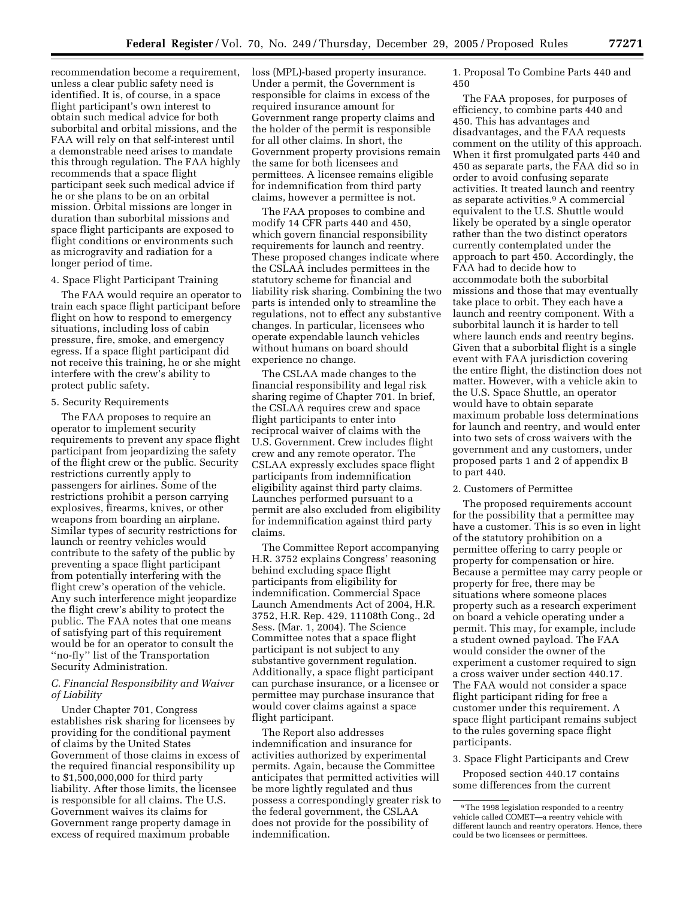recommendation become a requirement, unless a clear public safety need is identified. It is, of course, in a space flight participant's own interest to obtain such medical advice for both suborbital and orbital missions, and the FAA will rely on that self-interest until a demonstrable need arises to mandate this through regulation. The FAA highly recommends that a space flight participant seek such medical advice if he or she plans to be on an orbital mission. Orbital missions are longer in duration than suborbital missions and space flight participants are exposed to flight conditions or environments such as microgravity and radiation for a longer period of time.

4. Space Flight Participant Training

The FAA would require an operator to train each space flight participant before flight on how to respond to emergency situations, including loss of cabin pressure, fire, smoke, and emergency egress. If a space flight participant did not receive this training, he or she might interfere with the crew's ability to protect public safety.

5. Security Requirements

The FAA proposes to require an operator to implement security requirements to prevent any space flight participant from jeopardizing the safety of the flight crew or the public. Security restrictions currently apply to passengers for airlines. Some of the restrictions prohibit a person carrying explosives, firearms, knives, or other weapons from boarding an airplane. Similar types of security restrictions for launch or reentry vehicles would contribute to the safety of the public by preventing a space flight participant from potentially interfering with the flight crew's operation of the vehicle. Any such interference might jeopardize the flight crew's ability to protect the public. The FAA notes that one means of satisfying part of this requirement would be for an operator to consult the ''no-fly'' list of the Transportation Security Administration.

*C. Financial Responsibility and Waiver of Liability*

Under Chapter 701, Congress establishes risk sharing for licensees by providing for the conditional payment of claims by the United States Government of those claims in excess of the required financial responsibility up to $1,500,000,000 for third party liability. After those limits, the licensee is responsible for all claims. The U.S. Government waives its claims for Government range property damage in excess of required maximum probable loss (MPL)-based property insurance. Under a permit, the Government is responsible for claims in excess of the required insurance amount for Government range property claims and the holder of the permit is responsible for all other claims. In short, the Government property provisions remain the same for both licensees and permittees. A licensee remains eligible for indemnification from third party claims, however a permittee is not.

The FAA proposes to combine and modify 14 CFR parts 440 and 450, which govern financial responsibility requirements for launch and reentry. These proposed changes indicate where the CSLAA includes permittees in the statutory scheme for financial and liability risk sharing. Combining the two parts is intended only to streamline the regulations, not to effect any substantive changes. In particular, licensees who operate expendable launch vehicles without humans on board should experience no change.

The CSLAA made changes to the financial responsibility and legal risk sharing regime of Chapter 701. In brief, the CSLAA requires crew and space flight participants to enter into reciprocal waiver of claims with the U.S. Government. Crew includes flight crew and any remote operator. The CSLAA expressly excludes space flight participants from indemnification eligibility against third party claims. Launches performed pursuant to a permit are also excluded from eligibility for indemnification against third party claims.

The Committee Report accompanying H.R. 3752 explains Congress' reasoning behind excluding space flight participants from eligibility for indemnification. Commercial Space Launch Amendments Act of 2004, H.R. 3752, H.R. Rep. 429, 11108th Cong., 2d Sess. (Mar. 1, 2004). The Science Committee notes that a space flight participant is not subject to any substantive government regulation. Additionally, a space flight participant can purchase insurance, or a licensee or permittee may purchase insurance that would cover claims against a space flight participant.

The Report also addresses indemnification and insurance for activities authorized by experimental permits. Again, because the Committee anticipates that permitted activities will be more lightly regulated and thus possess a correspondingly greater risk to the federal government, the CSLAA does not provide for the possibility of indemnification.

1. Proposal To Combine Parts 440 and 450

The FAA proposes, for purposes of efficiency, to combine parts 440 and 450. This has advantages and disadvantages, and the FAA requests comment on the utility of this approach. When it first promulgated parts 440 and 450 as separate parts, the FAA did so in order to avoid confusing separate activities. It treated launch and reentry as separate activities.[9] A commercial equivalent to the U.S. Shuttle would likely be operated by a single operator rather than the two distinct operators currently contemplated under the approach to part 450. Accordingly, the FAA had to decide how to accommodate both the suborbital missions and those that may eventually take place to orbit. They each have a launch and reentry component. With a suborbital launch it is harder to tell where launch ends and reentry begins. Given that a suborbital flight is a single event with FAA jurisdiction covering the entire flight, the distinction does not matter. However, with a vehicle akin to the U.S. Space Shuttle, an operator would have to obtain separate maximum probable loss determinations for launch and reentry, and would enter into two sets of cross waivers with the government and any customers, under proposed parts 1 and 2 of appendix B to part 440.

2. Customers of Permittee

The proposed requirements account for the possibility that a permittee may have a customer. This is so even in light of the statutory prohibition on a permittee offering to carry people or property for compensation or hire. Because a permittee may carry people or property for free, there may be situations where someone places property such as a research experiment on board a vehicle operating under a permit. This may, for example, include a student owned payload. The FAA would consider the owner of the experiment a customer required to sign a cross waiver under section 440.17. The FAA would not consider a space flight participant riding for free a customer under this requirement. A space flight participant remains subject to the rules governing space flight participants.

3. Space Flight Participants and Crew

Proposed section 440.17 contains some differences from the current

[9] The 1998 legislation responded to a reentry vehicle called COMET—a reentry vehicle with different launch and reentry operators. Hence, there could be two licensees or permittees.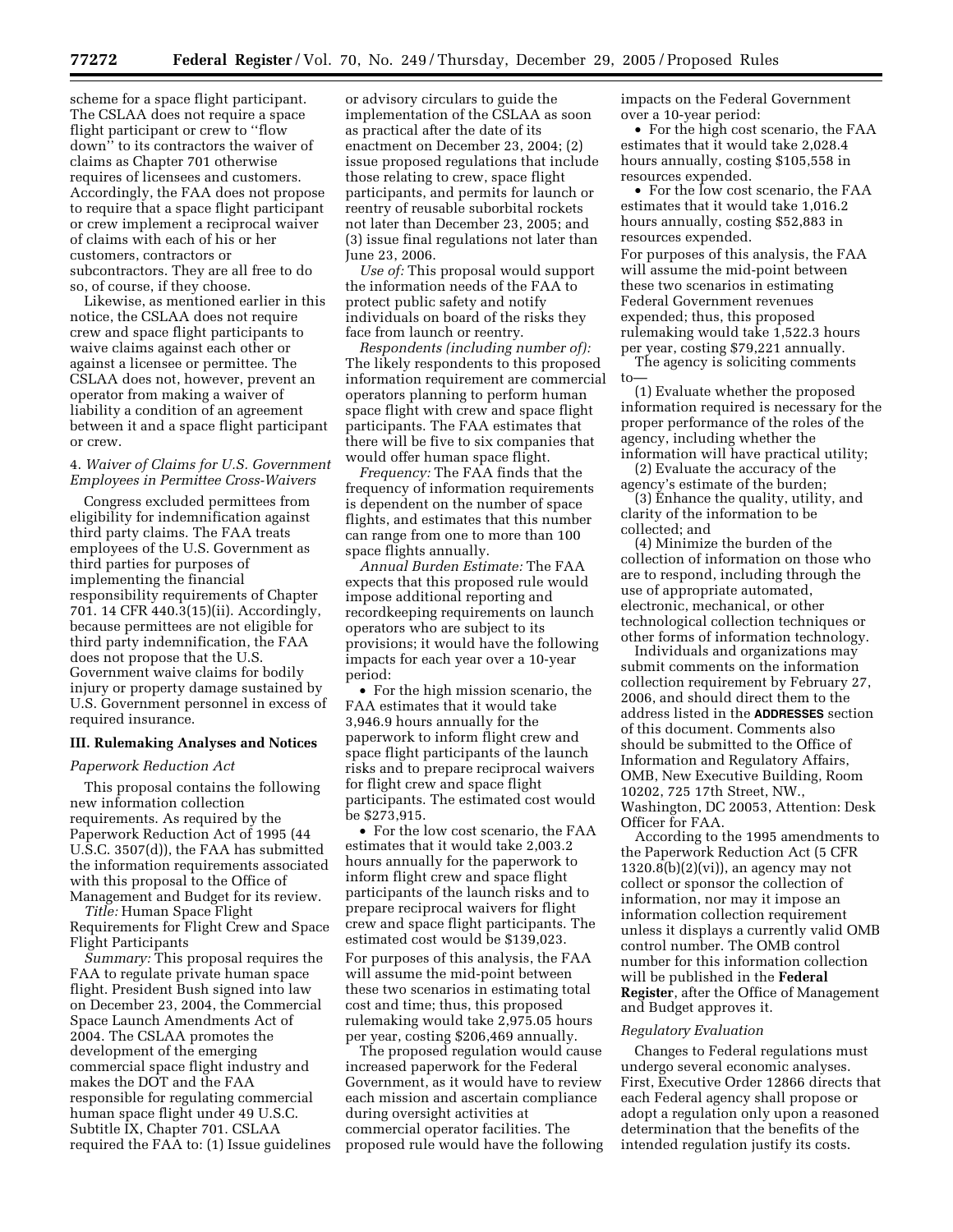scheme for a space flight participant. The CSLAA does not require a space flight participant or crew to "flow down" to its contractors the waiver of claims as Chapter 701 otherwise requires of licensees and customers. Accordingly, the FAA does not propose to require that a space flight participant or crew implement a reciprocal waiver of claims with each of his or her customers, contractors or subcontractors. They are all free to do so, of course, if they choose.

Likewise, as mentioned earlier in this notice, the CSLAA does not require crew and space flight participants to waive claims against each other or against a licensee or permittee. The CSLAA does not, however, prevent an operator from making a waiver of liability a condition of an agreement between it and a space flight participant or crew.

4. *Waiver of Claims for U.S. Government Employees in Permittee Cross-Waivers*

Congress excluded permittees from eligibility for indemnification against third party claims. The FAA treats employees of the U.S. Government as third parties for purposes of implementing the financial responsibility requirements of Chapter 701. 14 CFR 440.3(15)(ii). Accordingly, because permittees are not eligible for third party indemnification, the FAA does not propose that the U.S. Government waive claims for bodily injury or property damage sustained by U.S. Government personnel in excess of required insurance.

### III. Rulemaking Analyses and Notices

*Paperwork Reduction Act*

This proposal contains the following new information collection requirements. As required by the Paperwork Reduction Act of 1995 (44 U.S.C. 3507(d)), the FAA has submitted the information requirements associated with this proposal to the Office of Management and Budget for its review.

*Title:* Human Space Flight Requirements for Flight Crew and Space Flight Participants

*Summary:* This proposal requires the FAA to regulate private human space flight. President Bush signed into law on December 23, 2004, the Commercial Space Launch Amendments Act of 2004. The CSLAA promotes the development of the emerging commercial space flight industry and makes the DOT and the FAA responsible for regulating commercial human space flight under 49 U.S.C. Subtitle IX, Chapter 701. CSLAA required the FAA to: (1) Issue guidelines or advisory circulars to guide the implementation of the CSLAA as soon as practical after the date of its enactment on December 23, 2004; (2) issue proposed regulations that include those relating to crew, space flight participants, and permits for launch or reentry of reusable suborbital rockets not later than December 23, 2005; and (3) issue final regulations not later than June 23, 2006.

*Use of:* This proposal would support the information needs of the FAA to protect public safety and notify individuals on board of the risks they face from launch or reentry.

*Respondents (including number of):* The likely respondents to this proposed information requirement are commercial operators planning to perform human space flight with crew and space flight participants. The FAA estimates that there will be five to six companies that would offer human space flight.

*Frequency:* The FAA finds that the frequency of information requirements is dependent on the number of space flights, and estimates that this number can range from one to more than 100 space flights annually.

*Annual Burden Estimate:* The FAA expects that this proposed rule would impose additional reporting and recordkeeping requirements on launch operators who are subject to its provisions; it would have the following impacts for each year over a 10-year period:

- For the high mission scenario, the FAA estimates that it would take 3,946.9 hours annually for the paperwork to inform flight crew and space flight participants of the launch risks and to prepare reciprocal waivers for flight crew and space flight participants. The estimated cost would be $273,915.
- For the low cost scenario, the FAA estimates that it would take 2,003.2 hours annually for the paperwork to inform flight crew and space flight participants of the launch risks and to prepare reciprocal waivers for flight crew and space flight participants. The estimated cost would be $139,023.

For purposes of this analysis, the FAA will assume the mid-point between these two scenarios in estimating total cost and time; thus, this proposed rulemaking would take 2,975.05 hours per year, costing $206,469 annually.

The proposed regulation would cause increased paperwork for the Federal Government, as it would have to review each mission and ascertain compliance during oversight activities at commercial operator facilities. The proposed rule would have the following impacts on the Federal Government over a 10-year period:

- For the high cost scenario, the FAA estimates that it would take 2,028.4 hours annually, costing $105,558 in resources expended.
- For the low cost scenario, the FAA estimates that it would take 1,016.2 hours annually, costing $52,883 in resources expended.

For purposes of this analysis, the FAA will assume the mid-point between these two scenarios in estimating Federal Government revenues expended; thus, this proposed rulemaking would take 1,522.3 hours per year, costing $79,221 annually.

The agency is soliciting comments to—

(1) Evaluate whether the proposed information required is necessary for the proper performance of the roles of the agency, including whether the information will have practical utility;

(2) Evaluate the accuracy of the agency's estimate of the burden;

(3) Enhance the quality, utility, and clarity of the information to be collected; and

(4) Minimize the burden of the collection of information on those who are to respond, including through the use of appropriate automated, electronic, mechanical, or other technological collection techniques or other forms of information technology.

Individuals and organizations may submit comments on the information collection requirement by February 27, 2006, and should direct them to the address listed in the **ADDRESSES** section of this document. Comments also should be submitted to the Office of Information and Regulatory Affairs, OMB, New Executive Building, Room 10202, 725 17th Street, NW., Washington, DC 20053, Attention: Desk Officer for FAA.

According to the 1995 amendments to the Paperwork Reduction Act (5 CFR 1320.8(b)(2)(vi)), an agency may not collect or sponsor the collection of information, nor may it impose an information collection requirement unless it displays a currently valid OMB control number. The OMB control number for this information collection will be published in the **Federal Register**, after the Office of Management and Budget approves it.

*Regulatory Evaluation*

Changes to Federal regulations must undergo several economic analyses. First, Executive Order 12866 directs that each Federal agency shall propose or adopt a regulation only upon a reasoned determination that the benefits of the intended regulation justify its costs.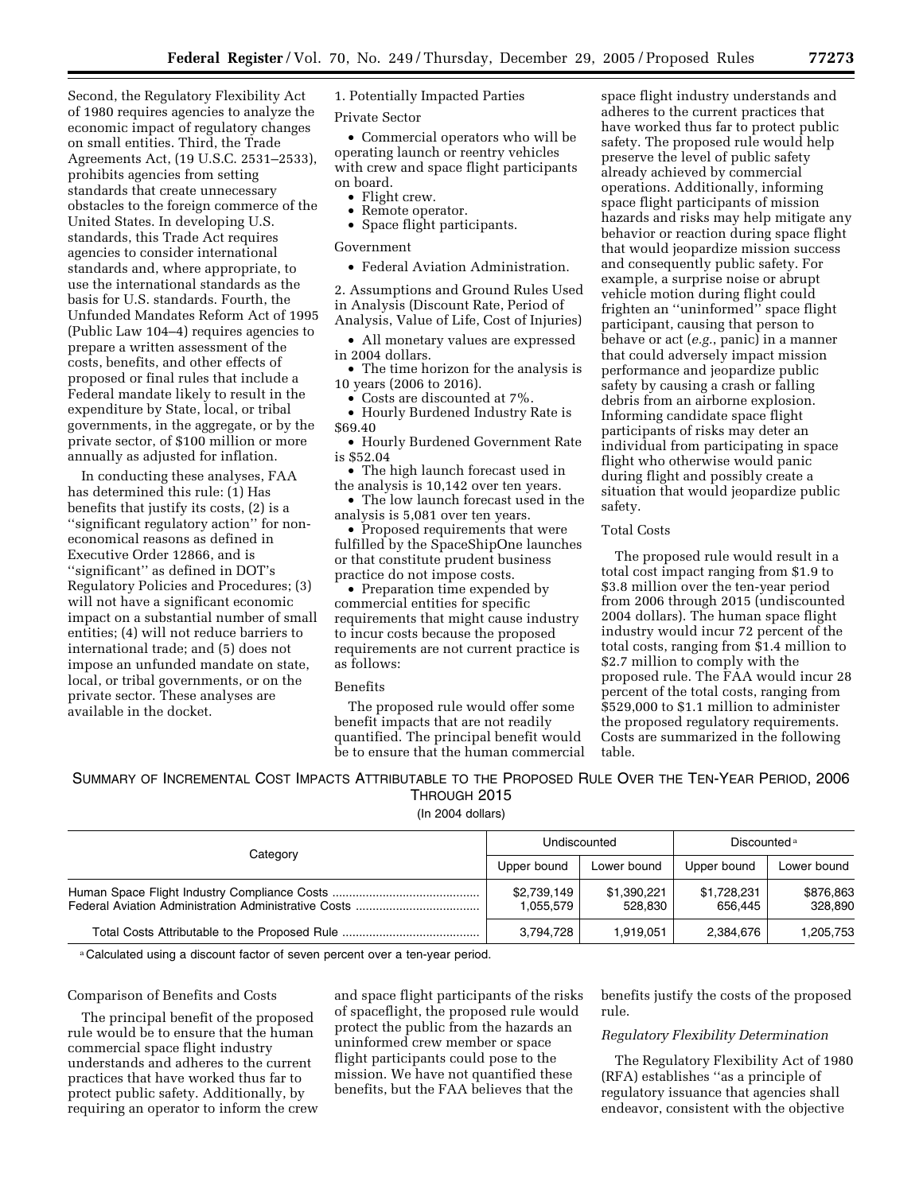Second, the Regulatory Flexibility Act of 1980 requires agencies to analyze the economic impact of regulatory changes on small entities. Third, the Trade Agreements Act, (19 U.S.C. 2531–2533), prohibits agencies from setting standards that create unnecessary obstacles to the foreign commerce of the United States. In developing U.S. standards, this Trade Act requires agencies to consider international standards and, where appropriate, to use the international standards as the basis for U.S. standards. Fourth, the Unfunded Mandates Reform Act of 1995 (Public Law 104–4) requires agencies to prepare a written assessment of the costs, benefits, and other effects of proposed or final rules that include a Federal mandate likely to result in the expenditure by State, local, or tribal governments, in the aggregate, or by the private sector, of $100 million or more annually as adjusted for inflation.

In conducting these analyses, FAA has determined this rule: (1) Has benefits that justify its costs, (2) is a ''significant regulatory action'' for non-economical reasons as defined in Executive Order 12866, and is ''significant'' as defined in DOT's Regulatory Policies and Procedures; (3) will not have a significant economic impact on a substantial number of small entities; (4) will not reduce barriers to international trade; and (5) does not impose an unfunded mandate on state, local, or tribal governments, or on the private sector. These analyses are available in the docket.

1. Potentially Impacted Parties

Private Sector

- Commercial operators who will be operating launch or reentry vehicles with crew and space flight participants on board.
- Flight crew.
- Remote operator.
- Space flight participants.

Government

- Federal Aviation Administration.

2. Assumptions and Ground Rules Used in Analysis (Discount Rate, Period of Analysis, Value of Life, Cost of Injuries)

- All monetary values are expressed in 2004 dollars.
- The time horizon for the analysis is 10 years (2006 to 2016).
- Costs are discounted at 7%.
- Hourly Burdened Industry Rate is $69.40
- Hourly Burdened Government Rate is $52.04
- The high launch forecast used in the analysis is 10,142 over ten years.
- The low launch forecast used in the analysis is 5,081 over ten years.
- Proposed requirements that were fulfilled by the SpaceShipOne launches or that constitute prudent business practice do not impose costs.
- Preparation time expended by commercial entities for specific requirements that might cause industry to incur costs because the proposed requirements are not current practice is as follows:

Benefits

The proposed rule would offer some benefit impacts that are not readily quantified. The principal benefit would be to ensure that the human commercial space flight industry understands and adheres to the current practices that have worked thus far to protect public safety. The proposed rule would help preserve the level of public safety already achieved by commercial operations. Additionally, informing space flight participants of mission hazards and risks may help mitigate any behavior or reaction during space flight that would jeopardize mission success and consequently public safety. For example, a surprise noise or abrupt vehicle motion during flight could frighten an ''uninformed'' space flight participant, causing that person to behave or act (*e.g.*, panic) in a manner that could adversely impact mission performance and jeopardize public safety by causing a crash or falling debris from an airborne explosion. Informing candidate space flight participants of risks may deter an individual from participating in space flight who otherwise would panic during flight and possibly create a situation that would jeopardize public safety.

Total Costs

The proposed rule would result in a total cost impact ranging from $1.9 to $3.8 million over the ten-year period from 2006 through 2015 (undiscounted 2004 dollars). The human space flight industry would incur 72 percent of the total costs, ranging from $1.4 million to $2.7 million to comply with the proposed rule. The FAA would incur 28 percent of the total costs, ranging from $529,000 to $1.1 million to administer the proposed regulatory requirements. Costs are summarized in the following table.

SUMMARY OF INCREMENTAL COST IMPACTS ATTRIBUTABLE TO THE PROPOSED RULE OVER THE TEN-YEAR PERIOD, 2006 THROUGH 2015

(In 2004 dollars)

| Category | Undiscounted | | Discounted[a] | |
|---|---|---|---|---|
| | Upper bound | Lower bound | Upper bound | Lower bound |
| Human Space Flight Industry Compliance Costs | $2,739,149 | $1,390,221 | $1,728,231 | $876,863 |
| Federal Aviation Administration Administrative Costs | 1,055,579 | 528,830 | 656,445 | 328,890 |
| Total Costs Attributable to the Proposed Rule | 3,794,728 | 1,919,051 | 2,384,676 | 1,205,753 |

[a] Calculated using a discount factor of seven percent over a ten-year period.

Comparison of Benefits and Costs

The principal benefit of the proposed rule would be to ensure that the human commercial space flight industry understands and adheres to the current practices that have worked thus far to protect public safety. Additionally, by requiring an operator to inform the crew and space flight participants of the risks of spaceflight, the proposed rule would protect the public from the hazards an uninformed crew member or space flight participants could pose to the mission. We have not quantified these benefits, but the FAA believes that the benefits justify the costs of the proposed rule.

*Regulatory Flexibility Determination*

The Regulatory Flexibility Act of 1980 (RFA) establishes ''as a principle of regulatory issuance that agencies shall endeavor, consistent with the objective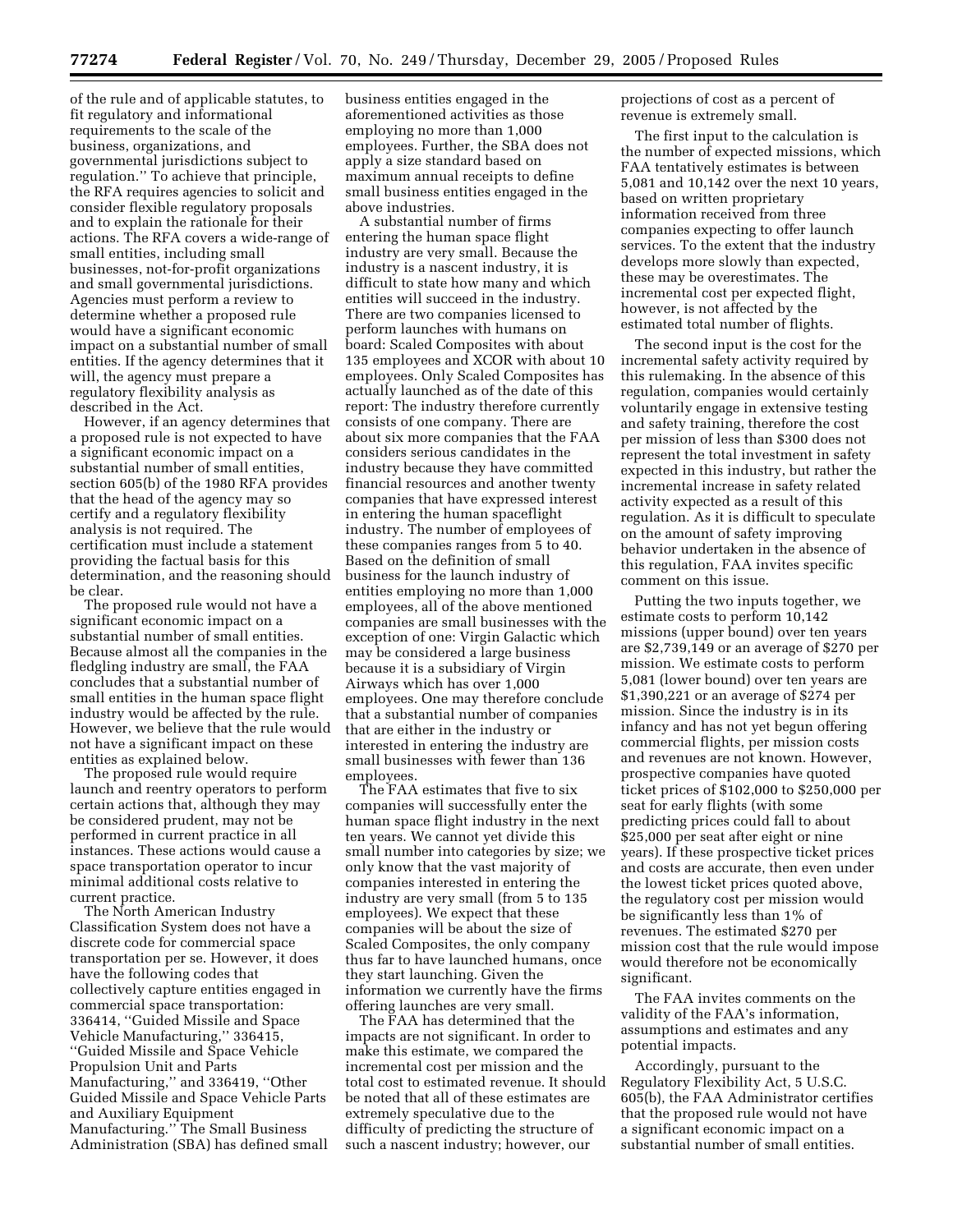of the rule and of applicable statutes, to fit regulatory and informational requirements to the scale of the business, organizations, and governmental jurisdictions subject to regulation.'' To achieve that principle, the RFA requires agencies to solicit and consider flexible regulatory proposals and to explain the rationale for their actions. The RFA covers a wide-range of small entities, including small businesses, not-for-profit organizations and small governmental jurisdictions. Agencies must perform a review to determine whether a proposed rule would have a significant economic impact on a substantial number of small entities. If the agency determines that it will, the agency must prepare a regulatory flexibility analysis as described in the Act.

However, if an agency determines that a proposed rule is not expected to have a significant economic impact on a substantial number of small entities, section 605(b) of the 1980 RFA provides that the head of the agency may so certify and a regulatory flexibility analysis is not required. The certification must include a statement providing the factual basis for this determination, and the reasoning should be clear.

The proposed rule would not have a significant economic impact on a substantial number of small entities. Because almost all the companies in the fledgling industry are small, the FAA concludes that a substantial number of small entities in the human space flight industry would be affected by the rule. However, we believe that the rule would not have a significant impact on these entities as explained below.

The proposed rule would require launch and reentry operators to perform certain actions that, although they may be considered prudent, may not be performed in current practice in all instances. These actions would cause a space transportation operator to incur minimal additional costs relative to current practice.

The North American Industry Classification System does not have a discrete code for commercial space transportation per se. However, it does have the following codes that collectively capture entities engaged in commercial space transportation: 336414, ''Guided Missile and Space Vehicle Manufacturing,'' 336415, ''Guided Missile and Space Vehicle Propulsion Unit and Parts Manufacturing,'' and 336419, ''Other Guided Missile and Space Vehicle Parts and Auxiliary Equipment Manufacturing.'' The Small Business Administration (SBA) has defined small business entities engaged in the aforementioned activities as those employing no more than 1,000 employees. Further, the SBA does not apply a size standard based on maximum annual receipts to define small business entities engaged in the above industries.

A substantial number of firms entering the human space flight industry are very small. Because the industry is a nascent industry, it is difficult to state how many and which entities will succeed in the industry. There are two companies licensed to perform launches with humans on board: Scaled Composites with about 135 employees and XCOR with about 10 employees. Only Scaled Composites has actually launched as of the date of this report: The industry therefore currently consists of one company. There are about six more companies that the FAA considers serious candidates in the industry because they have committed financial resources and another twenty companies that have expressed interest in entering the human spaceflight industry. The number of employees of these companies ranges from 5 to 40. Based on the definition of small business for the launch industry of entities employing no more than 1,000 employees, all of the above mentioned companies are small businesses with the exception of one: Virgin Galactic which may be considered a large business because it is a subsidiary of Virgin Airways which has over 1,000 employees. One may therefore conclude that a substantial number of companies that are either in the industry or interested in entering the industry are small businesses with fewer than 136 employees.

The FAA estimates that five to six companies will successfully enter the human space flight industry in the next ten years. We cannot yet divide this small number into categories by size; we only know that the vast majority of companies interested in entering the industry are very small (from 5 to 135 employees). We expect that these companies will be about the size of Scaled Composites, the only company thus far to have launched humans, once they start launching. Given the information we currently have the firms offering launches are very small.

The FAA has determined that the impacts are not significant. In order to make this estimate, we compared the incremental cost per mission and the total cost to estimated revenue. It should be noted that all of these estimates are extremely speculative due to the difficulty of predicting the structure of such a nascent industry; however, our projections of cost as a percent of revenue is extremely small.

The first input to the calculation is the number of expected missions, which FAA tentatively estimates is between 5,081 and 10,142 over the next 10 years, based on written proprietary information received from three companies expecting to offer launch services. To the extent that the industry develops more slowly than expected, these may be overestimates. The incremental cost per expected flight, however, is not affected by the estimated total number of flights.

The second input is the cost for the incremental safety activity required by this rulemaking. In the absence of this regulation, companies would certainly voluntarily engage in extensive testing and safety training, therefore the cost per mission of less than $300 does not represent the total investment in safety expected in this industry, but rather the incremental increase in safety related activity expected as a result of this regulation. As it is difficult to speculate on the amount of safety improving behavior undertaken in the absence of this regulation, FAA invites specific comment on this issue.

Putting the two inputs together, we estimate costs to perform 10,142 missions (upper bound) over ten years are $2,739,149 or an average of $270 per mission. We estimate costs to perform 5,081 (lower bound) over ten years are $1,390,221 or an average of $274 per mission. Since the industry is in its infancy and has not yet begun offering commercial flights, per mission costs and revenues are not known. However, prospective companies have quoted ticket prices of $102,000 to $250,000 per seat for early flights (with some predicting prices could fall to about $25,000 per seat after eight or nine years). If these prospective ticket prices and costs are accurate, then even under the lowest ticket prices quoted above, the regulatory cost per mission would be significantly less than 1% of revenues. The estimated $270 per mission cost that the rule would impose would therefore not be economically significant.

The FAA invites comments on the validity of the FAA's information, assumptions and estimates and any potential impacts.

Accordingly, pursuant to the Regulatory Flexibility Act, 5 U.S.C. 605(b), the FAA Administrator certifies that the proposed rule would not have a significant economic impact on a substantial number of small entities.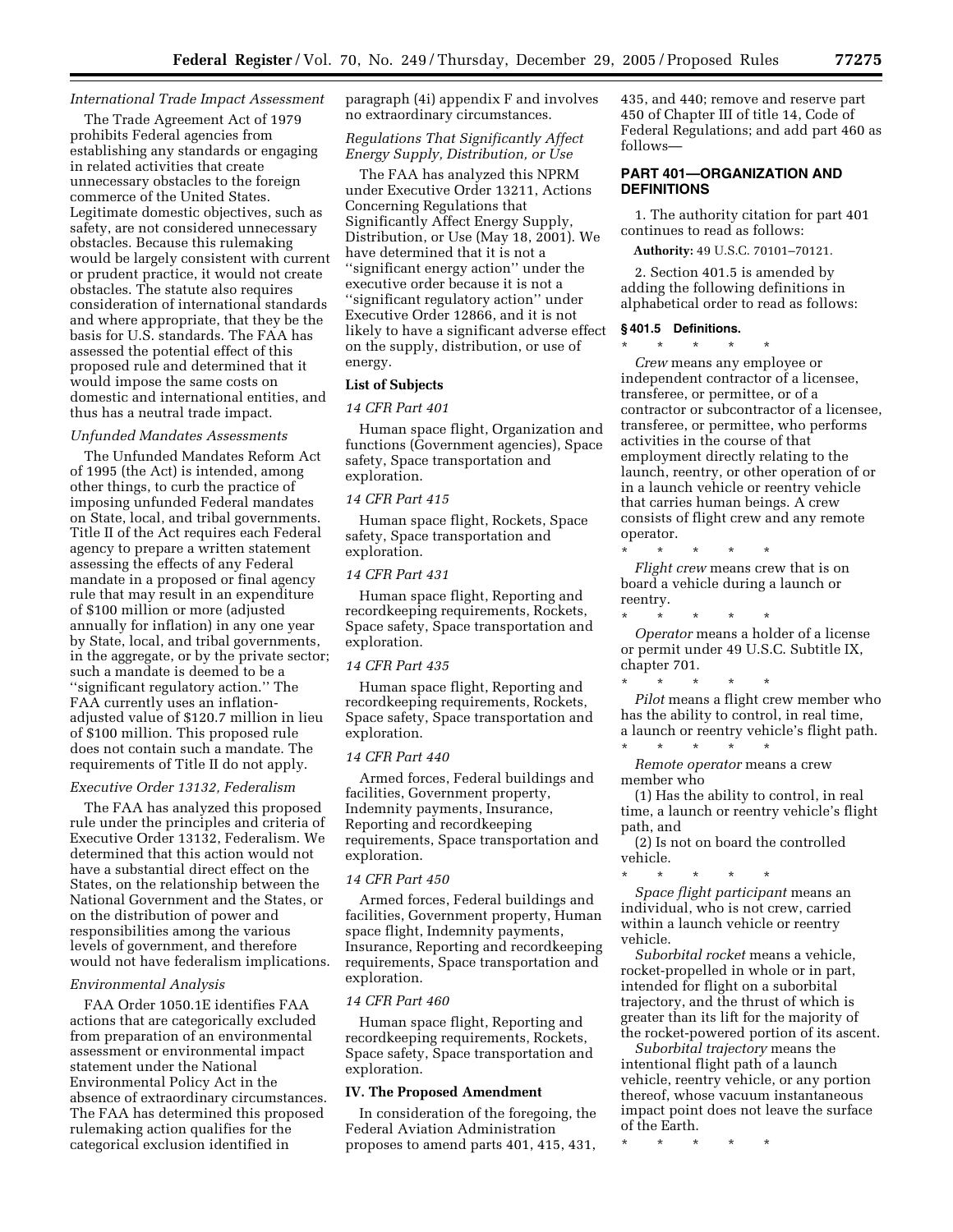*International Trade Impact Assessment*

The Trade Agreement Act of 1979 prohibits Federal agencies from establishing any standards or engaging in related activities that create unnecessary obstacles to the foreign commerce of the United States. Legitimate domestic objectives, such as safety, are not considered unnecessary obstacles. Because this rulemaking would be largely consistent with current or prudent practice, it would not create obstacles. The statute also requires consideration of international standards and where appropriate, that they be the basis for U.S. standards. The FAA has assessed the potential effect of this proposed rule and determined that it would impose the same costs on domestic and international entities, and thus has a neutral trade impact.

*Unfunded Mandates Assessments*

The Unfunded Mandates Reform Act of 1995 (the Act) is intended, among other things, to curb the practice of imposing unfunded Federal mandates on State, local, and tribal governments. Title II of the Act requires each Federal agency to prepare a written statement assessing the effects of any Federal mandate in a proposed or final agency rule that may result in an expenditure of $100 million or more (adjusted annually for inflation) in any one year by State, local, and tribal governments, in the aggregate, or by the private sector; such a mandate is deemed to be a ''significant regulatory action.'' The FAA currently uses an inflation-adjusted value of $120.7 million in lieu of $100 million. This proposed rule does not contain such a mandate. The requirements of Title II do not apply.

*Executive Order 13132, Federalism*

The FAA has analyzed this proposed rule under the principles and criteria of Executive Order 13132, Federalism. We determined that this action would not have a substantial direct effect on the States, on the relationship between the National Government and the States, or on the distribution of power and responsibilities among the various levels of government, and therefore would not have federalism implications.

*Environmental Analysis*

FAA Order 1050.1E identifies FAA actions that are categorically excluded from preparation of an environmental assessment or environmental impact statement under the National Environmental Policy Act in the absence of extraordinary circumstances. The FAA has determined this proposed rulemaking action qualifies for the categorical exclusion identified in paragraph (4i) appendix F and involves no extraordinary circumstances.

*Regulations That Significantly Affect Energy Supply, Distribution, or Use*

The FAA has analyzed this NPRM under Executive Order 13211, Actions Concerning Regulations that Significantly Affect Energy Supply, Distribution, or Use (May 18, 2001). We have determined that it is not a ''significant energy action'' under the executive order because it is not a ''significant regulatory action'' under Executive Order 12866, and it is not likely to have a significant adverse effect on the supply, distribution, or use of energy.

**List of Subjects**

*14 CFR Part 401*

Human space flight, Organization and functions (Government agencies), Space safety, Space transportation and exploration.

*14 CFR Part 415*

Human space flight, Rockets, Space safety, Space transportation and exploration.

*14 CFR Part 431*

Human space flight, Reporting and recordkeeping requirements, Rockets, Space safety, Space transportation and exploration.

*14 CFR Part 435*

Human space flight, Reporting and recordkeeping requirements, Rockets, Space safety, Space transportation and exploration.

*14 CFR Part 440*

Armed forces, Federal buildings and facilities, Government property, Indemnity payments, Insurance, Reporting and recordkeeping requirements, Space transportation and exploration.

*14 CFR Part 450*

Armed forces, Federal buildings and facilities, Government property, Human space flight, Indemnity payments, Insurance, Reporting and recordkeeping requirements, Space transportation and exploration.

*14 CFR Part 460*

Human space flight, Reporting and recordkeeping requirements, Rockets, Space safety, Space transportation and exploration.

**IV. The Proposed Amendment**

In consideration of the foregoing, the Federal Aviation Administration proposes to amend parts 401, 415, 431, 435, and 440; remove and reserve part 450 of Chapter III of title 14, Code of Federal Regulations; and add part 460 as follows—

## PART 401—ORGANIZATION AND DEFINITIONS

1. The authority citation for part 401 continues to read as follows:

**Authority:** 49 U.S.C. 70101–70121.

2. Section 401.5 is amended by adding the following definitions in alphabetical order to read as follows:

**§ 401.5 Definitions.**

\* \* \* \* \*

*Crew* means any employee or independent contractor of a licensee, transferee, or permittee, or of a contractor or subcontractor of a licensee, transferee, or permittee, who performs activities in the course of that employment directly relating to the launch, reentry, or other operation of or in a launch vehicle or reentry vehicle that carries human beings. A crew consists of flight crew and any remote operator.

\* \* \* \* \*

*Flight crew* means crew that is on board a vehicle during a launch or reentry.

\* \* \* \* \*

*Operator* means a holder of a license or permit under 49 U.S.C. Subtitle IX, chapter 701.

\* \* \* \* \*

*Pilot* means a flight crew member who has the ability to control, in real time, a launch or reentry vehicle's flight path.

\* \* \* \* \*

*Remote operator* means a crew member who

(1) Has the ability to control, in real time, a launch or reentry vehicle's flight path, and

(2) Is not on board the controlled vehicle.

\* \* \* \* \*

*Space flight participant* means an individual, who is not crew, carried within a launch vehicle or reentry vehicle.

*Suborbital rocket* means a vehicle, rocket-propelled in whole or in part, intended for flight on a suborbital trajectory, and the thrust of which is greater than its lift for the majority of the rocket-powered portion of its ascent.

*Suborbital trajectory* means the intentional flight path of a launch vehicle, reentry vehicle, or any portion thereof, whose vacuum instantaneous impact point does not leave the surface of the Earth.

\* \* \* \* \*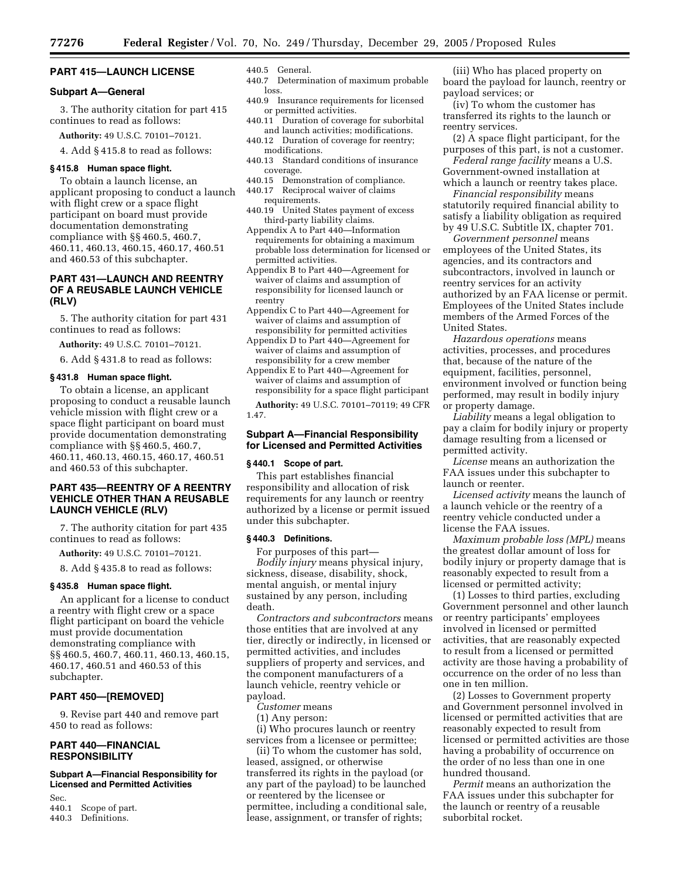## PART 415—LAUNCH LICENSE

### Subpart A—General

3. The authority citation for part 415 continues to read as follows:

**Authority:** 49 U.S.C. 70101–70121.

4. Add § 415.8 to read as follows:

#### § 415.8 Human space flight.

To obtain a launch license, an applicant proposing to conduct a launch with flight crew or a space flight participant on board must provide documentation demonstrating compliance with §§ 460.5, 460.7, 460.11, 460.13, 460.15, 460.17, 460.51 and 460.53 of this subchapter.

## PART 431—LAUNCH AND REENTRY OF A REUSABLE LAUNCH VEHICLE (RLV)

5. The authority citation for part 431 continues to read as follows:

**Authority:** 49 U.S.C. 70101–70121.

6. Add § 431.8 to read as follows:

#### § 431.8 Human space flight.

To obtain a license, an applicant proposing to conduct a reusable launch vehicle mission with flight crew or a space flight participant on board must provide documentation demonstrating compliance with §§ 460.5, 460.7, 460.11, 460.13, 460.15, 460.17, 460.51 and 460.53 of this subchapter.

## PART 435—REENTRY OF A REENTRY VEHICLE OTHER THAN A REUSABLE LAUNCH VEHICLE (RLV)

7. The authority citation for part 435 continues to read as follows:

**Authority:** 49 U.S.C. 70101–70121.

8. Add § 435.8 to read as follows:

#### § 435.8 Human space flight.

An applicant for a license to conduct a reentry with flight crew or a space flight participant on board the vehicle must provide documentation demonstrating compliance with §§ 460.5, 460.7, 460.11, 460.13, 460.15, 460.17, 460.51 and 460.53 of this subchapter.

## PART 450—[REMOVED]

9. Revise part 440 and remove part 450 to read as follows:

## PART 440—FINANCIAL RESPONSIBILITY

### Subpart A—Financial Responsibility for Licensed and Permitted Activities

Sec.
440.1 Scope of part.
440.3 Definitions.
440.5 General.
440.7 Determination of maximum probable loss.
440.9 Insurance requirements for licensed or permitted activities.
440.11 Duration of coverage for suborbital and launch activities; modifications.
440.12 Duration of coverage for reentry; modifications.
440.13 Standard conditions of insurance coverage.
440.15 Demonstration of compliance.
440.17 Reciprocal waiver of claims requirements.
440.19 United States payment of excess third-party liability claims.
Appendix A to Part 440—Information requirements for obtaining a maximum probable loss determination for licensed or permitted activities.
Appendix B to Part 440—Agreement for waiver of claims and assumption of responsibility for licensed launch or reentry
Appendix C to Part 440—Agreement for waiver of claims and assumption of responsibility for permitted activities
Appendix D to Part 440—Agreement for waiver of claims and assumption of responsibility for a crew member
Appendix E to Part 440—Agreement for waiver of claims and assumption of responsibility for a space flight participant

**Authority:** 49 U.S.C. 70101–70119; 49 CFR 1.47.

### Subpart A—Financial Responsibility for Licensed and Permitted Activities

#### § 440.1 Scope of part.

This part establishes financial responsibility and allocation of risk requirements for any launch or reentry authorized by a license or permit issued under this subchapter.

#### § 440.3 Definitions.

For purposes of this part—

*Bodily injury* means physical injury, sickness, disease, disability, shock, mental anguish, or mental injury sustained by any person, including death.

*Contractors and subcontractors* means those entities that are involved at any tier, directly or indirectly, in licensed or permitted activities, and includes suppliers of property and services, and the component manufacturers of a launch vehicle, reentry vehicle or payload.

*Customer* means

(1) Any person:

(i) Who procures launch or reentry services from a licensee or permittee;

(ii) To whom the customer has sold, leased, assigned, or otherwise transferred its rights in the payload (or any part of the payload) to be launched or reentered by the licensee or permittee, including a conditional sale, lease, assignment, or transfer of rights;

(iii) Who has placed property on board the payload for launch, reentry or payload services; or

(iv) To whom the customer has transferred its rights to the launch or reentry services.

(2) A space flight participant, for the purposes of this part, is not a customer.

*Federal range facility* means a U.S. Government-owned installation at which a launch or reentry takes place.

*Financial responsibility* means statutorily required financial ability to satisfy a liability obligation as required by 49 U.S.C. Subtitle IX, chapter 701.

*Government personnel* means employees of the United States, its agencies, and its contractors and subcontractors, involved in launch or reentry services for an activity authorized by an FAA license or permit. Employees of the United States include members of the Armed Forces of the United States.

*Hazardous operations* means activities, processes, and procedures that, because of the nature of the equipment, facilities, personnel, environment involved or function being performed, may result in bodily injury or property damage.

*Liability* means a legal obligation to pay a claim for bodily injury or property damage resulting from a licensed or permitted activity.

*License* means an authorization the FAA issues under this subchapter to launch or reenter.

*Licensed activity* means the launch of a launch vehicle or the reentry of a reentry vehicle conducted under a license the FAA issues.

*Maximum probable loss (MPL)* means the greatest dollar amount of loss for bodily injury or property damage that is reasonably expected to result from a licensed or permitted activity;

(1) Losses to third parties, excluding Government personnel and other launch or reentry participants' employees involved in licensed or permitted activities, that are reasonably expected to result from a licensed or permitted activity are those having a probability of occurrence on the order of no less than one in ten million.

(2) Losses to Government property and Government personnel involved in licensed or permitted activities that are reasonably expected to result from licensed or permitted activities are those having a probability of occurrence on the order of no less than one in one hundred thousand.

*Permit* means an authorization the FAA issues under this subchapter for the launch or reentry of a reusable suborbital rocket.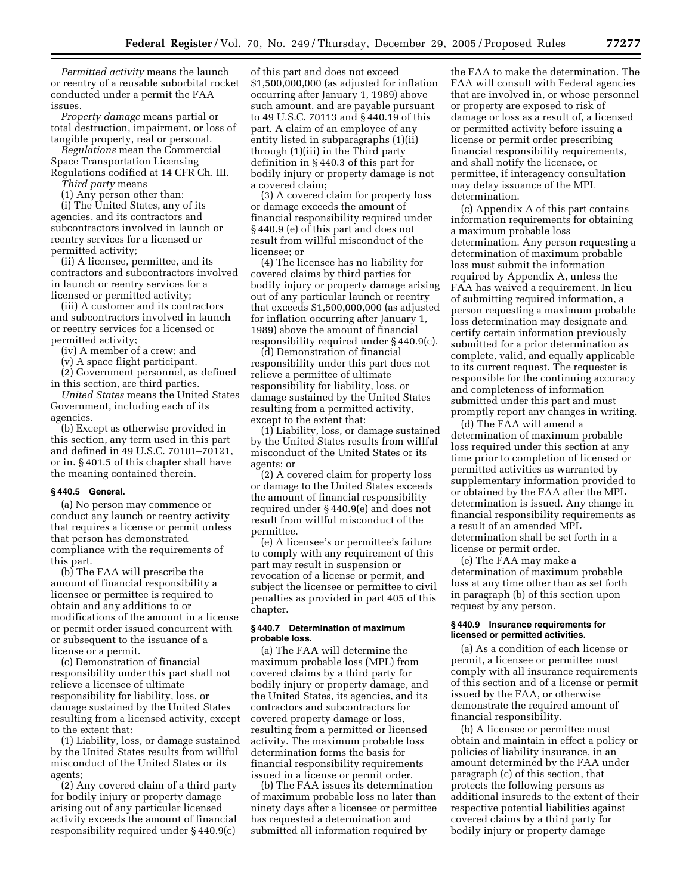*Permitted activity* means the launch or reentry of a reusable suborbital rocket conducted under a permit the FAA issues.

*Property damage* means partial or total destruction, impairment, or loss of tangible property, real or personal.

*Regulations* mean the Commercial Space Transportation Licensing Regulations codified at 14 CFR Ch. III.

*Third party* means

(1) Any person other than:

(i) The United States, any of its agencies, and its contractors and subcontractors involved in launch or reentry services for a licensed or permitted activity;

(ii) A licensee, permittee, and its contractors and subcontractors involved in launch or reentry services for a licensed or permitted activity;

(iii) A customer and its contractors and subcontractors involved in launch or reentry services for a licensed or permitted activity;

(iv) A member of a crew; and

(v) A space flight participant.

(2) Government personnel, as defined in this section, are third parties.

*United States* means the United States Government, including each of its agencies.

(b) Except as otherwise provided in this section, any term used in this part and defined in 49 U.S.C. 70101–70121, or in. § 401.5 of this chapter shall have the meaning contained therein.

#### § 440.5 General.

(a) No person may commence or conduct any launch or reentry activity that requires a license or permit unless that person has demonstrated compliance with the requirements of this part.

(b) The FAA will prescribe the amount of financial responsibility a licensee or permittee is required to obtain and any additions to or modifications of the amount in a license or permit order issued concurrent with or subsequent to the issuance of a license or a permit.

(c) Demonstration of financial responsibility under this part shall not relieve a licensee of ultimate responsibility for liability, loss, or damage sustained by the United States resulting from a licensed activity, except to the extent that:

(1) Liability, loss, or damage sustained by the United States results from willful misconduct of the United States or its agents;

(2) Any covered claim of a third party for bodily injury or property damage arising out of any particular licensed activity exceeds the amount of financial responsibility required under § 440.9(c) of this part and does not exceed $1,500,000,000 (as adjusted for inflation occurring after January 1, 1989) above such amount, and are payable pursuant to 49 U.S.C. 70113 and § 440.19 of this part. A claim of an employee of any entity listed in subparagraphs (1)(ii) through (1)(iii) in the Third party definition in § 440.3 of this part for bodily injury or property damage is not a covered claim;

(3) A covered claim for property loss or damage exceeds the amount of financial responsibility required under § 440.9 (e) of this part and does not result from willful misconduct of the licensee; or

(4) The licensee has no liability for covered claims by third parties for bodily injury or property damage arising out of any particular launch or reentry that exceeds $1,500,000,000 (as adjusted for inflation occurring after January 1, 1989) above the amount of financial responsibility required under § 440.9(c).

(d) Demonstration of financial responsibility under this part does not relieve a permittee of ultimate responsibility for liability, loss, or damage sustained by the United States resulting from a permitted activity, except to the extent that:

(1) Liability, loss, or damage sustained by the United States results from willful misconduct of the United States or its agents; or

(2) A covered claim for property loss or damage to the United States exceeds the amount of financial responsibility required under § 440.9(e) and does not result from willful misconduct of the permittee.

(e) A licensee's or permittee's failure to comply with any requirement of this part may result in suspension or revocation of a license or permit, and subject the licensee or permittee to civil penalties as provided in part 405 of this chapter.

#### § 440.7 Determination of maximum probable loss.

(a) The FAA will determine the maximum probable loss (MPL) from covered claims by a third party for bodily injury or property damage, and the United States, its agencies, and its contractors and subcontractors for covered property damage or loss, resulting from a permitted or licensed activity. The maximum probable loss determination forms the basis for financial responsibility requirements issued in a license or permit order.

(b) The FAA issues its determination of maximum probable loss no later than ninety days after a licensee or permittee has requested a determination and submitted all information required by the FAA to make the determination. The FAA will consult with Federal agencies that are involved in, or whose personnel or property are exposed to risk of damage or loss as a result of, a licensed or permitted activity before issuing a license or permit order prescribing financial responsibility requirements, and shall notify the licensee, or permittee, if interagency consultation may delay issuance of the MPL determination.

(c) Appendix A of this part contains information requirements for obtaining a maximum probable loss determination. Any person requesting a determination of maximum probable loss must submit the information required by Appendix A, unless the FAA has waived a requirement. In lieu of submitting required information, a person requesting a maximum probable loss determination may designate and certify certain information previously submitted for a prior determination as complete, valid, and equally applicable to its current request. The requester is responsible for the continuing accuracy and completeness of information submitted under this part and must promptly report any changes in writing.

(d) The FAA will amend a determination of maximum probable loss required under this section at any time prior to completion of licensed or permitted activities as warranted by supplementary information provided to or obtained by the FAA after the MPL determination is issued. Any change in financial responsibility requirements as a result of an amended MPL determination shall be set forth in a license or permit order.

(e) The FAA may make a determination of maximum probable loss at any time other than as set forth in paragraph (b) of this section upon request by any person.

#### § 440.9 Insurance requirements for licensed or permitted activities.

(a) As a condition of each license or permit, a licensee or permittee must comply with all insurance requirements of this section and of a license or permit issued by the FAA, or otherwise demonstrate the required amount of financial responsibility.

(b) A licensee or permittee must obtain and maintain in effect a policy or policies of liability insurance, in an amount determined by the FAA under paragraph (c) of this section, that protects the following persons as additional insureds to the extent of their respective potential liabilities against covered claims by a third party for bodily injury or property damage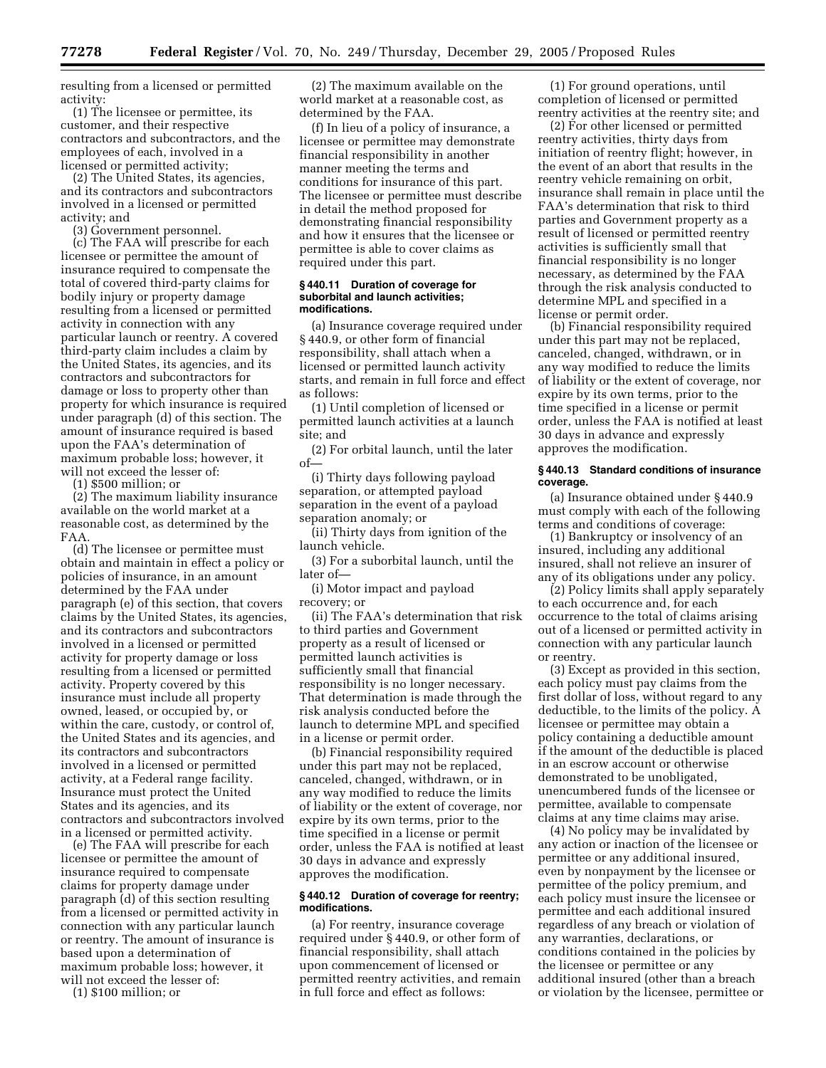resulting from a licensed or permitted activity:

(1) The licensee or permittee, its customer, and their respective contractors and subcontractors, and the employees of each, involved in a licensed or permitted activity;

(2) The United States, its agencies, and its contractors and subcontractors involved in a licensed or permitted activity; and

(3) Government personnel.

(c) The FAA will prescribe for each licensee or permittee the amount of insurance required to compensate the total of covered third-party claims for bodily injury or property damage resulting from a licensed or permitted activity in connection with any particular launch or reentry. A covered third-party claim includes a claim by the United States, its agencies, and its contractors and subcontractors for damage or loss to property other than property for which insurance is required under paragraph (d) of this section. The amount of insurance required is based upon the FAA's determination of maximum probable loss; however, it will not exceed the lesser of:

(1) $500 million; or

(2) The maximum liability insurance available on the world market at a reasonable cost, as determined by the FAA.

(d) The licensee or permittee must obtain and maintain in effect a policy or policies of insurance, in an amount determined by the FAA under paragraph (e) of this section, that covers claims by the United States, its agencies, and its contractors and subcontractors involved in a licensed or permitted activity for property damage or loss resulting from a licensed or permitted activity. Property covered by this insurance must include all property owned, leased, or occupied by, or within the care, custody, or control of, the United States and its agencies, and its contractors and subcontractors involved in a licensed or permitted activity, at a Federal range facility. Insurance must protect the United States and its agencies, and its contractors and subcontractors involved in a licensed or permitted activity.

(e) The FAA will prescribe for each licensee or permittee the amount of insurance required to compensate claims for property damage under paragraph (d) of this section resulting from a licensed or permitted activity in connection with any particular launch or reentry. The amount of insurance is based upon a determination of maximum probable loss; however, it will not exceed the lesser of:

(1) $100 million; or

(2) The maximum available on the world market at a reasonable cost, as determined by the FAA.

(f) In lieu of a policy of insurance, a licensee or permittee may demonstrate financial responsibility in another manner meeting the terms and conditions for insurance of this part. The licensee or permittee must describe in detail the method proposed for demonstrating financial responsibility and how it ensures that the licensee or permittee is able to cover claims as required under this part.

**§ 440.11 Duration of coverage for suborbital and launch activities; modifications.**

(a) Insurance coverage required under § 440.9, or other form of financial responsibility, shall attach when a licensed or permitted launch activity starts, and remain in full force and effect as follows:

(1) Until completion of licensed or permitted launch activities at a launch site; and

(2) For orbital launch, until the later of—

(i) Thirty days following payload separation, or attempted payload separation in the event of a payload separation anomaly; or

(ii) Thirty days from ignition of the launch vehicle.

(3) For a suborbital launch, until the later of—

(i) Motor impact and payload recovery; or

(ii) The FAA's determination that risk to third parties and Government property as a result of licensed or permitted launch activities is sufficiently small that financial responsibility is no longer necessary. That determination is made through the risk analysis conducted before the launch to determine MPL and specified in a license or permit order.

(b) Financial responsibility required under this part may not be replaced, canceled, changed, withdrawn, or in any way modified to reduce the limits of liability or the extent of coverage, nor expire by its own terms, prior to the time specified in a license or permit order, unless the FAA is notified at least 30 days in advance and expressly approves the modification.

**§ 440.12 Duration of coverage for reentry; modifications.**

(a) For reentry, insurance coverage required under § 440.9, or other form of financial responsibility, shall attach upon commencement of licensed or permitted reentry activities, and remain in full force and effect as follows:

(1) For ground operations, until completion of licensed or permitted reentry activities at the reentry site; and

(2) For other licensed or permitted reentry activities, thirty days from initiation of reentry flight; however, in the event of an abort that results in the reentry vehicle remaining on orbit, insurance shall remain in place until the FAA's determination that risk to third parties and Government property as a result of licensed or permitted reentry activities is sufficiently small that financial responsibility is no longer necessary, as determined by the FAA through the risk analysis conducted to determine MPL and specified in a license or permit order.

(b) Financial responsibility required under this part may not be replaced, canceled, changed, withdrawn, or in any way modified to reduce the limits of liability or the extent of coverage, nor expire by its own terms, prior to the time specified in a license or permit order, unless the FAA is notified at least 30 days in advance and expressly approves the modification.

**§ 440.13 Standard conditions of insurance coverage.**

(a) Insurance obtained under § 440.9 must comply with each of the following terms and conditions of coverage:

(1) Bankruptcy or insolvency of an insured, including any additional insured, shall not relieve an insurer of any of its obligations under any policy.

(2) Policy limits shall apply separately to each occurrence and, for each occurrence to the total of claims arising out of a licensed or permitted activity in connection with any particular launch or reentry.

(3) Except as provided in this section, each policy must pay claims from the first dollar of loss, without regard to any deductible, to the limits of the policy. A licensee or permittee may obtain a policy containing a deductible amount if the amount of the deductible is placed in an escrow account or otherwise demonstrated to be unobligated, unencumbered funds of the licensee or permittee, available to compensate claims at any time claims may arise.

(4) No policy may be invalidated by any action or inaction of the licensee or permittee or any additional insured, even by nonpayment by the licensee or permittee of the policy premium, and each policy must insure the licensee or permittee and each additional insured regardless of any breach or violation of any warranties, declarations, or conditions contained in the policies by the licensee or permittee or any additional insured (other than a breach or violation by the licensee, permittee or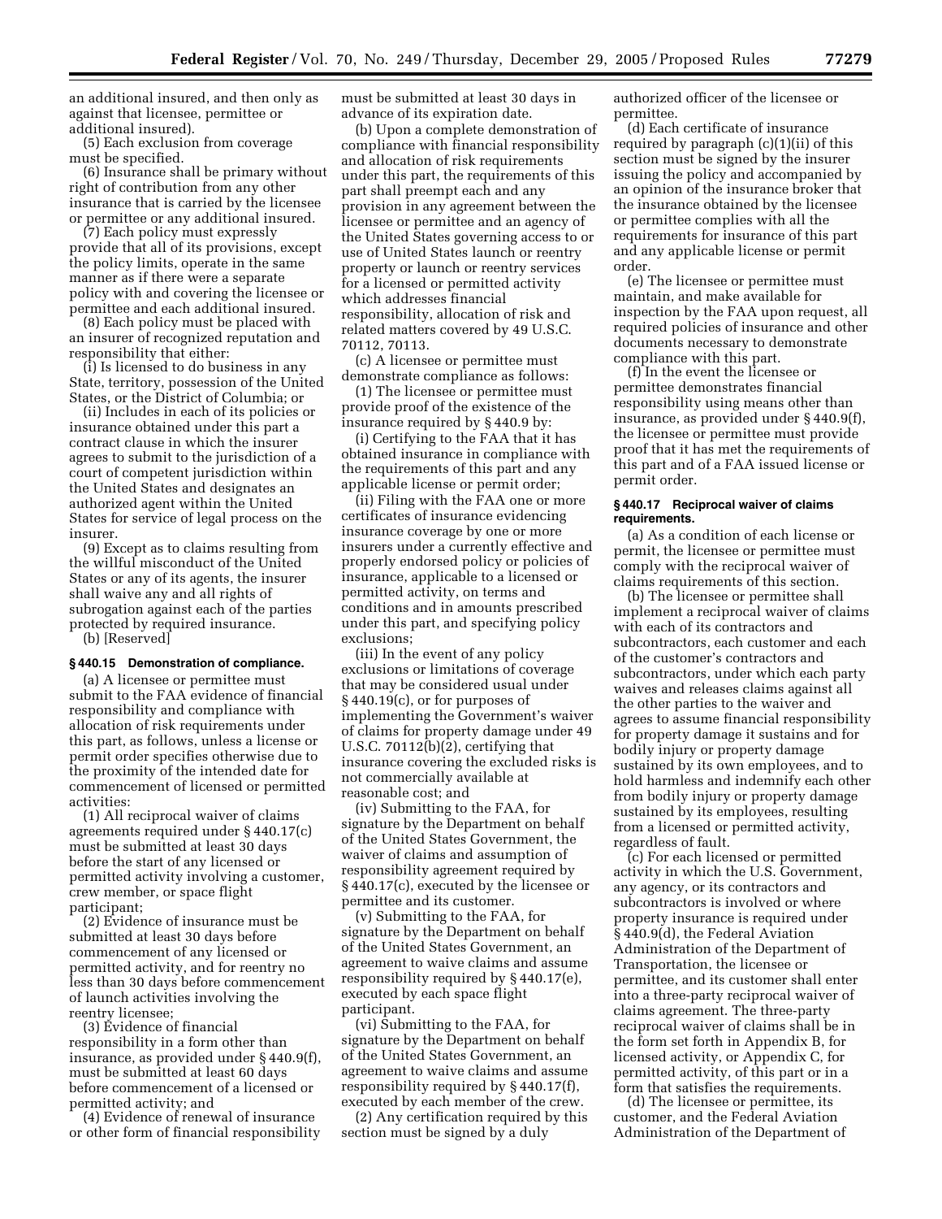an additional insured, and then only as against that licensee, permittee or additional insured).

(5) Each exclusion from coverage must be specified.

(6) Insurance shall be primary without right of contribution from any other insurance that is carried by the licensee or permittee or any additional insured.

(7) Each policy must expressly provide that all of its provisions, except the policy limits, operate in the same manner as if there were a separate policy with and covering the licensee or permittee and each additional insured.

(8) Each policy must be placed with an insurer of recognized reputation and responsibility that either:

(i) Is licensed to do business in any State, territory, possession of the United States, or the District of Columbia; or

(ii) Includes in each of its policies or insurance obtained under this part a contract clause in which the insurer agrees to submit to the jurisdiction of a court of competent jurisdiction within the United States and designates an authorized agent within the United States for service of legal process on the insurer.

(9) Except as to claims resulting from the willful misconduct of the United States or any of its agents, the insurer shall waive any and all rights of subrogation against each of the parties protected by required insurance.

(b) [Reserved]

#### § 440.15 Demonstration of compliance.

(a) A licensee or permittee must submit to the FAA evidence of financial responsibility and compliance with allocation of risk requirements under this part, as follows, unless a license or permit order specifies otherwise due to the proximity of the intended date for commencement of licensed or permitted activities:

(1) All reciprocal waiver of claims agreements required under § 440.17(c) must be submitted at least 30 days before the start of any licensed or permitted activity involving a customer, crew member, or space flight participant;

(2) Evidence of insurance must be submitted at least 30 days before commencement of any licensed or permitted activity, and for reentry no less than 30 days before commencement of launch activities involving the reentry licensee;

(3) Evidence of financial responsibility in a form other than insurance, as provided under § 440.9(f), must be submitted at least 60 days before commencement of a licensed or permitted activity; and

(4) Evidence of renewal of insurance or other form of financial responsibility must be submitted at least 30 days in advance of its expiration date.

(b) Upon a complete demonstration of compliance with financial responsibility and allocation of risk requirements under this part, the requirements of this part shall preempt each and any provision in any agreement between the licensee or permittee and an agency of the United States governing access to or use of United States launch or reentry property or launch or reentry services for a licensed or permitted activity which addresses financial responsibility, allocation of risk and related matters covered by 49 U.S.C. 70112, 70113.

(c) A licensee or permittee must demonstrate compliance as follows:

(1) The licensee or permittee must provide proof of the existence of the insurance required by § 440.9 by:

(i) Certifying to the FAA that it has obtained insurance in compliance with the requirements of this part and any applicable license or permit order;

(ii) Filing with the FAA one or more certificates of insurance evidencing insurance coverage by one or more insurers under a currently effective and properly endorsed policy or policies of insurance, applicable to a licensed or permitted activity, on terms and conditions and in amounts prescribed under this part, and specifying policy exclusions;

(iii) In the event of any policy exclusions or limitations of coverage that may be considered usual under § 440.19(c), or for purposes of implementing the Government's waiver of claims for property damage under 49 U.S.C. 70112(b)(2), certifying that insurance covering the excluded risks is not commercially available at reasonable cost; and

(iv) Submitting to the FAA, for signature by the Department on behalf of the United States Government, the waiver of claims and assumption of responsibility agreement required by § 440.17(c), executed by the licensee or permittee and its customer.

(v) Submitting to the FAA, for signature by the Department on behalf of the United States Government, an agreement to waive claims and assume responsibility required by § 440.17(e), executed by each space flight participant.

(vi) Submitting to the FAA, for signature by the Department on behalf of the United States Government, an agreement to waive claims and assume responsibility required by § 440.17(f), executed by each member of the crew.

(2) Any certification required by this section must be signed by a duly authorized officer of the licensee or permittee.

(d) Each certificate of insurance required by paragraph (c)(1)(ii) of this section must be signed by the insurer issuing the policy and accompanied by an opinion of the insurance broker that the insurance obtained by the licensee or permittee complies with all the requirements for insurance of this part and any applicable license or permit order.

(e) The licensee or permittee must maintain, and make available for inspection by the FAA upon request, all required policies of insurance and other documents necessary to demonstrate compliance with this part.

(f) In the event the licensee or permittee demonstrates financial responsibility using means other than insurance, as provided under § 440.9(f), the licensee or permittee must provide proof that it has met the requirements of this part and of a FAA issued license or permit order.

#### § 440.17 Reciprocal waiver of claims requirements.

(a) As a condition of each license or permit, the licensee or permittee must comply with the reciprocal waiver of claims requirements of this section.

(b) The licensee or permittee shall implement a reciprocal waiver of claims with each of its contractors and subcontractors, each customer and each of the customer's contractors and subcontractors, under which each party waives and releases claims against all the other parties to the waiver and agrees to assume financial responsibility for property damage it sustains and for bodily injury or property damage sustained by its own employees, and to hold harmless and indemnify each other from bodily injury or property damage sustained by its employees, resulting from a licensed or permitted activity, regardless of fault.

(c) For each licensed or permitted activity in which the U.S. Government, any agency, or its contractors and subcontractors is involved or where property insurance is required under § 440.9(d), the Federal Aviation Administration of the Department of Transportation, the licensee or permittee, and its customer shall enter into a three-party reciprocal waiver of claims agreement. The three-party reciprocal waiver of claims shall be in the form set forth in Appendix B, for licensed activity, or Appendix C, for permitted activity, of this part or in a form that satisfies the requirements.

(d) The licensee or permittee, its customer, and the Federal Aviation Administration of the Department of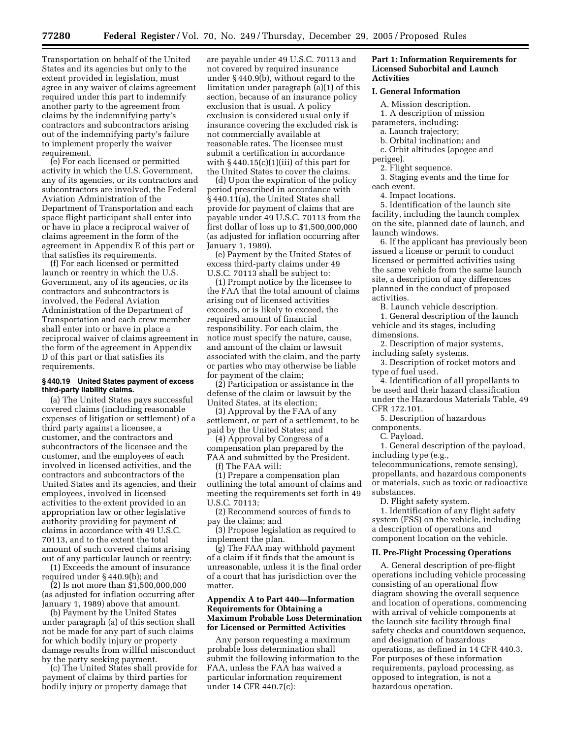Transportation on behalf of the United States and its agencies but only to the extent provided in legislation, must agree in any waiver of claims agreement required under this part to indemnify another party to the agreement from claims by the indemnifying party's contractors and subcontractors arising out of the indemnifying party's failure to implement properly the waiver requirement.

(e) For each licensed or permitted activity in which the U.S. Government, any of its agencies, or its contractors and subcontractors are involved, the Federal Aviation Administration of the Department of Transportation and each space flight participant shall enter into or have in place a reciprocal waiver of claims agreement in the form of the agreement in Appendix E of this part or that satisfies its requirements.

(f) For each licensed or permitted launch or reentry in which the U.S. Government, any of its agencies, or its contractors and subcontractors is involved, the Federal Aviation Administration of the Department of Transportation and each crew member shall enter into or have in place a reciprocal waiver of claims agreement in the form of the agreement in Appendix D of this part or that satisfies its requirements.

### § 440.19 United States payment of excess third-party liability claims.

(a) The United States pays successful covered claims (including reasonable expenses of litigation or settlement) of a third party against a licensee, a customer, and the contractors and subcontractors of the licensee and the customer, and the employees of each involved in licensed activities, and the contractors and subcontractors of the United States and its agencies, and their employees, involved in licensed activities to the extent provided in an appropriation law or other legislative authority providing for payment of claims in accordance with 49 U.S.C. 70113, and to the extent the total amount of such covered claims arising out of any particular launch or reentry:

(1) Exceeds the amount of insurance required under § 440.9(b); and

(2) Is not more than $1,500,000,000 (as adjusted for inflation occurring after January 1, 1989) above that amount.

(b) Payment by the United States under paragraph (a) of this section shall not be made for any part of such claims for which bodily injury or property damage results from willful misconduct by the party seeking payment.

(c) The United States shall provide for payment of claims by third parties for bodily injury or property damage that are payable under 49 U.S.C. 70113 and not covered by required insurance under § 440.9(b), without regard to the limitation under paragraph (a)(1) of this section, because of an insurance policy exclusion that is usual. A policy exclusion is considered usual only if insurance covering the excluded risk is not commercially available at reasonable rates. The licensee must submit a certification in accordance with § 440.15(c)(1)(iii) of this part for the United States to cover the claims.

(d) Upon the expiration of the policy period prescribed in accordance with § 440.11(a), the United States shall provide for payment of claims that are payable under 49 U.S.C. 70113 from the first dollar of loss up to $1,500,000,000 (as adjusted for inflation occurring after January 1, 1989).

(e) Payment by the United States of excess third-party claims under 49 U.S.C. 70113 shall be subject to:

(1) Prompt notice by the licensee to the FAA that the total amount of claims arising out of licensed activities exceeds, or is likely to exceed, the required amount of financial responsibility. For each claim, the notice must specify the nature, cause, and amount of the claim or lawsuit associated with the claim, and the party or parties who may otherwise be liable for payment of the claim;

(2) Participation or assistance in the defense of the claim or lawsuit by the United States, at its election;

(3) Approval by the FAA of any settlement, or part of a settlement, to be paid by the United States; and

(4) Approval by Congress of a compensation plan prepared by the FAA and submitted by the President.

(f) The FAA will:

(1) Prepare a compensation plan outlining the total amount of claims and meeting the requirements set forth in 49 U.S.C. 70113;

(2) Recommend sources of funds to pay the claims; and

(3) Propose legislation as required to implement the plan.

(g) The FAA may withhold payment of a claim if it finds that the amount is unreasonable, unless it is the final order of a court that has jurisdiction over the matter.

## Appendix A to Part 440—Information Requirements for Obtaining a Maximum Probable Loss Determination for Licensed or Permitted Activities

Any person requesting a maximum probable loss determination shall submit the following information to the FAA, unless the FAA has waived a particular information requirement under 14 CFR 440.7(c):

### Part 1: Information Requirements for Licensed Suborbital and Launch Activities

#### I. General Information

A. Mission description.

1. A description of mission parameters, including:

a. Launch trajectory;

b. Orbital inclination; and

c. Orbit altitudes (apogee and perigee).

2. Flight sequence.

3. Staging events and the time for each event.

4. Impact locations.

5. Identification of the launch site facility, including the launch complex on the site, planned date of launch, and launch windows.

6. If the applicant has previously been issued a license or permit to conduct licensed or permitted activities using the same vehicle from the same launch site, a description of any differences planned in the conduct of proposed activities.

B. Launch vehicle description.

1. General description of the launch vehicle and its stages, including dimensions.

2. Description of major systems, including safety systems.

3. Description of rocket motors and type of fuel used.

4. Identification of all propellants to be used and their hazard classification under the Hazardous Materials Table, 49 CFR 172.101.

5. Description of hazardous components.

C. Payload.

1. General description of the payload, including type (e.g., telecommunications, remote sensing), propellants, and hazardous components or materials, such as toxic or radioactive substances.

D. Flight safety system.

1. Identification of any flight safety system (FSS) on the vehicle, including a description of operations and component location on the vehicle.

#### II. Pre-Flight Processing Operations

A. General description of pre-flight operations including vehicle processing consisting of an operational flow diagram showing the overall sequence and location of operations, commencing with arrival of vehicle components at the launch site facility through final safety checks and countdown sequence, and designation of hazardous operations, as defined in 14 CFR 440.3. For purposes of these information requirements, payload processing, as opposed to integration, is not a hazardous operation.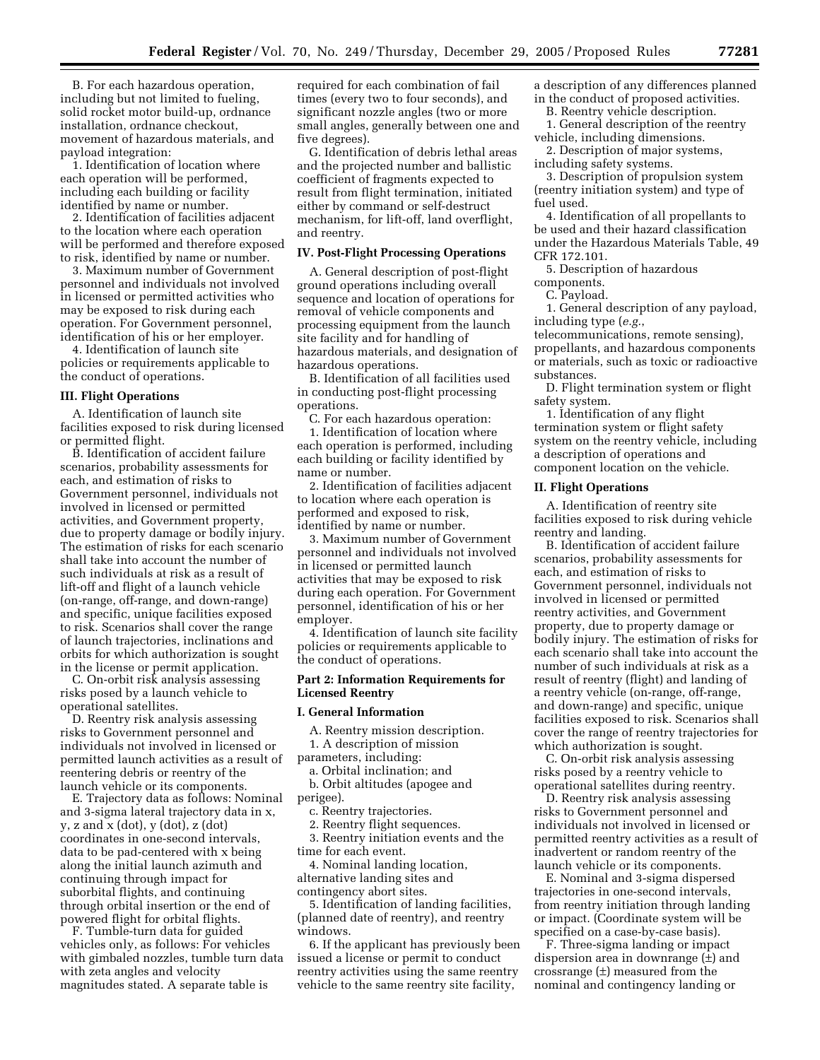B. For each hazardous operation, including but not limited to fueling, solid rocket motor build-up, ordnance installation, ordnance checkout, movement of hazardous materials, and payload integration:

1. Identification of location where each operation will be performed, including each building or facility identified by name or number.

2. Identification of facilities adjacent to the location where each operation will be performed and therefore exposed to risk, identified by name or number.

3. Maximum number of Government personnel and individuals not involved in licensed or permitted activities who may be exposed to risk during each operation. For Government personnel, identification of his or her employer.

4. Identification of launch site policies or requirements applicable to the conduct of operations.

### III. Flight Operations

A. Identification of launch site facilities exposed to risk during licensed or permitted flight.

B. Identification of accident failure scenarios, probability assessments for each, and estimation of risks to Government personnel, individuals not involved in licensed or permitted activities, and Government property, due to property damage or bodily injury. The estimation of risks for each scenario shall take into account the number of such individuals at risk as a result of lift-off and flight of a launch vehicle (on-range, off-range, and down-range) and specific, unique facilities exposed to risk. Scenarios shall cover the range of launch trajectories, inclinations and orbits for which authorization is sought in the license or permit application.

C. On-orbit risk analysis assessing risks posed by a launch vehicle to operational satellites.

D. Reentry risk analysis assessing risks to Government personnel and individuals not involved in licensed or permitted launch activities as a result of reentering debris or reentry of the launch vehicle or its components.

E. Trajectory data as follows: Nominal and 3-sigma lateral trajectory data in x, y, z and x (dot), y (dot), z (dot) coordinates in one-second intervals, data to be pad-centered with x being along the initial launch azimuth and continuing through impact for suborbital flights, and continuing through orbital insertion or the end of powered flight for orbital flights.

F. Tumble-turn data for guided vehicles only, as follows: For vehicles with gimbaled nozzles, tumble turn data with zeta angles and velocity magnitudes stated. A separate table is required for each combination of fail times (every two to four seconds), and significant nozzle angles (two or more small angles, generally between one and five degrees).

G. Identification of debris lethal areas and the projected number and ballistic coefficient of fragments expected to result from flight termination, initiated either by command or self-destruct mechanism, for lift-off, land overflight, and reentry.

### IV. Post-Flight Processing Operations

A. General description of post-flight ground operations including overall sequence and location of operations for removal of vehicle components and processing equipment from the launch site facility and for handling of hazardous materials, and designation of hazardous operations.

B. Identification of all facilities used in conducting post-flight processing operations.

C. For each hazardous operation:

1. Identification of location where each operation is performed, including each building or facility identified by name or number.

2. Identification of facilities adjacent to location where each operation is performed and exposed to risk, identified by name or number.

3. Maximum number of Government personnel and individuals not involved in licensed or permitted launch activities that may be exposed to risk during each operation. For Government personnel, identification of his or her employer.

4. Identification of launch site facility policies or requirements applicable to the conduct of operations.

## Part 2: Information Requirements for Licensed Reentry

### I. General Information

A. Reentry mission description.

1. A description of mission parameters, including:

a. Orbital inclination; and

b. Orbit altitudes (apogee and perigee).

c. Reentry trajectories.

2. Reentry flight sequences.

3. Reentry initiation events and the time for each event.

4. Nominal landing location, alternative landing sites and contingency abort sites.

5. Identification of landing facilities, (planned date of reentry), and reentry windows.

6. If the applicant has previously been issued a license or permit to conduct reentry activities using the same reentry vehicle to the same reentry site facility, a description of any differences planned in the conduct of proposed activities.

B. Reentry vehicle description.

1. General description of the reentry vehicle, including dimensions.

2. Description of major systems, including safety systems.

3. Description of propulsion system (reentry initiation system) and type of fuel used.

4. Identification of all propellants to be used and their hazard classification under the Hazardous Materials Table, 49 CFR 172.101.

5. Description of hazardous components.

C. Payload.

1. General description of any payload, including type (*e.g.*, telecommunications, remote sensing), propellants, and hazardous components or materials, such as toxic or radioactive substances.

D. Flight termination system or flight safety system.

1. Identification of any flight termination system or flight safety system on the reentry vehicle, including a description of operations and component location on the vehicle.

### II. Flight Operations

A. Identification of reentry site facilities exposed to risk during vehicle reentry and landing.

B. Identification of accident failure scenarios, probability assessments for each, and estimation of risks to Government personnel, individuals not involved in licensed or permitted reentry activities, and Government property, due to property damage or bodily injury. The estimation of risks for each scenario shall take into account the number of such individuals at risk as a result of reentry (flight) and landing of a reentry vehicle (on-range, off-range, and down-range) and specific, unique facilities exposed to risk. Scenarios shall cover the range of reentry trajectories for which authorization is sought.

C. On-orbit risk analysis assessing risks posed by a reentry vehicle to operational satellites during reentry.

D. Reentry risk analysis assessing risks to Government personnel and individuals not involved in licensed or permitted reentry activities as a result of inadvertent or random reentry of the launch vehicle or its components.

E. Nominal and 3-sigma dispersed trajectories in one-second intervals, from reentry initiation through landing or impact. (Coordinate system will be specified on a case-by-case basis).

F. Three-sigma landing or impact dispersion area in downrange (±) and crossrange (±) measured from the nominal and contingency landing or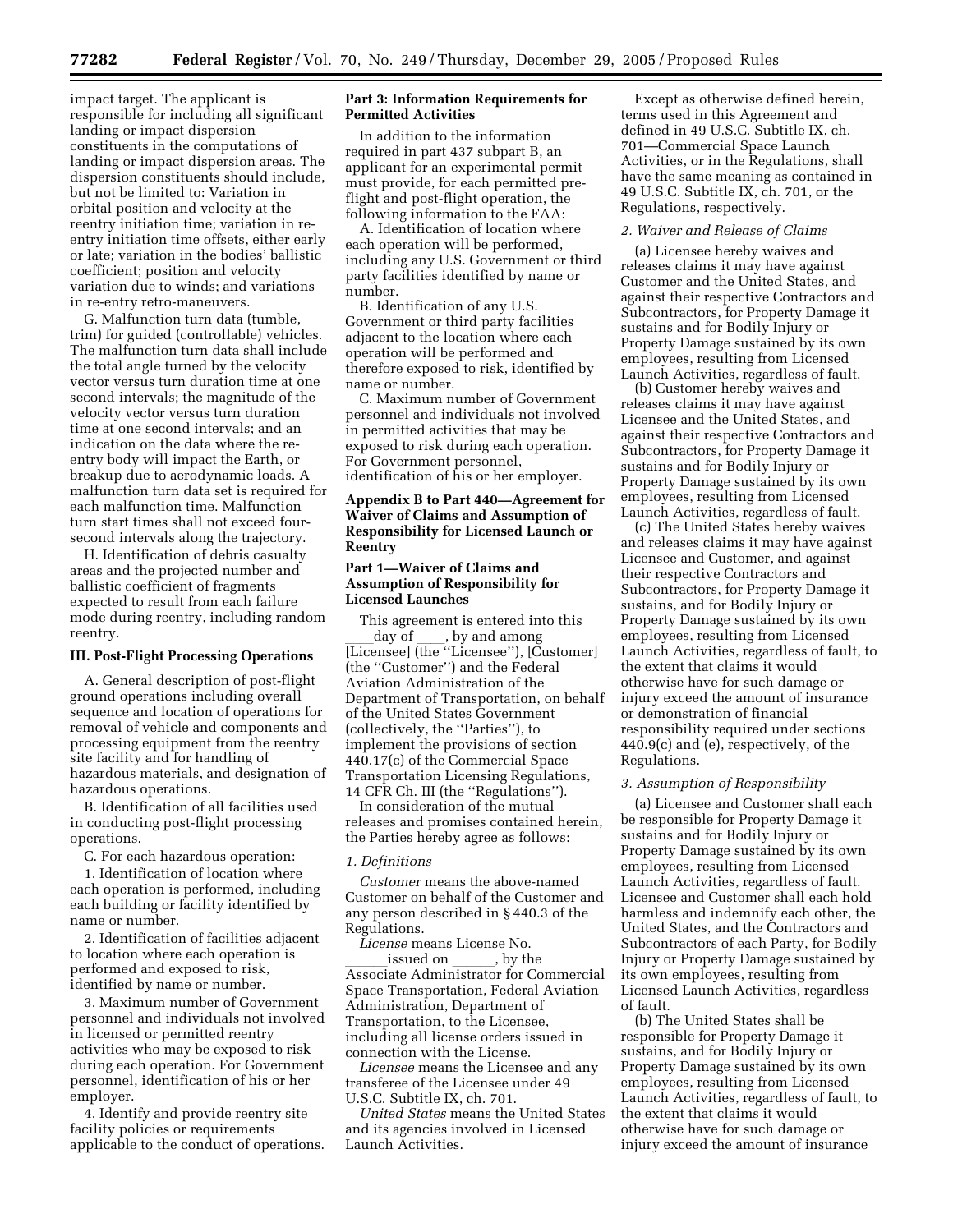impact target. The applicant is responsible for including all significant landing or impact dispersion constituents in the computations of landing or impact dispersion areas. The dispersion constituents should include, but not be limited to: Variation in orbital position and velocity at the reentry initiation time; variation in re-entry initiation time offsets, either early or late; variation in the bodies' ballistic coefficient; position and velocity variation due to winds; and variations in re-entry retro-maneuvers.

G. Malfunction turn data (tumble, trim) for guided (controllable) vehicles. The malfunction turn data shall include the total angle turned by the velocity vector versus turn duration time at one second intervals; the magnitude of the velocity vector versus turn duration time at one second intervals; and an indication on the data where the re-entry body will impact the Earth, or breakup due to aerodynamic loads. A malfunction turn data set is required for each malfunction time. Malfunction turn start times shall not exceed four-second intervals along the trajectory.

H. Identification of debris casualty areas and the projected number and ballistic coefficient of fragments expected to result from each failure mode during reentry, including random reentry.

**III. Post-Flight Processing Operations**

A. General description of post-flight ground operations including overall sequence and location of operations for removal of vehicle and components and processing equipment from the reentry site facility and for handling of hazardous materials, and designation of hazardous operations.

B. Identification of all facilities used in conducting post-flight processing operations.

C. For each hazardous operation:

1. Identification of location where each operation is performed, including each building or facility identified by name or number.

2. Identification of facilities adjacent to location where each operation is performed and exposed to risk, identified by name or number.

3. Maximum number of Government personnel and individuals not involved in licensed or permitted reentry activities who may be exposed to risk during each operation. For Government personnel, identification of his or her employer.

4. Identify and provide reentry site facility policies or requirements applicable to the conduct of operations.

**Part 3: Information Requirements for Permitted Activities**

In addition to the information required in part 437 subpart B, an applicant for an experimental permit must provide, for each permitted pre-flight and post-flight operation, the following information to the FAA:

A. Identification of location where each operation will be performed, including any U.S. Government or third party facilities identified by name or number.

B. Identification of any U.S. Government or third party facilities adjacent to the location where each operation will be performed and therefore exposed to risk, identified by name or number.

C. Maximum number of Government personnel and individuals not involved in permitted activities that may be exposed to risk during each operation. For Government personnel, identification of his or her employer.

## Appendix B to Part 440—Agreement for Waiver of Claims and Assumption of Responsibility for Licensed Launch or Reentry

### Part 1—Waiver of Claims and Assumption of Responsibility for Licensed Launches

This agreement is entered into this ____day of ____, by and among [Licensee] (the ''Licensee''), [Customer] (the ''Customer'') and the Federal Aviation Administration of the Department of Transportation, on behalf of the United States Government (collectively, the ''Parties''), to implement the provisions of section 440.17(c) of the Commercial Space Transportation Licensing Regulations, 14 CFR Ch. III (the ''Regulations'').

In consideration of the mutual releases and promises contained herein, the Parties hereby agree as follows:

*1. Definitions*

*Customer* means the above-named Customer on behalf of the Customer and any person described in § 440.3 of the Regulations.

*License* means License No. ______issued on ______, by the Associate Administrator for Commercial Space Transportation, Federal Aviation Administration, Department of Transportation, to the Licensee, including all license orders issued in connection with the License.

*Licensee* means the Licensee and any transferee of the Licensee under 49 U.S.C. Subtitle IX, ch. 701.

*United States* means the United States and its agencies involved in Licensed Launch Activities.

Except as otherwise defined herein, terms used in this Agreement and defined in 49 U.S.C. Subtitle IX, ch. 701—Commercial Space Launch Activities, or in the Regulations, shall have the same meaning as contained in 49 U.S.C. Subtitle IX, ch. 701, or the Regulations, respectively.

*2. Waiver and Release of Claims*

(a) Licensee hereby waives and releases claims it may have against Customer and the United States, and against their respective Contractors and Subcontractors, for Property Damage it sustains and for Bodily Injury or Property Damage sustained by its own employees, resulting from Licensed Launch Activities, regardless of fault.

(b) Customer hereby waives and releases claims it may have against Licensee and the United States, and against their respective Contractors and Subcontractors, for Property Damage it sustains and for Bodily Injury or Property Damage sustained by its own employees, resulting from Licensed Launch Activities, regardless of fault.

(c) The United States hereby waives and releases claims it may have against Licensee and Customer, and against their respective Contractors and Subcontractors, for Property Damage it sustains, and for Bodily Injury or Property Damage sustained by its own employees, resulting from Licensed Launch Activities, regardless of fault, to the extent that claims it would otherwise have for such damage or injury exceed the amount of insurance or demonstration of financial responsibility required under sections 440.9(c) and (e), respectively, of the Regulations.

*3. Assumption of Responsibility*

(a) Licensee and Customer shall each be responsible for Property Damage it sustains and for Bodily Injury or Property Damage sustained by its own employees, resulting from Licensed Launch Activities, regardless of fault. Licensee and Customer shall each hold harmless and indemnify each other, the United States, and the Contractors and Subcontractors of each Party, for Bodily Injury or Property Damage sustained by its own employees, resulting from Licensed Launch Activities, regardless of fault.

(b) The United States shall be responsible for Property Damage it sustains, and for Bodily Injury or Property Damage sustained by its own employees, resulting from Licensed Launch Activities, regardless of fault, to the extent that claims it would otherwise have for such damage or injury exceed the amount of insurance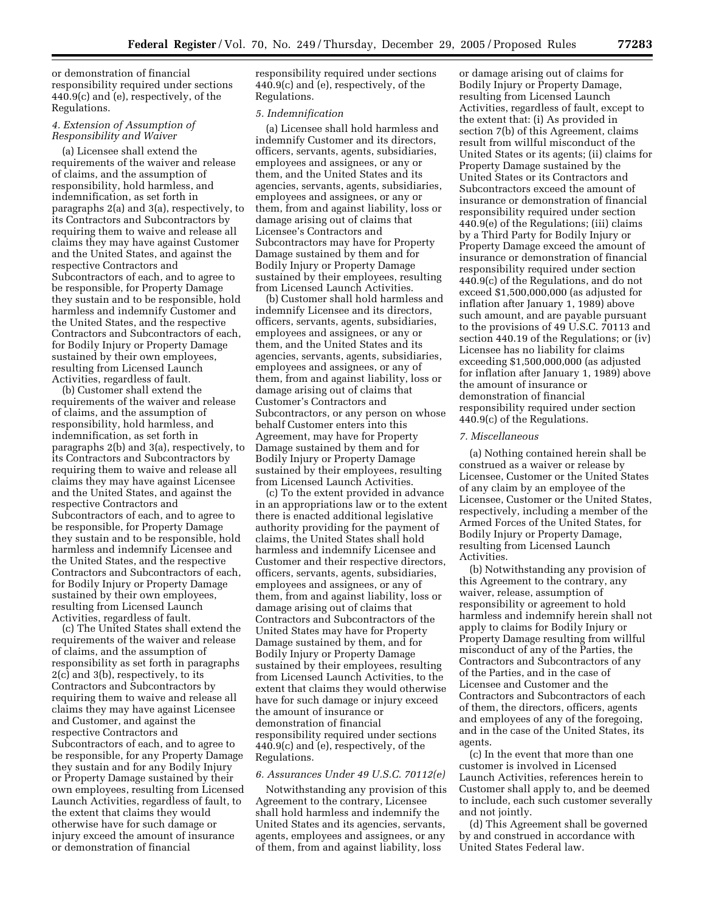or demonstration of financial responsibility required under sections 440.9(c) and (e), respectively, of the Regulations.

*4. Extension of Assumption of Responsibility and Waiver*

(a) Licensee shall extend the requirements of the waiver and release of claims, and the assumption of responsibility, hold harmless, and indemnification, as set forth in paragraphs 2(a) and 3(a), respectively, to its Contractors and Subcontractors by requiring them to waive and release all claims they may have against Customer and the United States, and against the respective Contractors and Subcontractors of each, and to agree to be responsible, for Property Damage they sustain and to be responsible, hold harmless and indemnify Customer and the United States, and the respective Contractors and Subcontractors of each, for Bodily Injury or Property Damage sustained by their own employees, resulting from Licensed Launch Activities, regardless of fault.

(b) Customer shall extend the requirements of the waiver and release of claims, and the assumption of responsibility, hold harmless, and indemnification, as set forth in paragraphs 2(b) and 3(a), respectively, to its Contractors and Subcontractors by requiring them to waive and release all claims they may have against Licensee and the United States, and against the respective Contractors and Subcontractors of each, and to agree to be responsible, for Property Damage they sustain and to be responsible, hold harmless and indemnify Licensee and the United States, and the respective Contractors and Subcontractors of each, for Bodily Injury or Property Damage sustained by their own employees, resulting from Licensed Launch Activities, regardless of fault.

(c) The United States shall extend the requirements of the waiver and release of claims, and the assumption of responsibility as set forth in paragraphs 2(c) and 3(b), respectively, to its Contractors and Subcontractors by requiring them to waive and release all claims they may have against Licensee and Customer, and against the respective Contractors and Subcontractors of each, and to agree to be responsible, for any Property Damage they sustain and for any Bodily Injury or Property Damage sustained by their own employees, resulting from Licensed Launch Activities, regardless of fault, to the extent that claims they would otherwise have for such damage or injury exceed the amount of insurance or demonstration of financial responsibility required under sections 440.9(c) and (e), respectively, of the Regulations.

*5. Indemnification*

(a) Licensee shall hold harmless and indemnify Customer and its directors, officers, servants, agents, subsidiaries, employees and assignees, or any or them, and the United States and its agencies, servants, agents, subsidiaries, employees and assignees, or any or them, from and against liability, loss or damage arising out of claims that Licensee's Contractors and Subcontractors may have for Property Damage sustained by them and for Bodily Injury or Property Damage sustained by their employees, resulting from Licensed Launch Activities.

(b) Customer shall hold harmless and indemnify Licensee and its directors, officers, servants, agents, subsidiaries, employees and assignees, or any or them, and the United States and its agencies, servants, agents, subsidiaries, employees and assignees, or any of them, from and against liability, loss or damage arising out of claims that Customer's Contractors and Subcontractors, or any person on whose behalf Customer enters into this Agreement, may have for Property Damage sustained by them and for Bodily Injury or Property Damage sustained by their employees, resulting from Licensed Launch Activities.

(c) To the extent provided in advance in an appropriations law or to the extent there is enacted additional legislative authority providing for the payment of claims, the United States shall hold harmless and indemnify Licensee and Customer and their respective directors, officers, servants, agents, subsidiaries, employees and assignees, or any of them, from and against liability, loss or damage arising out of claims that Contractors and Subcontractors of the United States may have for Property Damage sustained by them, and for Bodily Injury or Property Damage sustained by their employees, resulting from Licensed Launch Activities, to the extent that claims they would otherwise have for such damage or injury exceed the amount of insurance or demonstration of financial responsibility required under sections 440.9(c) and (e), respectively, of the Regulations.

*6. Assurances Under 49 U.S.C. 70112(e)*

Notwithstanding any provision of this Agreement to the contrary, Licensee shall hold harmless and indemnify the United States and its agencies, servants, agents, employees and assignees, or any of them, from and against liability, loss or damage arising out of claims for Bodily Injury or Property Damage, resulting from Licensed Launch Activities, regardless of fault, except to the extent that: (i) As provided in section 7(b) of this Agreement, claims result from willful misconduct of the United States or its agents; (ii) claims for Property Damage sustained by the United States or its Contractors and Subcontractors exceed the amount of insurance or demonstration of financial responsibility required under section 440.9(e) of the Regulations; (iii) claims by a Third Party for Bodily Injury or Property Damage exceed the amount of insurance or demonstration of financial responsibility required under section 440.9(c) of the Regulations, and do not exceed $1,500,000,000 (as adjusted for inflation after January 1, 1989) above such amount, and are payable pursuant to the provisions of 49 U.S.C. 70113 and section 440.19 of the Regulations; or (iv) Licensee has no liability for claims exceeding $1,500,000,000 (as adjusted for inflation after January 1, 1989) above the amount of insurance or demonstration of financial responsibility required under section 440.9(c) of the Regulations.

*7. Miscellaneous*

(a) Nothing contained herein shall be construed as a waiver or release by Licensee, Customer or the United States of any claim by an employee of the Licensee, Customer or the United States, respectively, including a member of the Armed Forces of the United States, for Bodily Injury or Property Damage, resulting from Licensed Launch Activities.

(b) Notwithstanding any provision of this Agreement to the contrary, any waiver, release, assumption of responsibility or agreement to hold harmless and indemnify herein shall not apply to claims for Bodily Injury or Property Damage resulting from willful misconduct of any of the Parties, the Contractors and Subcontractors of any of the Parties, and in the case of Licensee and Customer and the Contractors and Subcontractors of each of them, the directors, officers, agents and employees of any of the foregoing, and in the case of the United States, its agents.

(c) In the event that more than one customer is involved in Licensed Launch Activities, references herein to Customer shall apply to, and be deemed to include, each such customer severally and not jointly.

(d) This Agreement shall be governed by and construed in accordance with United States Federal law.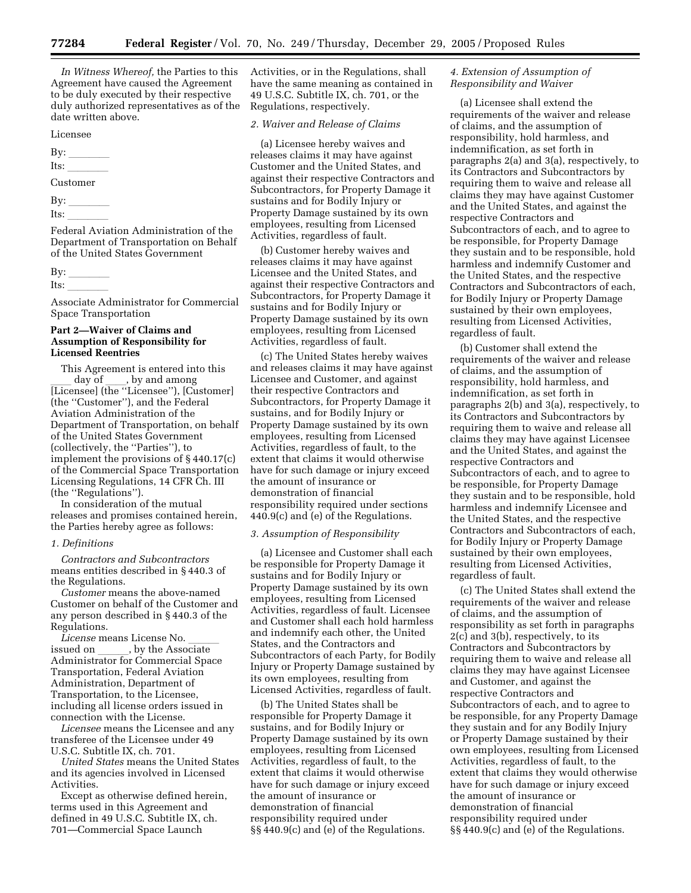*In Witness Whereof,* the Parties to this Agreement have caused the Agreement to be duly executed by their respective duly authorized representatives as of the date written above.

Licensee

By: ________

Its: ________

Customer

By: ________

Its: ________

Federal Aviation Administration of the Department of Transportation on Behalf of the United States Government

By: ________

Its: ________

Associate Administrator for Commercial Space Transportation

**Part 2—Waiver of Claims and Assumption of Responsibility for Licensed Reentries**

This Agreement is entered into this ____ day of ____, by and among [Licensee] (the ''Licensee''), [Customer] (the ''Customer''), and the Federal Aviation Administration of the Department of Transportation, on behalf of the United States Government (collectively, the ''Parties''), to implement the provisions of § 440.17(c) of the Commercial Space Transportation Licensing Regulations, 14 CFR Ch. III (the ''Regulations'').

In consideration of the mutual releases and promises contained herein, the Parties hereby agree as follows:

*1. Definitions*

*Contractors and Subcontractors* means entities described in § 440.3 of the Regulations.

*Customer* means the above-named Customer on behalf of the Customer and any person described in § 440.3 of the Regulations.

*License* means License No. ______ issued on ______, by the Associate Administrator for Commercial Space Transportation, Federal Aviation Administration, Department of Transportation, to the Licensee, including all license orders issued in connection with the License.

*Licensee* means the Licensee and any transferee of the Licensee under 49 U.S.C. Subtitle IX, ch. 701.

*United States* means the United States and its agencies involved in Licensed Activities.

Except as otherwise defined herein, terms used in this Agreement and defined in 49 U.S.C. Subtitle IX, ch. 701—Commercial Space Launch Activities, or in the Regulations, shall have the same meaning as contained in 49 U.S.C. Subtitle IX, ch. 701, or the Regulations, respectively.

*2. Waiver and Release of Claims*

(a) Licensee hereby waives and releases claims it may have against Customer and the United States, and against their respective Contractors and Subcontractors, for Property Damage it sustains and for Bodily Injury or Property Damage sustained by its own employees, resulting from Licensed Activities, regardless of fault.

(b) Customer hereby waives and releases claims it may have against Licensee and the United States, and against their respective Contractors and Subcontractors, for Property Damage it sustains and for Bodily Injury or Property Damage sustained by its own employees, resulting from Licensed Activities, regardless of fault.

(c) The United States hereby waives and releases claims it may have against Licensee and Customer, and against their respective Contractors and Subcontractors, for Property Damage it sustains, and for Bodily Injury or Property Damage sustained by its own employees, resulting from Licensed Activities, regardless of fault, to the extent that claims it would otherwise have for such damage or injury exceed the amount of insurance or demonstration of financial responsibility required under sections 440.9(c) and (e) of the Regulations.

*3. Assumption of Responsibility*

(a) Licensee and Customer shall each be responsible for Property Damage it sustains and for Bodily Injury or Property Damage sustained by its own employees, resulting from Licensed Activities, regardless of fault. Licensee and Customer shall each hold harmless and indemnify each other, the United States, and the Contractors and Subcontractors of each Party, for Bodily Injury or Property Damage sustained by its own employees, resulting from Licensed Activities, regardless of fault.

(b) The United States shall be responsible for Property Damage it sustains, and for Bodily Injury or Property Damage sustained by its own employees, resulting from Licensed Activities, regardless of fault, to the extent that claims it would otherwise have for such damage or injury exceed the amount of insurance or demonstration of financial responsibility required under §§ 440.9(c) and (e) of the Regulations.

*4. Extension of Assumption of Responsibility and Waiver*

(a) Licensee shall extend the requirements of the waiver and release of claims, and the assumption of responsibility, hold harmless, and indemnification, as set forth in paragraphs 2(a) and 3(a), respectively, to its Contractors and Subcontractors by requiring them to waive and release all claims they may have against Customer and the United States, and against the respective Contractors and Subcontractors of each, and to agree to be responsible, for Property Damage they sustain and to be responsible, hold harmless and indemnify Customer and the United States, and the respective Contractors and Subcontractors of each, for Bodily Injury or Property Damage sustained by their own employees, resulting from Licensed Activities, regardless of fault.

(b) Customer shall extend the requirements of the waiver and release of claims, and the assumption of responsibility, hold harmless, and indemnification, as set forth in paragraphs 2(b) and 3(a), respectively, to its Contractors and Subcontractors by requiring them to waive and release all claims they may have against Licensee and the United States, and against the respective Contractors and Subcontractors of each, and to agree to be responsible, for Property Damage they sustain and to be responsible, hold harmless and indemnify Licensee and the United States, and the respective Contractors and Subcontractors of each, for Bodily Injury or Property Damage sustained by their own employees, resulting from Licensed Activities, regardless of fault.

(c) The United States shall extend the requirements of the waiver and release of claims, and the assumption of responsibility as set forth in paragraphs 2(c) and 3(b), respectively, to its Contractors and Subcontractors by requiring them to waive and release all claims they may have against Licensee and Customer, and against the respective Contractors and Subcontractors of each, and to agree to be responsible, for any Property Damage they sustain and for any Bodily Injury or Property Damage sustained by their own employees, resulting from Licensed Activities, regardless of fault, to the extent that claims they would otherwise have for such damage or injury exceed the amount of insurance or demonstration of financial responsibility required under §§ 440.9(c) and (e) of the Regulations.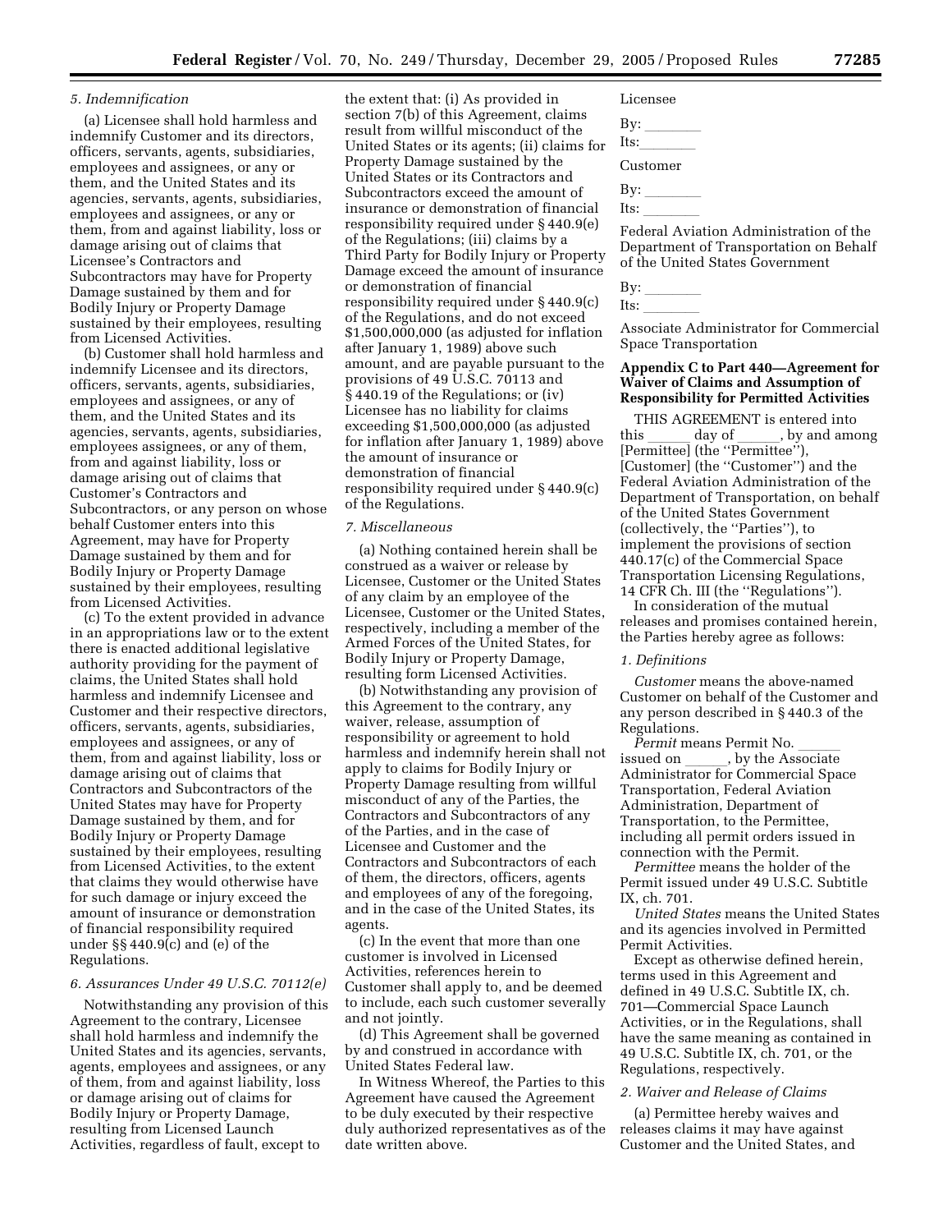*5. Indemnification*

(a) Licensee shall hold harmless and indemnify Customer and its directors, officers, servants, agents, subsidiaries, employees and assignees, or any of them, and the United States and its agencies, servants, agents, subsidiaries, employees and assignees, or any of them, from and against liability, loss or damage arising out of claims that Licensee's Contractors and Subcontractors may have for Property Damage sustained by them and for Bodily Injury or Property Damage sustained by their employees, resulting from Licensed Activities.

(b) Customer shall hold harmless and indemnify Licensee and its directors, officers, servants, agents, subsidiaries, employees and assignees, or any of them, and the United States and its agencies, servants, agents, subsidiaries, employees assignees, or any of them, from and against liability, loss or damage arising out of claims that Customer's Contractors and Subcontractors, or any person on whose behalf Customer enters into this Agreement, may have for Property Damage sustained by them and for Bodily Injury or Property Damage sustained by their employees, resulting from Licensed Activities.

(c) To the extent provided in advance in an appropriations law or to the extent there is enacted additional legislative authority providing for the payment of claims, the United States shall hold harmless and indemnify Licensee and Customer and their respective directors, officers, servants, agents, subsidiaries, employees and assignees, or any of them, from and against liability, loss or damage arising out of claims that Contractors and Subcontractors of the United States may have for Property Damage sustained by them, and for Bodily Injury or Property Damage sustained by their employees, resulting from Licensed Activities, to the extent that claims they would otherwise have for such damage or injury exceed the amount of insurance or demonstration of financial responsibility required under §§ 440.9(c) and (e) of the Regulations.

*6. Assurances Under 49 U.S.C. 70112(e)*

Notwithstanding any provision of this Agreement to the contrary, Licensee shall hold harmless and indemnify the United States and its agencies, servants, agents, employees and assignees, or any of them, from and against liability, loss or damage arising out of claims for Bodily Injury or Property Damage, resulting from Licensed Launch Activities, regardless of fault, except to the extent that: (i) As provided in section 7(b) of this Agreement, claims result from willful misconduct of the United States or its agents; (ii) claims for Property Damage sustained by the United States or its Contractors and Subcontractors exceed the amount of insurance or demonstration of financial responsibility required under § 440.9(e) of the Regulations; (iii) claims by a Third Party for Bodily Injury or Property Damage exceed the amount of insurance or demonstration of financial responsibility required under § 440.9(c) of the Regulations, and do not exceed $1,500,000,000 (as adjusted for inflation after January 1, 1989) above such amount, and are payable pursuant to the provisions of 49 U.S.C. 70113 and § 440.19 of the Regulations; or (iv) Licensee has no liability for claims exceeding $1,500,000,000 (as adjusted for inflation after January 1, 1989) above the amount of insurance or demonstration of financial responsibility required under § 440.9(c) of the Regulations.

*7. Miscellaneous*

(a) Nothing contained herein shall be construed as a waiver or release by Licensee, Customer or the United States of any claim by an employee of the Licensee, Customer or the United States, respectively, including a member of the Armed Forces of the United States, for Bodily Injury or Property Damage, resulting form Licensed Activities.

(b) Notwithstanding any provision of this Agreement to the contrary, any waiver, release, assumption of responsibility or agreement to hold harmless and indemnify herein shall not apply to claims for Bodily Injury or Property Damage resulting from willful misconduct of any of the Parties, the Contractors and Subcontractors of any of the Parties, and in the case of Licensee and Customer and the Contractors and Subcontractors of each of them, the directors, officers, agents and employees of any of the foregoing, and in the case of the United States, its agents.

(c) In the event that more than one customer is involved in Licensed Activities, references herein to Customer shall apply to, and be deemed to include, each such customer severally and not jointly.

(d) This Agreement shall be governed by and construed in accordance with United States Federal law.

In Witness Whereof, the Parties to this Agreement have caused the Agreement to be duly executed by their respective duly authorized representatives as of the date written above.

Licensee

By: ________

Its: ________

Customer

By: ________

Its: ________

Federal Aviation Administration of the Department of Transportation on Behalf of the United States Government

By: ________

Its: ________

Associate Administrator for Commercial Space Transportation

## Appendix C to Part 440—Agreement for Waiver of Claims and Assumption of Responsibility for Permitted Activities

THIS AGREEMENT is entered into this ______ day of ______, by and among [Permittee] (the ''Permittee''), [Customer] (the ''Customer'') and the Federal Aviation Administration of the Department of Transportation, on behalf of the United States Government (collectively, the ''Parties''), to implement the provisions of section 440.17(c) of the Commercial Space Transportation Licensing Regulations, 14 CFR Ch. III (the ''Regulations'').

In consideration of the mutual releases and promises contained herein, the Parties hereby agree as follows:

*1. Definitions*

*Customer* means the above-named Customer on behalf of the Customer and any person described in § 440.3 of the Regulations.

*Permit* means Permit No. ______ issued on ______, by the Associate Administrator for Commercial Space Transportation, Federal Aviation Administration, Department of Transportation, to the Permittee, including all permit orders issued in connection with the Permit.

*Permittee* means the holder of the Permit issued under 49 U.S.C. Subtitle IX, ch. 701.

*United States* means the United States and its agencies involved in Permitted Permit Activities.

Except as otherwise defined herein, terms used in this Agreement and defined in 49 U.S.C. Subtitle IX, ch. 701—Commercial Space Launch Activities, or in the Regulations, shall have the same meaning as contained in 49 U.S.C. Subtitle IX, ch. 701, or the Regulations, respectively.

*2. Waiver and Release of Claims*

(a) Permittee hereby waives and releases claims it may have against Customer and the United States, and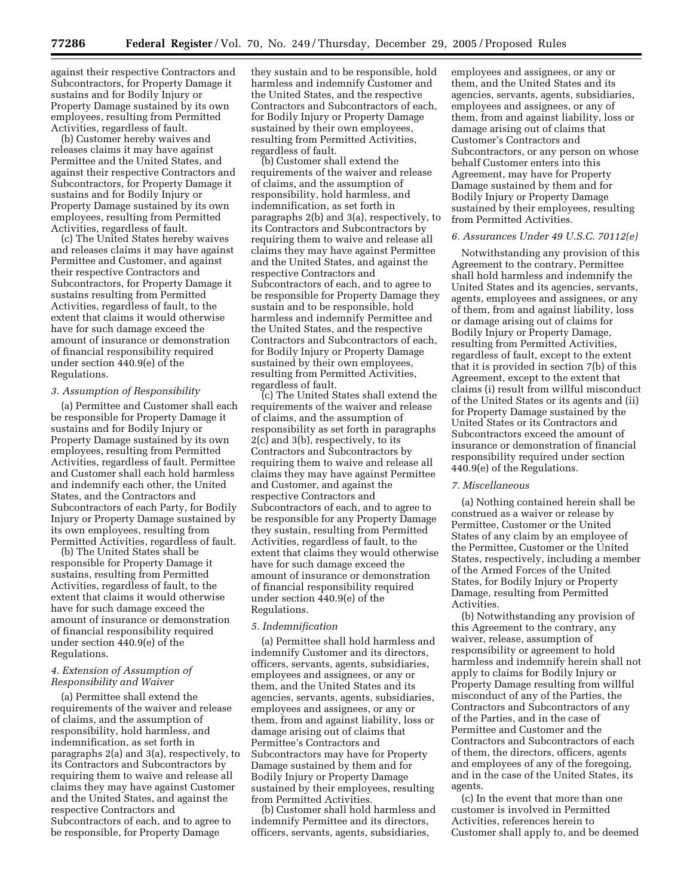against their respective Contractors and Subcontractors, for Property Damage it sustains and for Bodily Injury or Property Damage sustained by its own employees, resulting from Permitted Activities, regardless of fault.

(b) Customer hereby waives and releases claims it may have against Permittee and the United States, and against their respective Contractors and Subcontractors, for Property Damage it sustains and for Bodily Injury or Property Damage sustained by its own employees, resulting from Permitted Activities, regardless of fault.

(c) The United States hereby waives and releases claims it may have against Permittee and Customer, and against their respective Contractors and Subcontractors, for Property Damage it sustains resulting from Permitted Activities, regardless of fault, to the extent that claims it would otherwise have for such damage exceed the amount of insurance or demonstration of financial responsibility required under section 440.9(e) of the Regulations.

*3. Assumption of Responsibility*

(a) Permittee and Customer shall each be responsible for Property Damage it sustains and for Bodily Injury or Property Damage sustained by its own employees, resulting from Permitted Activities, regardless of fault. Permittee and Customer shall each hold harmless and indemnify each other, the United States, and the Contractors and Subcontractors of each Party, for Bodily Injury or Property Damage sustained by its own employees, resulting from Permitted Activities, regardless of fault.

(b) The United States shall be responsible for Property Damage it sustains, resulting from Permitted Activities, regardless of fault, to the extent that claims it would otherwise have for such damage exceed the amount of insurance or demonstration of financial responsibility required under section 440.9(e) of the Regulations.

*4. Extension of Assumption of Responsibility and Waiver*

(a) Permittee shall extend the requirements of the waiver and release of claims, and the assumption of responsibility, hold harmless, and indemnification, as set forth in paragraphs 2(a) and 3(a), respectively, to its Contractors and Subcontractors by requiring them to waive and release all claims they may have against Customer and the United States, and against the respective Contractors and Subcontractors of each, and to agree to be responsible, for Property Damage they sustain and to be responsible, hold harmless and indemnify Customer and the United States, and the respective Contractors and Subcontractors of each, for Bodily Injury or Property Damage sustained by their own employees, resulting from Permitted Activities, regardless of fault.

(b) Customer shall extend the requirements of the waiver and release of claims, and the assumption of responsibility, hold harmless, and indemnification, as set forth in paragraphs 2(b) and 3(a), respectively, to its Contractors and Subcontractors by requiring them to waive and release all claims they may have against Permittee and the United States, and against the respective Contractors and Subcontractors of each, and to agree to be responsible for Property Damage they sustain and to be responsible, hold harmless and indemnify Permittee and the United States, and the respective Contractors and Subcontractors of each, for Bodily Injury or Property Damage sustained by their own employees, resulting from Permitted Activities, regardless of fault.

(c) The United States shall extend the requirements of the waiver and release of claims, and the assumption of responsibility as set forth in paragraphs 2(c) and 3(b), respectively, to its Contractors and Subcontractors by requiring them to waive and release all claims they may have against Permittee and Customer, and against the respective Contractors and Subcontractors of each, and to agree to be responsible for any Property Damage they sustain, resulting from Permitted Activities, regardless of fault, to the extent that claims they would otherwise have for such damage exceed the amount of insurance or demonstration of financial responsibility required under section 440.9(e) of the Regulations.

*5. Indemnification*

(a) Permittee shall hold harmless and indemnify Customer and its directors, officers, servants, agents, subsidiaries, employees and assignees, or any or them, and the United States and its agencies, servants, agents, subsidiaries, employees and assignees, or any or them, from and against liability, loss or damage arising out of claims that Permittee's Contractors and Subcontractors may have for Property Damage sustained by them and for Bodily Injury or Property Damage sustained by their employees, resulting from Permitted Activities.

(b) Customer shall hold harmless and indemnify Permittee and its directors, officers, servants, agents, subsidiaries, employees and assignees, or any or them, and the United States and its agencies, servants, agents, subsidiaries, employees and assignees, or any of them, from and against liability, loss or damage arising out of claims that Customer's Contractors and Subcontractors, or any person on whose behalf Customer enters into this Agreement, may have for Property Damage sustained by them and for Bodily Injury or Property Damage sustained by their employees, resulting from Permitted Activities.

*6. Assurances Under 49 U.S.C. 70112(e)*

Notwithstanding any provision of this Agreement to the contrary, Permittee shall hold harmless and indemnify the United States and its agencies, servants, agents, employees and assignees, or any of them, from and against liability, loss or damage arising out of claims for Bodily Injury or Property Damage, resulting from Permitted Activities, regardless of fault, except to the extent that it is provided in section 7(b) of this Agreement, except to the extent that claims (i) result from willful misconduct of the United States or its agents and (ii) for Property Damage sustained by the United States or its Contractors and Subcontractors exceed the amount of insurance or demonstration of financial responsibility required under section 440.9(e) of the Regulations.

*7. Miscellaneous*

(a) Nothing contained herein shall be construed as a waiver or release by Permittee, Customer or the United States of any claim by an employee of the Permittee, Customer or the United States, respectively, including a member of the Armed Forces of the United States, for Bodily Injury or Property Damage, resulting from Permitted Activities.

(b) Notwithstanding any provision of this Agreement to the contrary, any waiver, release, assumption of responsibility or agreement to hold harmless and indemnify herein shall not apply to claims for Bodily Injury or Property Damage resulting from willful misconduct of any of the Parties, the Contractors and Subcontractors of any of the Parties, and in the case of Permittee and Customer and the Contractors and Subcontractors of each of them, the directors, officers, agents and employees of any of the foregoing, and in the case of the United States, its agents.

(c) In the event that more than one customer is involved in Permitted Activities, references herein to Customer shall apply to, and be deemed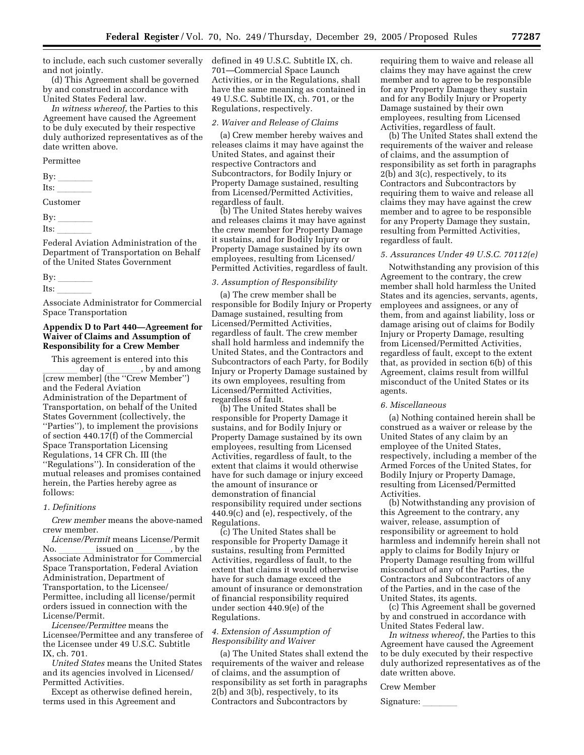to include, each such customer severally and not jointly.

(d) This Agreement shall be governed by and construed in accordance with United States Federal law.

*In witness whereof*, the Parties to this Agreement have caused the Agreement to be duly executed by their respective duly authorized representatives as of the date written above.

Permittee

By: \_\_\_\_\_\_\_\_

Its: \_\_\_\_\_\_\_\_

Customer

By: \_\_\_\_\_\_\_\_

Its: \_\_\_\_\_\_\_\_

Federal Aviation Administration of the Department of Transportation on Behalf of the United States Government

By: \_\_\_\_\_\_\_\_

Its: \_\_\_\_\_\_\_\_

Associate Administrator for Commercial Space Transportation

## Appendix D to Part 440—Agreement for Waiver of Claims and Assumption of Responsibility for a Crew Member

This agreement is entered into this \_\_\_\_\_\_\_\_ day of \_\_\_\_\_\_\_\_, by and among [crew member] (the ''Crew Member'') and the Federal Aviation Administration of the Department of Transportation, on behalf of the United States Government (collectively, the ''Parties''), to implement the provisions of section 440.17(f) of the Commercial Space Transportation Licensing Regulations, 14 CFR Ch. III (the ''Regulations''). In consideration of the mutual releases and promises contained herein, the Parties hereby agree as follows:

*1. Definitions*

*Crew member* means the above-named crew member.

*License/Permit* means License/Permit No. \_\_\_\_\_\_\_\_ issued on \_\_\_\_\_\_\_\_, by the Associate Administrator for Commercial Space Transportation, Federal Aviation Administration, Department of Transportation, to the Licensee/Permittee, including all license/permit orders issued in connection with the License/Permit.

*Licensee/Permittee* means the Licensee/Permittee and any transferee of the Licensee under 49 U.S.C. Subtitle IX, ch. 701.

*United States* means the United States and its agencies involved in Licensed/Permitted Activities.

Except as otherwise defined herein, terms used in this Agreement and defined in 49 U.S.C. Subtitle IX, ch. 701—Commercial Space Launch Activities, or in the Regulations, shall have the same meaning as contained in 49 U.S.C. Subtitle IX, ch. 701, or the Regulations, respectively.

*2. Waiver and Release of Claims*

(a) Crew member hereby waives and releases claims it may have against the United States, and against their respective Contractors and Subcontractors, for Bodily Injury or Property Damage sustained, resulting from Licensed/Permitted Activities, regardless of fault.

(b) The United States hereby waives and releases claims it may have against the crew member for Property Damage it sustains, and for Bodily Injury or Property Damage sustained by its own employees, resulting from Licensed/Permitted Activities, regardless of fault.

*3. Assumption of Responsibility*

(a) The crew member shall be responsible for Bodily Injury or Property Damage sustained, resulting from Licensed/Permitted Activities, regardless of fault. The crew member shall hold harmless and indemnify the United States, and the Contractors and Subcontractors of each Party, for Bodily Injury or Property Damage sustained by its own employees, resulting from Licensed/Permitted Activities, regardless of fault.

(b) The United States shall be responsible for Property Damage it sustains, and for Bodily Injury or Property Damage sustained by its own employees, resulting from Licensed Activities, regardless of fault, to the extent that claims it would otherwise have for such damage or injury exceed the amount of insurance or demonstration of financial responsibility required under sections 440.9(c) and (e), respectively, of the Regulations.

(c) The United States shall be responsible for Property Damage it sustains, resulting from Permitted Activities, regardless of fault, to the extent that claims it would otherwise have for such damage exceed the amount of insurance or demonstration of financial responsibility required under section 440.9(e) of the Regulations.

*4. Extension of Assumption of Responsibility and Waiver*

(a) The United States shall extend the requirements of the waiver and release of claims, and the assumption of responsibility as set forth in paragraphs 2(b) and 3(b), respectively, to its Contractors and Subcontractors by requiring them to waive and release all claims they may have against the crew member and to agree to be responsible for any Property Damage they sustain and for any Bodily Injury or Property Damage sustained by their own employees, resulting from Licensed Activities, regardless of fault.

(b) The United States shall extend the requirements of the waiver and release of claims, and the assumption of responsibility as set forth in paragraphs 2(b) and 3(c), respectively, to its Contractors and Subcontractors by requiring them to waive and release all claims they may have against the crew member and to agree to be responsible for any Property Damage they sustain, resulting from Permitted Activities, regardless of fault.

*5. Assurances Under 49 U.S.C. 70112(e)*

Notwithstanding any provision of this Agreement to the contrary, the crew member shall hold harmless the United States and its agencies, servants, agents, employees and assignees, or any of them, from and against liability, loss or damage arising out of claims for Bodily Injury or Property Damage, resulting from Licensed/Permitted Activities, regardless of fault, except to the extent that, as provided in section 6(b) of this Agreement, claims result from willful misconduct of the United States or its agents.

*6. Miscellaneous*

(a) Nothing contained herein shall be construed as a waiver or release by the United States of any claim by an employee of the United States, respectively, including a member of the Armed Forces of the United States, for Bodily Injury or Property Damage, resulting from Licensed/Permitted Activities.

(b) Notwithstanding any provision of this Agreement to the contrary, any waiver, release, assumption of responsibility or agreement to hold harmless and indemnify herein shall not apply to claims for Bodily Injury or Property Damage resulting from willful misconduct of any of the Parties, the Contractors and Subcontractors of any of the Parties, and in the case of the United States, its agents.

(c) This Agreement shall be governed by and construed in accordance with United States Federal law.

*In witness whereof*, the Parties to this Agreement have caused the Agreement to be duly executed by their respective duly authorized representatives as of the date written above.

Crew Member

Signature: \_\_\_\_\_\_\_\_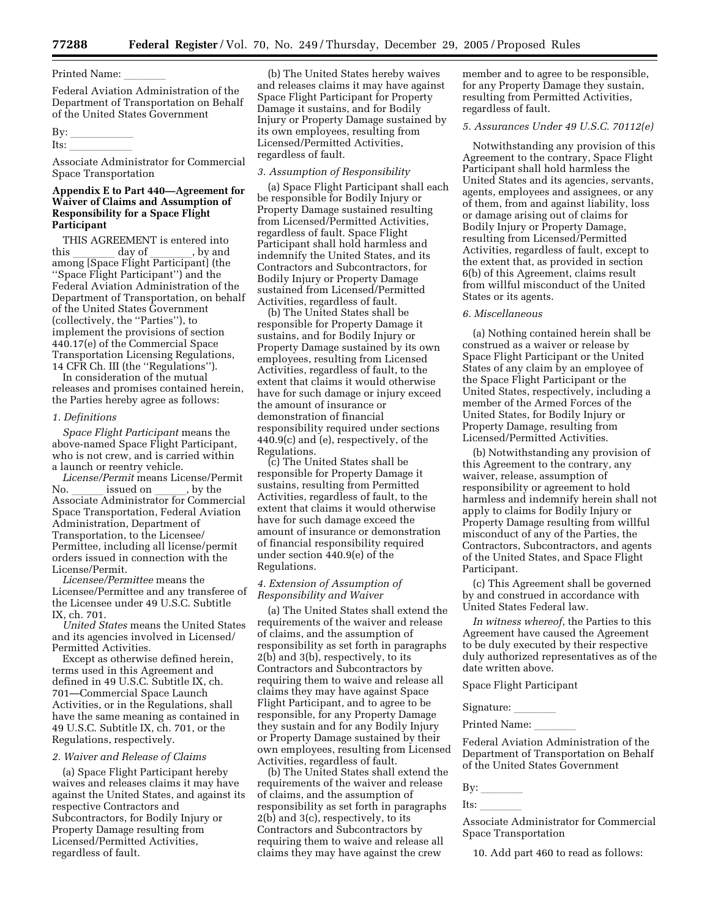Printed Name: ________

Federal Aviation Administration of the Department of Transportation on Behalf of the United States Government

By: ____________

Its: ____________

Associate Administrator for Commercial Space Transportation

## Appendix E to Part 440—Agreement for Waiver of Claims and Assumption of Responsibility for a Space Flight Participant

THIS AGREEMENT is entered into this ________ day of ________, by and among [Space Flight Participant] (the "Space Flight Participant") and the Federal Aviation Administration of the Department of Transportation, on behalf of the United States Government (collectively, the "Parties"), to implement the provisions of section 440.17(e) of the Commercial Space Transportation Licensing Regulations, 14 CFR Ch. III (the "Regulations").

In consideration of the mutual releases and promises contained herein, the Parties hereby agree as follows:

*1. Definitions*

*Space Flight Participant* means the above-named Space Flight Participant, who is not crew, and is carried within a launch or reentry vehicle.

*License/Permit* means License/Permit No. ______ issued on ______, by the Associate Administrator for Commercial Space Transportation, Federal Aviation Administration, Department of Transportation, to the Licensee/Permittee, including all license/permit orders issued in connection with the License/Permit.

*Licensee/Permittee* means the Licensee/Permittee and any transferee of the Licensee under 49 U.S.C. Subtitle IX, ch. 701.

*United States* means the United States and its agencies involved in Licensed/Permitted Activities.

Except as otherwise defined herein, terms used in this Agreement and defined in 49 U.S.C. Subtitle IX, ch. 701—Commercial Space Launch Activities, or in the Regulations, shall have the same meaning as contained in 49 U.S.C. Subtitle IX, ch. 701, or the Regulations, respectively.

*2. Waiver and Release of Claims*

(a) Space Flight Participant hereby waives and releases claims it may have against the United States, and against its respective Contractors and Subcontractors, for Bodily Injury or Property Damage resulting from Licensed/Permitted Activities, regardless of fault.

(b) The United States hereby waives and releases claims it may have against Space Flight Participant for Property Damage it sustains, and for Bodily Injury or Property Damage sustained by its own employees, resulting from Licensed/Permitted Activities, regardless of fault.

*3. Assumption of Responsibility*

(a) Space Flight Participant shall each be responsible for Bodily Injury or Property Damage sustained resulting from Licensed/Permitted Activities, regardless of fault. Space Flight Participant shall hold harmless and indemnify the United States, and its Contractors and Subcontractors, for Bodily Injury or Property Damage sustained from Licensed/Permitted Activities, regardless of fault.

(b) The United States shall be responsible for Property Damage it sustains, and for Bodily Injury or Property Damage sustained by its own employees, resulting from Licensed Activities, regardless of fault, to the extent that claims it would otherwise have for such damage or injury exceed the amount of insurance or demonstration of financial responsibility required under sections 440.9(c) and (e), respectively, of the Regulations.

(c) The United States shall be responsible for Property Damage it sustains, resulting from Permitted Activities, regardless of fault, to the extent that claims it would otherwise have for such damage exceed the amount of insurance or demonstration of financial responsibility required under section 440.9(e) of the Regulations.

*4. Extension of Assumption of Responsibility and Waiver*

(a) The United States shall extend the requirements of the waiver and release of claims, and the assumption of responsibility as set forth in paragraphs 2(b) and 3(b), respectively, to its Contractors and Subcontractors by requiring them to waive and release all claims they may have against Space Flight Participant, and to agree to be responsible, for any Property Damage they sustain and for any Bodily Injury or Property Damage sustained by their own employees, resulting from Licensed Activities, regardless of fault.

(b) The United States shall extend the requirements of the waiver and release of claims, and the assumption of responsibility as set forth in paragraphs 2(b) and 3(c), respectively, to its Contractors and Subcontractors by requiring them to waive and release all claims they may have against the crew member and to agree to be responsible, for any Property Damage they sustain, resulting from Permitted Activities, regardless of fault.

*5. Assurances Under 49 U.S.C. 70112(e)*

Notwithstanding any provision of this Agreement to the contrary, Space Flight Participant shall hold harmless the United States and its agencies, servants, agents, employees and assignees, or any of them, from and against liability, loss or damage arising out of claims for Bodily Injury or Property Damage, resulting from Licensed/Permitted Activities, regardless of fault, except to the extent that, as provided in section 6(b) of this Agreement, claims result from willful misconduct of the United States or its agents.

*6. Miscellaneous*

(a) Nothing contained herein shall be construed as a waiver or release by Space Flight Participant or the United States of any claim by an employee of the Space Flight Participant or the United States, respectively, including a member of the Armed Forces of the United States, for Bodily Injury or Property Damage, resulting from Licensed/Permitted Activities.

(b) Notwithstanding any provision of this Agreement to the contrary, any waiver, release, assumption of responsibility or agreement to hold harmless and indemnify herein shall not apply to claims for Bodily Injury or Property Damage resulting from willful misconduct of any of the Parties, the Contractors, Subcontractors, and agents of the United States, and Space Flight Participant.

(c) This Agreement shall be governed by and construed in accordance with United States Federal law.

*In witness whereof*, the Parties to this Agreement have caused the Agreement to be duly executed by their respective duly authorized representatives as of the date written above.

Space Flight Participant

Signature: ________

Printed Name: ________

Federal Aviation Administration of the Department of Transportation on Behalf of the United States Government

By: ________

Its: ________

Associate Administrator for Commercial Space Transportation

10. Add part 460 to read as follows: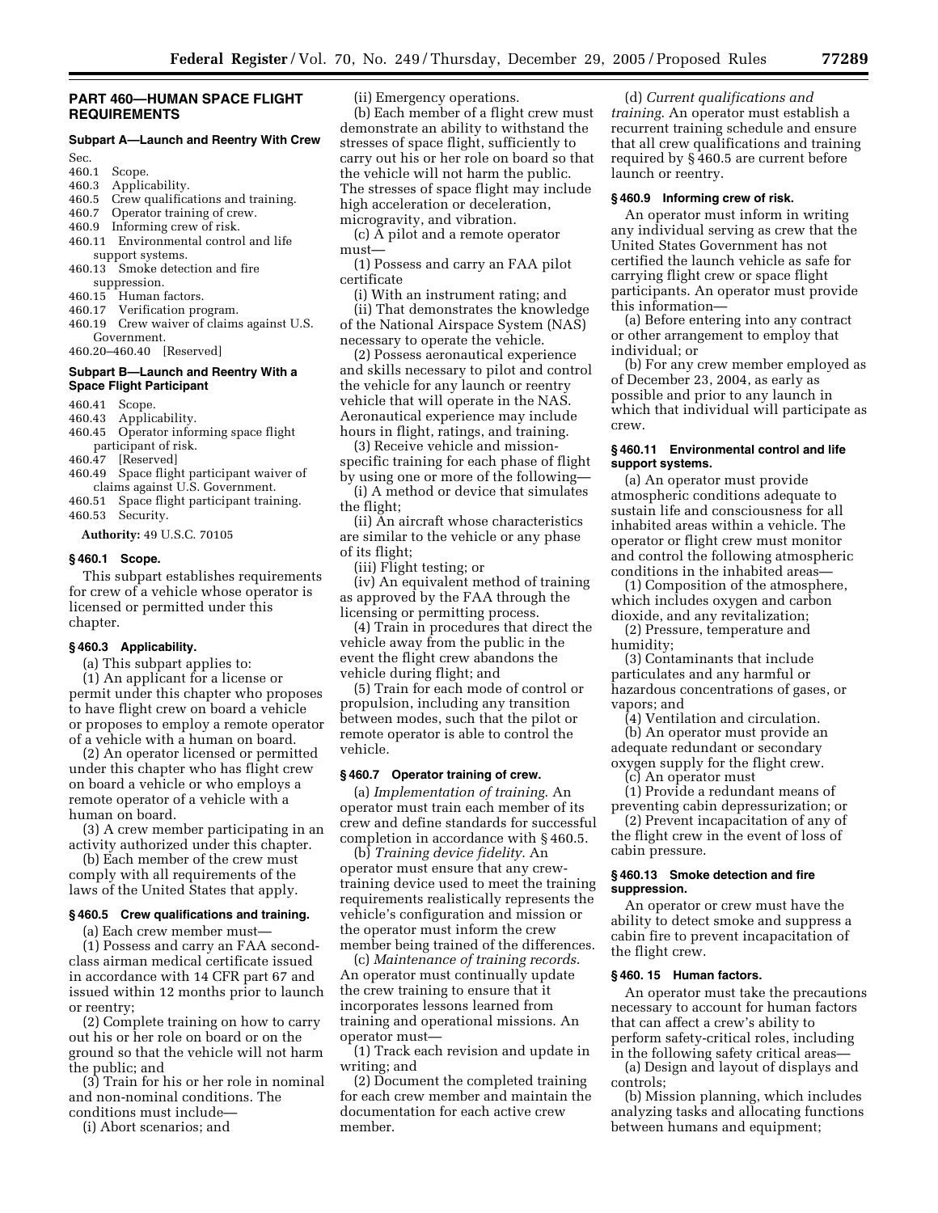## PART 460—HUMAN SPACE FLIGHT REQUIREMENTS

### Subpart A—Launch and Reentry With Crew

Sec.
460.1 Scope.
460.3 Applicability.
460.5 Crew qualifications and training.
460.7 Operator training of crew.
460.9 Informing crew of risk.
460.11 Environmental control and life support systems.
460.13 Smoke detection and fire suppression.
460.15 Human factors.
460.17 Verification program.
460.19 Crew waiver of claims against U.S. Government.
460.20–460.40 [Reserved]

### Subpart B—Launch and Reentry With a Space Flight Participant

460.41 Scope.
460.43 Applicability.
460.45 Operator informing space flight participant of risk.
460.47 [Reserved]
460.49 Space flight participant waiver of claims against U.S. Government.
460.51 Space flight participant training.
460.53 Security.

**Authority:** 49 U.S.C. 70105

### § 460.1 Scope.

This subpart establishes requirements for crew of a vehicle whose operator is licensed or permitted under this chapter.

### § 460.3 Applicability.

(a) This subpart applies to:

(1) An applicant for a license or permit under this chapter who proposes to have flight crew on board a vehicle or proposes to employ a remote operator of a vehicle with a human on board.

(2) An operator licensed or permitted under this chapter who has flight crew on board a vehicle or who employs a remote operator of a vehicle with a human on board.

(3) A crew member participating in an activity authorized under this chapter.

(b) Each member of the crew must comply with all requirements of the laws of the United States that apply.

### § 460.5 Crew qualifications and training.

(a) Each crew member must—

(1) Possess and carry an FAA second-class airman medical certificate issued in accordance with 14 CFR part 67 and issued within 12 months prior to launch or reentry;

(2) Complete training on how to carry out his or her role on board or on the ground so that the vehicle will not harm the public; and

(3) Train for his or her role in nominal and non-nominal conditions. The conditions must include—

(i) Abort scenarios; and

(ii) Emergency operations.

(b) Each member of a flight crew must demonstrate an ability to withstand the stresses of space flight, sufficiently to carry out his or her role on board so that the vehicle will not harm the public. The stresses of space flight may include high acceleration or deceleration, microgravity, and vibration.

(c) A pilot and a remote operator must—

(1) Possess and carry an FAA pilot certificate

(i) With an instrument rating; and

(ii) That demonstrates the knowledge of the National Airspace System (NAS) necessary to operate the vehicle.

(2) Possess aeronautical experience and skills necessary to pilot and control the vehicle for any launch or reentry vehicle that will operate in the NAS. Aeronautical experience may include hours in flight, ratings, and training.

(3) Receive vehicle and mission-specific training for each phase of flight by using one or more of the following—

(i) A method or device that simulates the flight;

(ii) An aircraft whose characteristics are similar to the vehicle or any phase of its flight;

(iii) Flight testing; or

(iv) An equivalent method of training as approved by the FAA through the licensing or permitting process.

(4) Train in procedures that direct the vehicle away from the public in the event the flight crew abandons the vehicle during flight; and

(5) Train for each mode of control or propulsion, including any transition between modes, such that the pilot or remote operator is able to control the vehicle.

### § 460.7 Operator training of crew.

(a) *Implementation of training.* An operator must train each member of its crew and define standards for successful completion in accordance with § 460.5.

(b) *Training device fidelity.* An operator must ensure that any crew-training device used to meet the training requirements realistically represents the vehicle's configuration and mission or the operator must inform the crew member being trained of the differences.

(c) *Maintenance of training records.* An operator must continually update the crew training to ensure that it incorporates lessons learned from training and operational missions. An operator must—

(1) Track each revision and update in writing; and

(2) Document the completed training for each crew member and maintain the documentation for each active crew member.

(d) *Current qualifications and training.* An operator must establish a recurrent training schedule and ensure that all crew qualifications and training required by § 460.5 are current before launch or reentry.

### § 460.9 Informing crew of risk.

An operator must inform in writing any individual serving as crew that the United States Government has not certified the launch vehicle as safe for carrying flight crew or space flight participants. An operator must provide this information—

(a) Before entering into any contract or other arrangement to employ that individual; or

(b) For any crew member employed as of December 23, 2004, as early as possible and prior to any launch in which that individual will participate as crew.

### § 460.11 Environmental control and life support systems.

(a) An operator must provide atmospheric conditions adequate to sustain life and consciousness for all inhabited areas within a vehicle. The operator or flight crew must monitor and control the following atmospheric conditions in the inhabited areas—

(1) Composition of the atmosphere, which includes oxygen and carbon dioxide, and any revitalization;

(2) Pressure, temperature and humidity;

(3) Contaminants that include particulates and any harmful or hazardous concentrations of gases, or vapors; and

(4) Ventilation and circulation.

(b) An operator must provide an adequate redundant or secondary oxygen supply for the flight crew.

(c) An operator must

(1) Provide a redundant means of preventing cabin depressurization; or

(2) Prevent incapacitation of any of the flight crew in the event of loss of cabin pressure.

### § 460.13 Smoke detection and fire suppression.

An operator or crew must have the ability to detect smoke and suppress a cabin fire to prevent incapacitation of the flight crew.

### § 460. 15 Human factors.

An operator must take the precautions necessary to account for human factors that can affect a crew's ability to perform safety-critical roles, including in the following safety critical areas—

(a) Design and layout of displays and controls;

(b) Mission planning, which includes analyzing tasks and allocating functions between humans and equipment;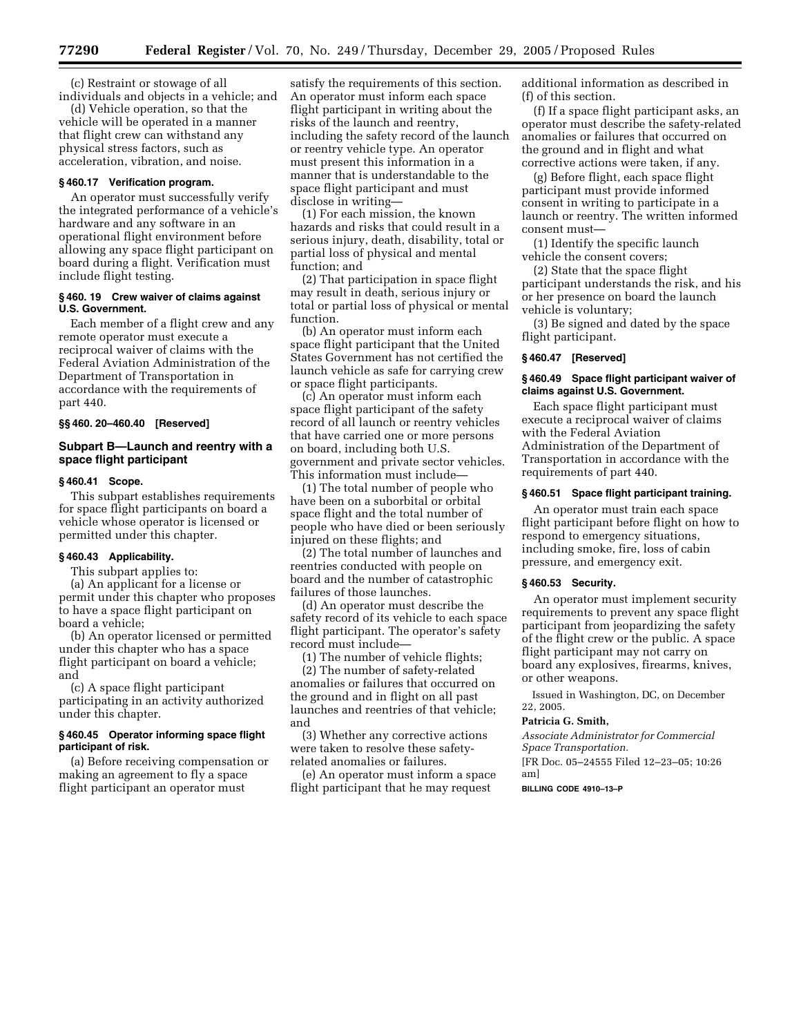(c) Restraint or stowage of all individuals and objects in a vehicle; and

(d) Vehicle operation, so that the vehicle will be operated in a manner that flight crew can withstand any physical stress factors, such as acceleration, vibration, and noise.

**§ 460.17 Verification program.**

An operator must successfully verify the integrated performance of a vehicle's hardware and any software in an operational flight environment before allowing any space flight participant on board during a flight. Verification must include flight testing.

**§ 460. 19 Crew waiver of claims against U.S. Government.**

Each member of a flight crew and any remote operator must execute a reciprocal waiver of claims with the Federal Aviation Administration of the Department of Transportation in accordance with the requirements of part 440.

**§§ 460. 20–460.40 [Reserved]**

## Subpart B—Launch and reentry with a space flight participant

**§ 460.41 Scope.**

This subpart establishes requirements for space flight participants on board a vehicle whose operator is licensed or permitted under this chapter.

**§ 460.43 Applicability.**

This subpart applies to:

(a) An applicant for a license or permit under this chapter who proposes to have a space flight participant on board a vehicle;

(b) An operator licensed or permitted under this chapter who has a space flight participant on board a vehicle; and

(c) A space flight participant participating in an activity authorized under this chapter.

**§ 460.45 Operator informing space flight participant of risk.**

(a) Before receiving compensation or making an agreement to fly a space flight participant an operator must satisfy the requirements of this section. An operator must inform each space flight participant in writing about the risks of the launch and reentry, including the safety record of the launch or reentry vehicle type. An operator must present this information in a manner that is understandable to the space flight participant and must disclose in writing—

(1) For each mission, the known hazards and risks that could result in a serious injury, death, disability, total or partial loss of physical and mental function; and

(2) That participation in space flight may result in death, serious injury or total or partial loss of physical or mental function.

(b) An operator must inform each space flight participant that the United States Government has not certified the launch vehicle as safe for carrying crew or space flight participants.

(c) An operator must inform each space flight participant of the safety record of all launch or reentry vehicles that have carried one or more persons on board, including both U.S. government and private sector vehicles. This information must include—

(1) The total number of people who have been on a suborbital or orbital space flight and the total number of people who have died or been seriously injured on these flights; and

(2) The total number of launches and reentries conducted with people on board and the number of catastrophic failures of those launches.

(d) An operator must describe the safety record of its vehicle to each space flight participant. The operator's safety record must include—

(1) The number of vehicle flights;

(2) The number of safety-related anomalies or failures that occurred on the ground and in flight on all past launches and reentries of that vehicle; and

(3) Whether any corrective actions were taken to resolve these safety-related anomalies or failures.

(e) An operator must inform a space flight participant that he may request additional information as described in (f) of this section.

(f) If a space flight participant asks, an operator must describe the safety-related anomalies or failures that occurred on the ground and in flight and what corrective actions were taken, if any.

(g) Before flight, each space flight participant must provide informed consent in writing to participate in a launch or reentry. The written informed consent must—

(1) Identify the specific launch vehicle the consent covers;

(2) State that the space flight participant understands the risk, and his or her presence on board the launch vehicle is voluntary;

(3) Be signed and dated by the space flight participant.

**§ 460.47 [Reserved]**

**§ 460.49 Space flight participant waiver of claims against U.S. Government.**

Each space flight participant must execute a reciprocal waiver of claims with the Federal Aviation Administration of the Department of Transportation in accordance with the requirements of part 440.

**§ 460.51 Space flight participant training.**

An operator must train each space flight participant before flight on how to respond to emergency situations, including smoke, fire, loss of cabin pressure, and emergency exit.

**§ 460.53 Security.**

An operator must implement security requirements to prevent any space flight participant from jeopardizing the safety of the flight crew or the public. A space flight participant may not carry on board any explosives, firearms, knives, or other weapons.

Issued in Washington, DC, on December 22, 2005.

**Patricia G. Smith,**

*Associate Administrator for Commercial Space Transportation.*

[FR Doc. 05–24555 Filed 12–23–05; 10:26 am]

**BILLING CODE 4910–13–P**